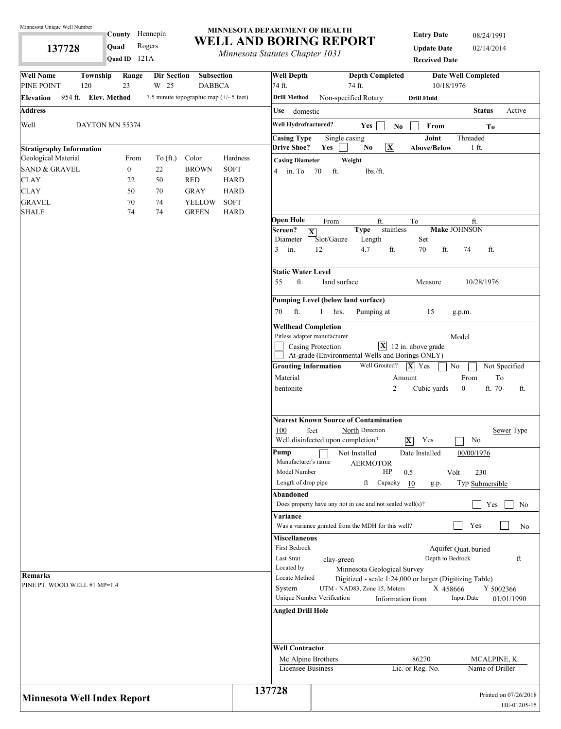Minnesota Unique Well Number

**137728**

**County** Hennepin
**Quad** Rogers
**Quad ID** 121A

# MINNESOTA DEPARTMENT OF HEALTH
# WELL AND BORING REPORT
*Minnesota Statutes Chapter 1031*

**Entry Date** 08/24/1991
**Update Date** 02/14/2014
**Received Date**

| Well Name | Township | Range | Dir Section | Subsection |
|---|---|---|---|---|
| PINE POINT | 120 | 23 | W 25 | DABBCA |

**Elevation** 954 ft. **Elev. Method** 7.5 minute topographic map (+/- 5 feet)

**Address**

Well DAYTON MN 55374

## Stratigraphy Information

| Geological Material | From | To (ft.) | Color | Hardness |
|---|---|---|---|---|
| SAND & GRAVEL | 0 | 22 | BROWN | SOFT |
| CLAY | 22 | 50 | RED | HARD |
| CLAY | 50 | 70 | GRAY | HARD |
| GRAVEL | 70 | 74 | YELLOW | SOFT |
| SHALE | 74 | 74 | GREEN | HARD |

**Remarks**

PINE PT. WOOD WELL #1 MP=1.4

**Well Depth** 74 ft. **Depth Completed** 74 ft. **Date Well Completed** 10/18/1976

**Drill Method** Non-specified Rotary **Drill Fluid**

**Use** domestic **Status** Active

**Well Hydrofractured?** Yes [ ] No [ ] From To

**Casing Type** Single casing **Joint** Threaded

**Drive Shoe?** Yes [ ] No [X] **Above/Below** 1 ft.

**Casing Diameter** **Weight**

4 in. To 70 ft. lbs./ft.

**Open Hole** From ft. To ft.

**Screen?** [X] **Type** stainless **Make** JOHNSON

| Diameter | Slot/Gauze | Length | Set |
|---|---|---|---|
| 3 in. | 12 | 4.7 ft. | 70 ft. 74 ft. |

**Static Water Level**

55 ft. land surface Measure 10/28/1976

**Pumping Level (below land surface)**

70 ft. 1 hrs. Pumping at 15 g.p.m.

**Wellhead Completion**

Pitless adapter manufacturer Model

[ ] Casing Protection [X] 12 in. above grade

[ ] At-grade (Environmental Wells and Borings ONLY)

**Grouting Information** Well Grouted? [X] Yes [ ] No [ ] Not Specified

| Material | Amount | From | To |
|---|---|---|---|
| bentonite | 2 Cubic yards | 0 ft. | 70 ft. |

**Nearest Known Source of Contamination**

100 feet North Direction Sewer Type

Well disinfected upon completion? [X] Yes [ ] No

**Pump** [ ] Not Installed Date Installed 00/00/1976

Manufacturer's name AERMOTOR

Model Number HP 0.5 Volt 230

Length of drop pipe ft Capacity 10 g.p. Typ Submersible

**Abandoned**

Does property have any not in use and not sealed well(s)? [ ] Yes [ ] No

**Variance**

Was a variance granted from the MDH for this well? [ ] Yes [ ] No

**Miscellaneous**

First Bedrock Aquifer Quat. buried

Last Strat clay-green Depth to Bedrock ft

Located by Minnesota Geological Survey

Locate Method Digitized - scale 1:24,000 or larger (Digitizing Table)

System UTM - NAD83, Zone 15, Meters X 458666 Y 5002366

Unique Number Verification Information from Input Date 01/01/1990

**Angled Drill Hole**

**Well Contractor**

| Mc Alpine Brothers | 86270 | MCALPINE, K. |
|---|---|---|
| Licensee Business | Lic. or Reg. No. | Name of Driller |

**Minnesota Well Index Report** 137728

Printed on 07/26/2018
HE-01205-15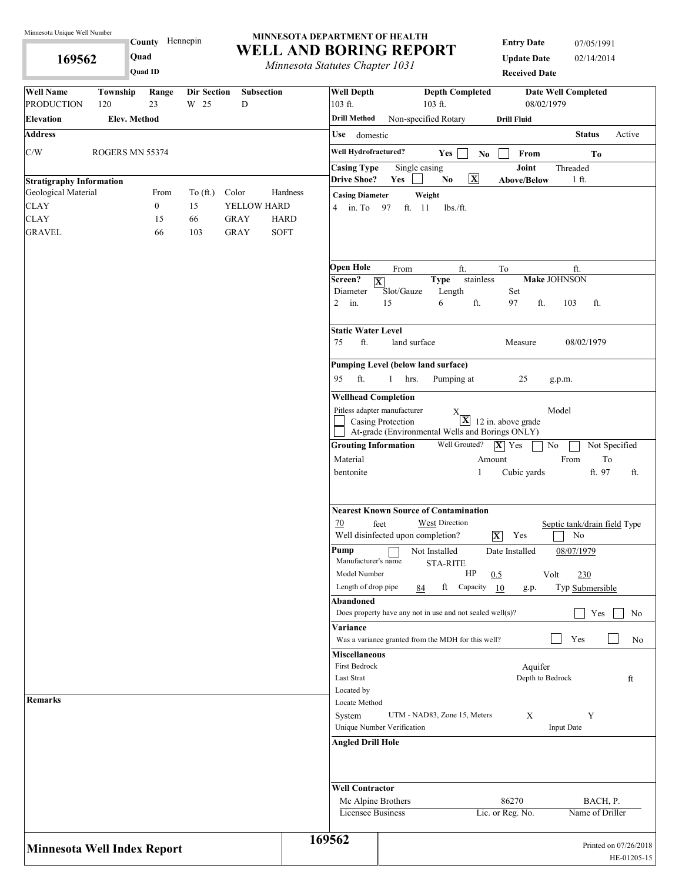Minnesota Unique Well Number

**169562**

**County** Hennepin
**Quad**
**Quad ID**

# MINNESOTA DEPARTMENT OF HEALTH
# WELL AND BORING REPORT
*Minnesota Statutes Chapter 1031*

**Entry Date** 07/05/1991
**Update Date** 02/14/2014
**Received Date**

| Well Name | Township | Range | Dir Section | Subsection |
|---|---|---|---|---|
| PRODUCTION | 120 | 23 | W 25 | D |

**Elevation** **Elev. Method**

**Address**

C/W ROGERS MN 55374

**Stratigraphy Information**

| Geological Material | From | To (ft.) | Color | Hardness |
|---|---|---|---|---|
| CLAY | 0 | 15 | YELLOW | HARD |
| CLAY | 15 | 66 | GRAY | HARD |
| GRAVEL | 66 | 103 | GRAY | SOFT |

**Remarks**

**Well Depth** 103 ft. **Depth Completed** 103 ft. **Date Well Completed** 08/02/1979

**Drill Method** Non-specified Rotary **Drill Fluid**

**Use** domestic **Status** Active

**Well Hydrofractured?** Yes [ ] No [ ] **From** **To**

**Casing Type** Single casing **Joint** Threaded

**Drive Shoe?** Yes [ ] No [X] **Above/Below** 1 ft.

**Casing Diameter** **Weight**
4 in. To 97 ft. 11 lbs./ft.

**Open Hole** From ft. To ft.

**Screen?** [X] **Type** stainless **Make** JOHNSON

| Diameter | Slot/Gauze | Length | Set |
|---|---|---|---|
| 2 in. | 15 | 6 ft. | 97 ft. 103 ft. |

**Static Water Level**
75 ft. land surface Measure 08/02/1979

**Pumping Level (below land surface)**
95 ft. 1 hrs. Pumping at 25 g.p.m.

**Wellhead Completion**
Pitless adapter manufacturer X Model
[ ] Casing Protection [X] 12 in. above grade
[ ] At-grade (Environmental Wells and Borings ONLY)

**Grouting Information** Well Grouted? [X] Yes [ ] No [ ] Not Specified

| Material | Amount | From | To |
|---|---|---|---|
| bentonite | 1 Cubic yards | ft. 97 | ft. |

**Nearest Known Source of Contamination**
70 feet West Direction Septic tank/drain field Type
Well disinfected upon completion? [X] Yes [ ] No

**Pump** [ ] Not Installed Date Installed 08/07/1979
Manufacturer's name STA-RITE
Model Number HP 0.5 Volt 230
Length of drop pipe 84 ft Capacity 10 g.p. Typ Submersible

**Abandoned**
Does property have any not in use and not sealed well(s)? [ ] Yes [ ] No

**Variance**
Was a variance granted from the MDH for this well? [ ] Yes [ ] No

**Miscellaneous**
First Bedrock Aquifer
Last Strat Depth to Bedrock ft
Located by
Locate Method
System UTM - NAD83, Zone 15, Meters X Y
Unique Number Verification Input Date

**Angled Drill Hole**

**Well Contractor**

| Mc Alpine Brothers | 86270 | BACH, P. |
|---|---|---|
| Licensee Business | Lic. or Reg. No. | Name of Driller |

**Minnesota Well Index Report** 169562

Printed on 07/26/2018
HE-01205-15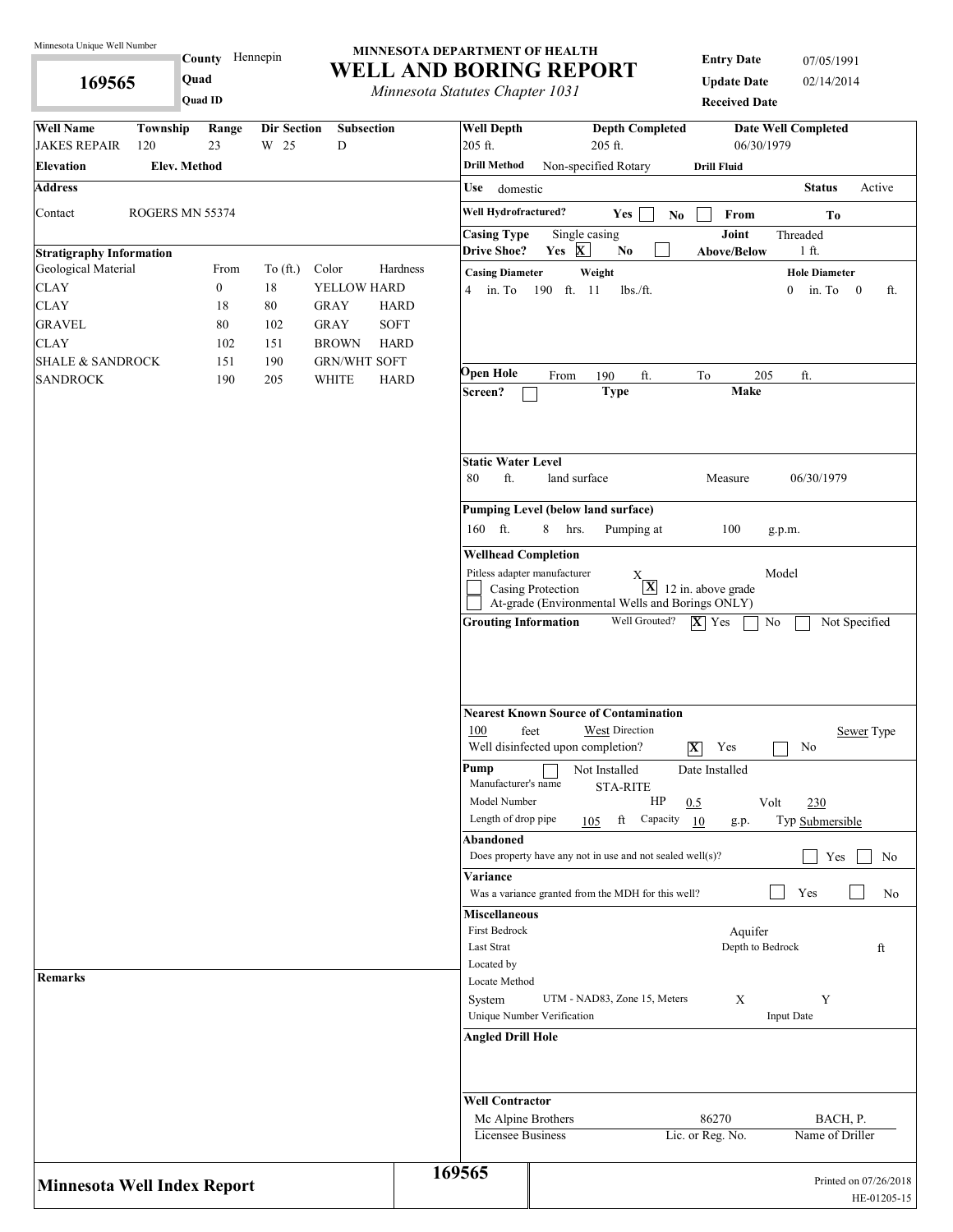Minnesota Unique Well Number

**169565**

**County** Hennepin
**Quad**
**Quad ID**

# MINNESOTA DEPARTMENT OF HEALTH
## WELL AND BORING REPORT
*Minnesota Statutes Chapter 1031*

**Entry Date** 07/05/1991
**Update Date** 02/14/2014
**Received Date**

| Well Name | Township | Range | Dir Section | Subsection |
|---|---|---|---|---|
| JAKES REPAIR | 120 | 23 | W 25 | D |

**Elevation** **Elev. Method**

**Address**

Contact ROGERS MN 55374

**Stratigraphy Information**

| Geological Material | From | To (ft.) | Color | Hardness |
|---|---|---|---|---|
| CLAY | 0 | 18 | YELLOW | HARD |
| CLAY | 18 | 80 | GRAY | HARD |
| GRAVEL | 80 | 102 | GRAY | SOFT |
| CLAY | 102 | 151 | BROWN | HARD |
| SHALE & SANDROCK | 151 | 190 | GRN/WHT | SOFT |
| SANDROCK | 190 | 205 | WHITE | HARD |

**Remarks**

| Well Depth | Depth Completed | Date Well Completed |
|---|---|---|
| 205 ft. | 205 ft. | 06/30/1979 |

**Drill Method** Non-specified Rotary **Drill Fluid**

**Use** domestic **Status** Active

**Well Hydrofractured?** Yes ☐ No ☐ From To

**Casing Type** Single casing **Joint** Threaded
**Drive Shoe?** Yes [X] No ☐ **Above/Below** 1 ft.

**Casing Diameter** **Weight** **Hole Diameter**
4 in. To 190 ft. 11 lbs./ft. 0 in. To 0 ft.

**Open Hole** From 190 ft. To 205 ft.
**Screen?** ☐ **Type** **Make**

**Static Water Level**
80 ft. land surface Measure 06/30/1979

**Pumping Level (below land surface)**
160 ft. 8 hrs. Pumping at 100 g.p.m.

**Wellhead Completion**
Pitless adapter manufacturer X Model
☐ Casing Protection [X] 12 in. above grade
☐ At-grade (Environmental Wells and Borings ONLY)

**Grouting Information** Well Grouted? [X] Yes ☐ No ☐ Not Specified

**Nearest Known Source of Contamination**
100 feet West Direction Sewer Type
Well disinfected upon completion? [X] Yes ☐ No

**Pump** ☐ Not Installed Date Installed
Manufacturer's name STA-RITE
Model Number HP 0.5 Volt 230
Length of drop pipe 105 ft Capacity 10 g.p. Typ Submersible

**Abandoned**
Does property have any not in use and not sealed well(s)? ☐ Yes ☐ No

**Variance**
Was a variance granted from the MDH for this well? ☐ Yes ☐ No

**Miscellaneous**
First Bedrock Aquifer
Last Strat Depth to Bedrock ft
Located by
Locate Method
System UTM - NAD83, Zone 15, Meters X Y
Unique Number Verification Input Date

**Angled Drill Hole**

**Well Contractor**

| Mc Alpine Brothers | 86270 | BACH, P. |
|---|---|---|
| Licensee Business | Lic. or Reg. No. | Name of Driller |

**Minnesota Well Index Report** **169565**

Printed on 07/26/2018
HE-01205-15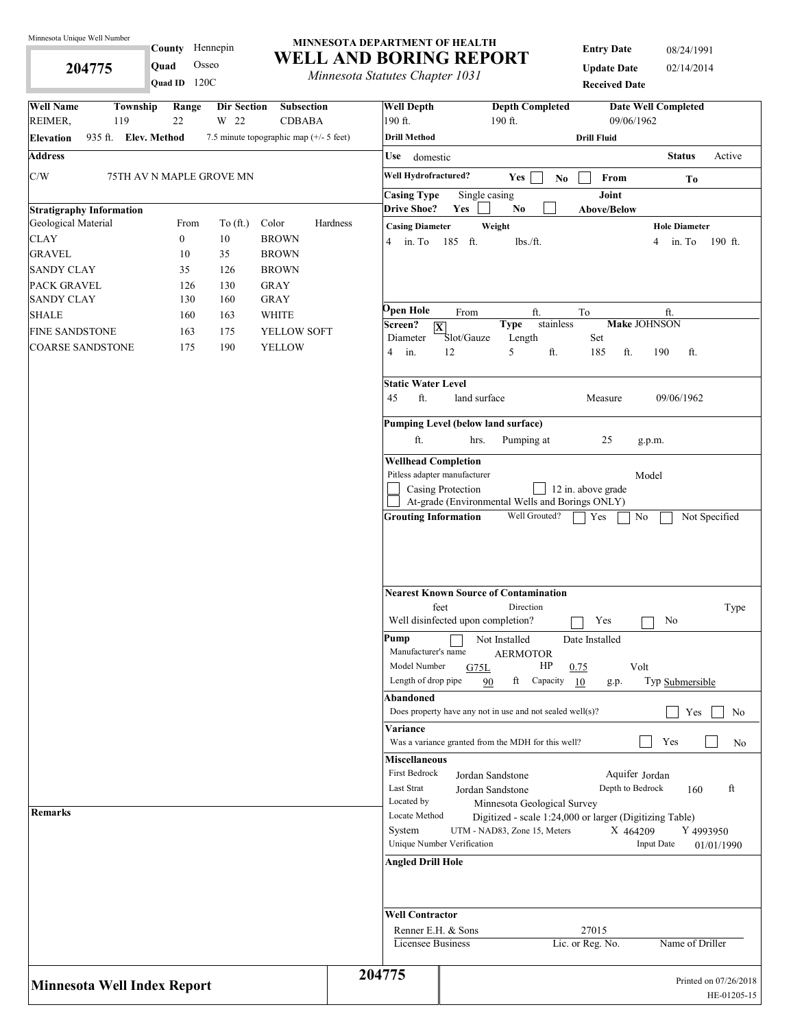Minnesota Unique Well Number

**204775**

**County** Hennepin
**Quad** Osseo
**Quad ID** 120C

# MINNESOTA DEPARTMENT OF HEALTH
# WELL AND BORING REPORT
*Minnesota Statutes Chapter 1031*

**Entry Date** 08/24/1991
**Update Date** 02/14/2014
**Received Date**

| Well Name | Township | Range | Dir Section | Subsection |
|---|---|---|---|---|
| REIMER, | 119 | 22 | W 22 | CDBABA |

**Elevation** 935 ft. **Elev. Method** 7.5 minute topographic map (+/- 5 feet)

**Address**

C/W 75TH AV N MAPLE GROVE MN

**Stratigraphy Information**

| Geological Material | From | To (ft.) | Color | Hardness |
|---|---|---|---|---|
| CLAY | 0 | 10 | BROWN | |
| GRAVEL | 10 | 35 | BROWN | |
| SANDY CLAY | 35 | 126 | BROWN | |
| PACK GRAVEL | 126 | 130 | GRAY | |
| SANDY CLAY | 130 | 160 | GRAY | |
| SHALE | 160 | 163 | WHITE | |
| FINE SANDSTONE | 163 | 175 | YELLOW | SOFT |
| COARSE SANDSTONE | 175 | 190 | YELLOW | |

**Remarks**

| Well Depth | Depth Completed | Date Well Completed |
|---|---|---|
| 190 ft. | 190 ft. | 09/06/1962 |

**Drill Method** **Drill Fluid**

**Use** domestic **Status** Active

**Well Hydrofractured?** Yes ☐ No ☐ From To

**Casing Type** Single casing **Joint**
**Drive Shoe?** Yes ☐ No ☐ **Above/Below**

**Casing Diameter** 4 in. To 185 ft. **Weight** lbs./ft. **Hole Diameter** 4 in. To 190 ft.

**Open Hole** From ft. To ft.

**Screen?** X **Type** stainless **Make** JOHNSON

| Diameter | Slot/Gauze | Length | Set |
|---|---|---|---|
| 4 in. | 12 | 5 ft. | 185 ft. 190 ft. |

**Static Water Level**
45 ft. land surface Measure 09/06/1962

**Pumping Level (below land surface)**
ft. hrs. Pumping at 25 g.p.m.

**Wellhead Completion**
Pitless adapter manufacturer Model
☐ Casing Protection ☐ 12 in. above grade
☐ At-grade (Environmental Wells and Borings ONLY)

**Grouting Information** Well Grouted? ☐ Yes ☐ No ☐ Not Specified

**Nearest Known Source of Contamination**
feet Direction Type
Well disinfected upon completion? ☐ Yes ☐ No

**Pump** ☐ Not Installed Date Installed
Manufacturer's name AERMOTOR
Model Number G75L HP 0.75 Volt
Length of drop pipe 90 ft Capacity 10 g.p. Typ Submersible

**Abandoned**
Does property have any not in use and not sealed well(s)? ☐ Yes ☐ No

**Variance**
Was a variance granted from the MDH for this well? ☐ Yes ☐ No

**Miscellaneous**
First Bedrock Jordan Sandstone Aquifer Jordan
Last Strat Jordan Sandstone Depth to Bedrock 160 ft
Located by Minnesota Geological Survey
Locate Method Digitized - scale 1:24,000 or larger (Digitizing Table)
System UTM - NAD83, Zone 15, Meters X 464209 Y 4993950
Unique Number Verification Input Date 01/01/1990

**Angled Drill Hole**

**Well Contractor**
Renner E.H. & Sons 27015
Licensee Business Lic. or Reg. No. Name of Driller

**Minnesota Well Index Report** 204775

Printed on 07/26/2018
HE-01205-15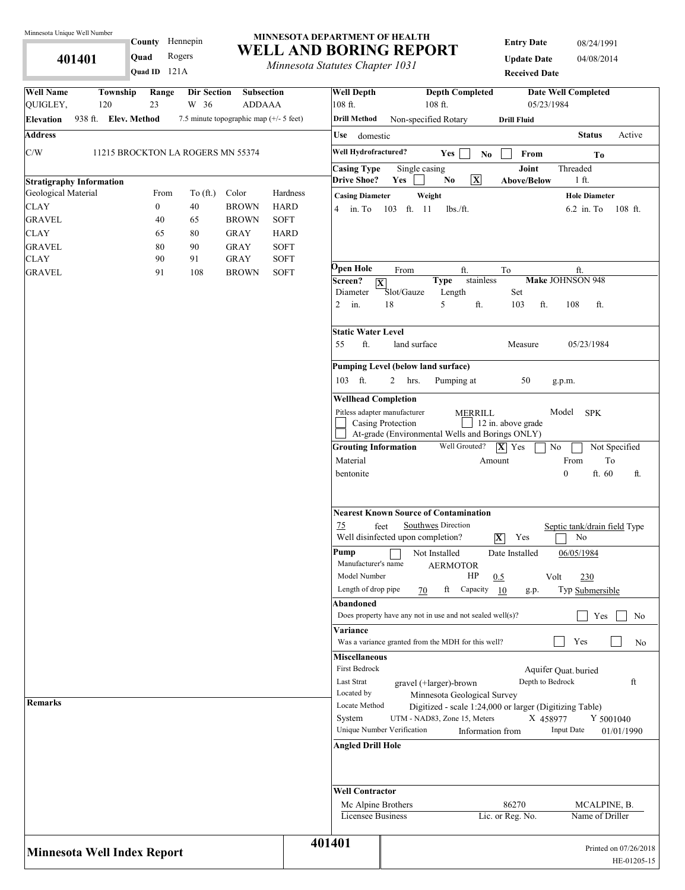Minnesota Unique Well Number

**401401**

**County** Hennepin
**Quad** Rogers
**Quad ID** 121A

# MINNESOTA DEPARTMENT OF HEALTH
# WELL AND BORING REPORT
*Minnesota Statutes Chapter 1031*

**Entry Date** 08/24/1991
**Update Date** 04/08/2014
**Received Date**

| Well Name | Township | Range | Dir Section | Subsection |
|---|---|---|---|---|
| QUIGLEY, | 120 | 23 | W 36 | ADDAAA |

**Elevation** 938 ft. **Elev. Method** 7.5 minute topographic map (+/- 5 feet)

**Address**

C/W 11215 BROCKTON LA ROGERS MN 55374

**Stratigraphy Information**

| Geological Material | From | To (ft.) | Color | Hardness |
|---|---|---|---|---|
| CLAY | 0 | 40 | BROWN | HARD |
| GRAVEL | 40 | 65 | BROWN | SOFT |
| CLAY | 65 | 80 | GRAY | HARD |
| GRAVEL | 80 | 90 | GRAY | SOFT |
| CLAY | 90 | 91 | GRAY | SOFT |
| GRAVEL | 91 | 108 | BROWN | SOFT |

**Remarks**

**Well Depth** 108 ft. **Depth Completed** 108 ft. **Date Well Completed** 05/23/1984

**Drill Method** Non-specified Rotary **Drill Fluid**

**Use** domestic **Status** Active

**Well Hydrofractured?** Yes [ ] No [ ] From To

**Casing Type** Single casing **Joint** Threaded

**Drive Shoe?** Yes [ ] No [X] **Above/Below** 1 ft.

**Casing Diameter** **Weight** **Hole Diameter**

4 in. To 103 ft. 11 lbs./ft. 6.2 in. To 108 ft.

**Open Hole** From ft. To ft.

**Screen?** [X] **Type** stainless **Make** JOHNSON 948

| Diameter | Slot/Gauze | Length | Set | |
|---|---|---|---|---|
| 2 in. | 18 | 5 ft. | 103 ft. | 108 ft. |

**Static Water Level**

55 ft. land surface Measure 05/23/1984

**Pumping Level (below land surface)**

103 ft. 2 hrs. Pumping at 50 g.p.m.

**Wellhead Completion**

Pitless adapter manufacturer MERRILL Model SPK

[ ] Casing Protection [ ] 12 in. above grade

[ ] At-grade (Environmental Wells and Borings ONLY)

**Grouting Information** Well Grouted? [X] Yes [ ] No [ ] Not Specified

| Material | Amount | From | To |
|---|---|---|---|
| bentonite | | 0 ft. | 60 ft. |

**Nearest Known Source of Contamination**

75 feet Southwes Direction Septic tank/drain field Type

Well disinfected upon completion? [X] Yes [ ] No

**Pump** [ ] Not Installed Date Installed 06/05/1984

Manufacturer's name AERMOTOR

Model Number HP 0.5 Volt 230

Length of drop pipe 70 ft Capacity 10 g.p. Typ Submersible

**Abandoned**

Does property have any not in use and not sealed well(s)? [ ] Yes [ ] No

**Variance**

Was a variance granted from the MDH for this well? [ ] Yes [ ] No

**Miscellaneous**

First Bedrock Aquifer Quat. buried

Last Strat gravel (+larger)-brown Depth to Bedrock ft

Located by Minnesota Geological Survey

Locate Method Digitized - scale 1:24,000 or larger (Digitizing Table)

System UTM - NAD83, Zone 15, Meters X 458977 Y 5001040

Unique Number Verification Information from Input Date 01/01/1990

**Angled Drill Hole**

**Well Contractor**

| Mc Alpine Brothers | 86270 | MCALPINE, B. |
|---|---|---|
| Licensee Business | Lic. or Reg. No. | Name of Driller |

**Minnesota Well Index Report** **401401**

Printed on 07/26/2018
HE-01205-15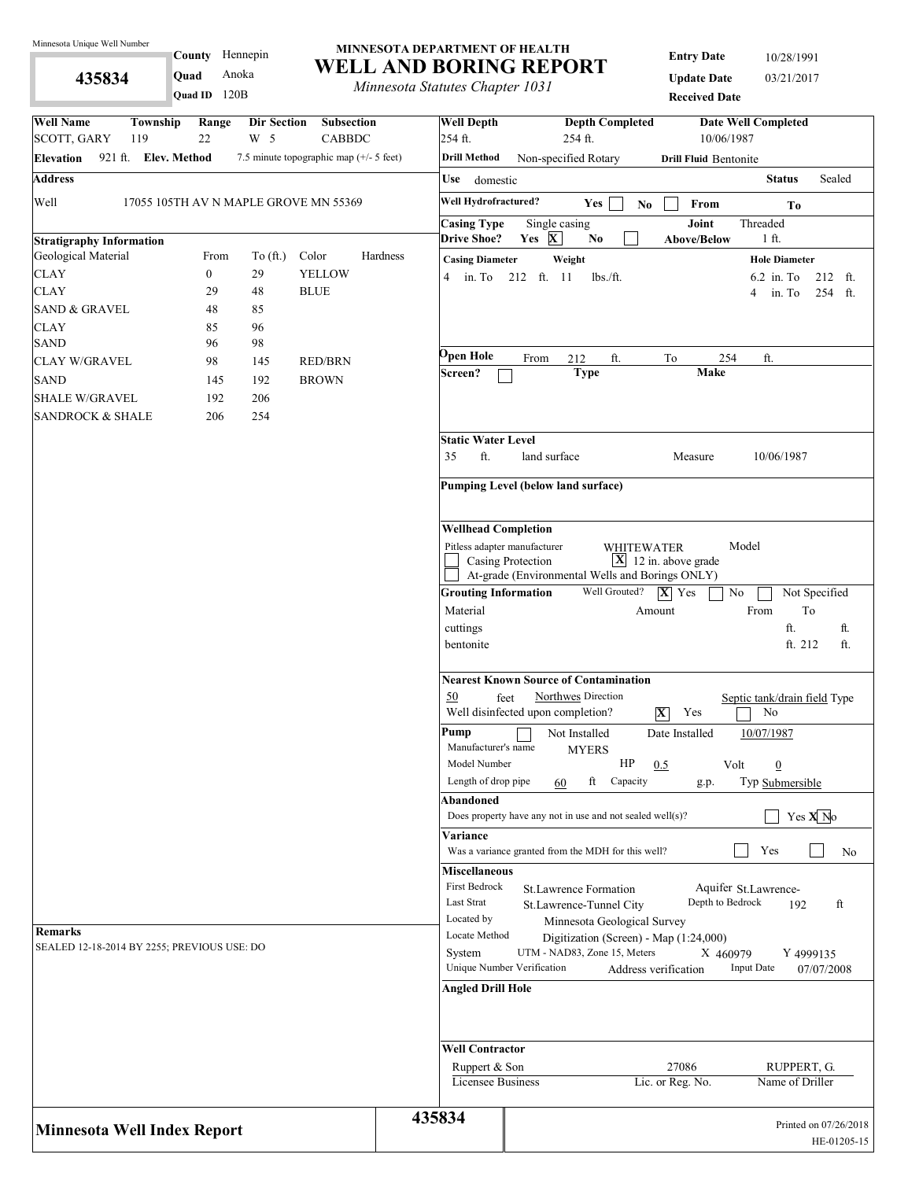Minnesota Unique Well Number

**435834**

County Hennepin
Quad Anoka
Quad ID 120B

**MINNESOTA DEPARTMENT OF HEALTH**
## WELL AND BORING REPORT
*Minnesota Statutes Chapter 1031*

**Entry Date** 10/28/1991
**Update Date** 03/21/2017
**Received Date**

| Well Name | Township | Range | Dir Section | Subsection |
|---|---|---|---|---|
| SCOTT, GARY | 119 | 22 | W 5 | CABBDC |

**Elevation** 921 ft. **Elev. Method** 7.5 minute topographic map (+/- 5 feet)

**Address**

Well 17055 105TH AV N MAPLE GROVE MN 55369

**Stratigraphy Information**

| Geological Material | From | To (ft.) | Color | Hardness |
|---|---|---|---|---|
| CLAY | 0 | 29 | YELLOW | |
| CLAY | 29 | 48 | BLUE | |
| SAND & GRAVEL | 48 | 85 | | |
| CLAY | 85 | 96 | | |
| SAND | 96 | 98 | | |
| CLAY W/GRAVEL | 98 | 145 | RED/BRN | |
| SAND | 145 | 192 | BROWN | |
| SHALE W/GRAVEL | 192 | 206 | | |
| SANDROCK & SHALE | 206 | 254 | | |

**Remarks**

SEALED 12-18-2014 BY 2255; PREVIOUS USE: DO

**Well Depth** 254 ft. **Depth Completed** 254 ft. **Date Well Completed** 10/06/1987

**Drill Method** Non-specified Rotary **Drill Fluid** Bentonite

**Use** domestic **Status** Sealed

**Well Hydrofractured?** Yes [ ] No [ ] From To

**Casing Type** Single casing **Joint** Threaded
**Drive Shoe?** Yes [X] No [ ] **Above/Below** 1 ft.

**Casing Diameter** 4 in. To 212 ft. **Weight** 11 lbs./ft.

**Hole Diameter** 6.2 in. To 212 ft.; 4 in. To 254 ft.

**Open Hole** From 212 ft. To 254 ft.
**Screen?** [ ] **Type** **Make**

**Static Water Level**
35 ft. land surface Measure 10/06/1987

**Pumping Level (below land surface)**

**Wellhead Completion**
Pitless adapter manufacturer WHITEWATER Model
[ ] Casing Protection [X] 12 in. above grade
[ ] At-grade (Environmental Wells and Borings ONLY)

**Grouting Information** Well Grouted? [X] Yes [ ] No [ ] Not Specified

| Material | Amount | From | To |
|---|---|---|---|
| cuttings | | ft. | ft. |
| bentonite | | ft. 212 | ft. |

**Nearest Known Source of Contamination**
50 feet Northwes Direction Septic tank/drain field Type
Well disinfected upon completion? [X] Yes [ ] No

**Pump** [ ] Not Installed Date Installed 10/07/1987
Manufacturer's name MYERS
Model Number HP 0.5 Volt 0
Length of drop pipe 60 ft Capacity g.p. Typ Submersible

**Abandoned**
Does property have any not in use and not sealed well(s)? [ ] Yes [X] No

**Variance**
Was a variance granted from the MDH for this well? [ ] Yes [ ] No

**Miscellaneous**
First Bedrock St.Lawrence Formation Aquifer St.Lawrence-
Last Strat St.Lawrence-Tunnel City Depth to Bedrock 192 ft
Located by Minnesota Geological Survey
Locate Method Digitization (Screen) - Map (1:24,000)
System UTM - NAD83, Zone 15, Meters X 460979 Y 4999135
Unique Number Verification Address verification Input Date 07/07/2008

**Angled Drill Hole**

**Well Contractor**

| Ruppert & Son | 27086 | RUPPERT, G. |
|---|---|---|
| Licensee Business | Lic. or Reg. No. | Name of Driller |

**Minnesota Well Index Report** 435834 Printed on 07/26/2018 HE-01205-15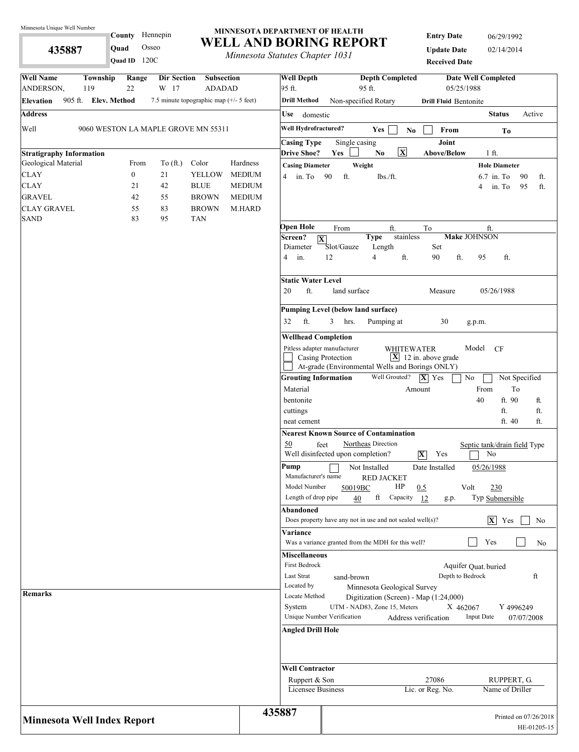Minnesota Unique Well Number

**435887**

**County** Hennepin
**Quad** Osseo
**Quad ID** 120C

**MINNESOTA DEPARTMENT OF HEALTH**
# WELL AND BORING REPORT
*Minnesota Statutes Chapter 1031*

**Entry Date** 06/29/1992
**Update Date** 02/14/2014
**Received Date**

| Well Name | Township | Range | Dir Section | Subsection |
|---|---|---|---|---|
| ANDERSON, | 119 | 22 | W 17 | ADADAD |

**Elevation** 905 ft. **Elev. Method** 7.5 minute topographic map (+/- 5 feet)

**Address**

Well 9060 WESTON LA MAPLE GROVE MN 55311

**Stratigraphy Information**

| Geological Material | From | To (ft.) | Color | Hardness |
|---|---|---|---|---|
| CLAY | 0 | 21 | YELLOW | MEDIUM |
| CLAY | 21 | 42 | BLUE | MEDIUM |
| GRAVEL | 42 | 55 | BROWN | MEDIUM |
| CLAY GRAVEL | 55 | 83 | BROWN | M.HARD |
| SAND | 83 | 95 | TAN | |

**Remarks**

| Well Depth | Depth Completed | Date Well Completed |
|---|---|---|
| 95 ft. | 95 ft. | 05/25/1988 |

**Drill Method** Non-specified Rotary **Drill Fluid** Bentonite

**Use** domestic **Status** Active

**Well Hydrofractured?** Yes [ ] No [ ] From To

**Casing Type** Single casing **Joint**
**Drive Shoe?** Yes [ ] No [X] **Above/Below** 1 ft.

**Casing Diameter** 4 in. To 90 ft. **Weight** lbs./ft.
**Hole Diameter** 6.7 in. To 90 ft.; 4 in. To 95 ft.

**Open Hole** From ft. To ft.
**Screen?** [X] **Type** stainless **Make** JOHNSON

| Diameter | Slot/Gauze | Length | Set |
|---|---|---|---|
| 4 in. | 12 | 4 ft. | 90 ft. 95 ft. |

**Static Water Level**
20 ft. land surface Measure 05/26/1988

**Pumping Level (below land surface)**
32 ft. 3 hrs. Pumping at 30 g.p.m.

**Wellhead Completion**
Pitless adapter manufacturer WHITEWATER Model CF
[ ] Casing Protection [X] 12 in. above grade
[ ] At-grade (Environmental Wells and Borings ONLY)

**Grouting Information** Well Grouted? [X] Yes [ ] No [ ] Not Specified

| Material | Amount | From | To |
|---|---|---|---|
| bentonite | | 40 ft. | 90 ft. |
| cuttings | | ft. | ft. |
| neat cement | | ft. | 40 ft. |

**Nearest Known Source of Contamination**
50 feet Northeas Direction Septic tank/drain field Type
Well disinfected upon completion? [X] Yes [ ] No

**Pump** [ ] Not Installed Date Installed 05/26/1988
Manufacturer's name RED JACKET
Model Number 50019BC HP 0.5 Volt 230
Length of drop pipe 40 ft Capacity 12 g.p. Typ Submersible

**Abandoned**
Does property have any not in use and not sealed well(s)? [X] Yes [ ] No

**Variance**
Was a variance granted from the MDH for this well? [ ] Yes [ ] No

**Miscellaneous**
First Bedrock Aquifer Quat. buried
Last Strat sand-brown Depth to Bedrock ft
Located by Minnesota Geological Survey
Locate Method Digitization (Screen) - Map (1:24,000)
System UTM - NAD83, Zone 15, Meters X 462067 Y 4996249
Unique Number Verification Address verification Input Date 07/07/2008

**Angled Drill Hole**

**Well Contractor**

| Ruppert & Son | 27086 | RUPPERT, G. |
|---|---|---|
| Licensee Business | Lic. or Reg. No. | Name of Driller |

**Minnesota Well Index Report** **435887**

Printed on 07/26/2018
HE-01205-15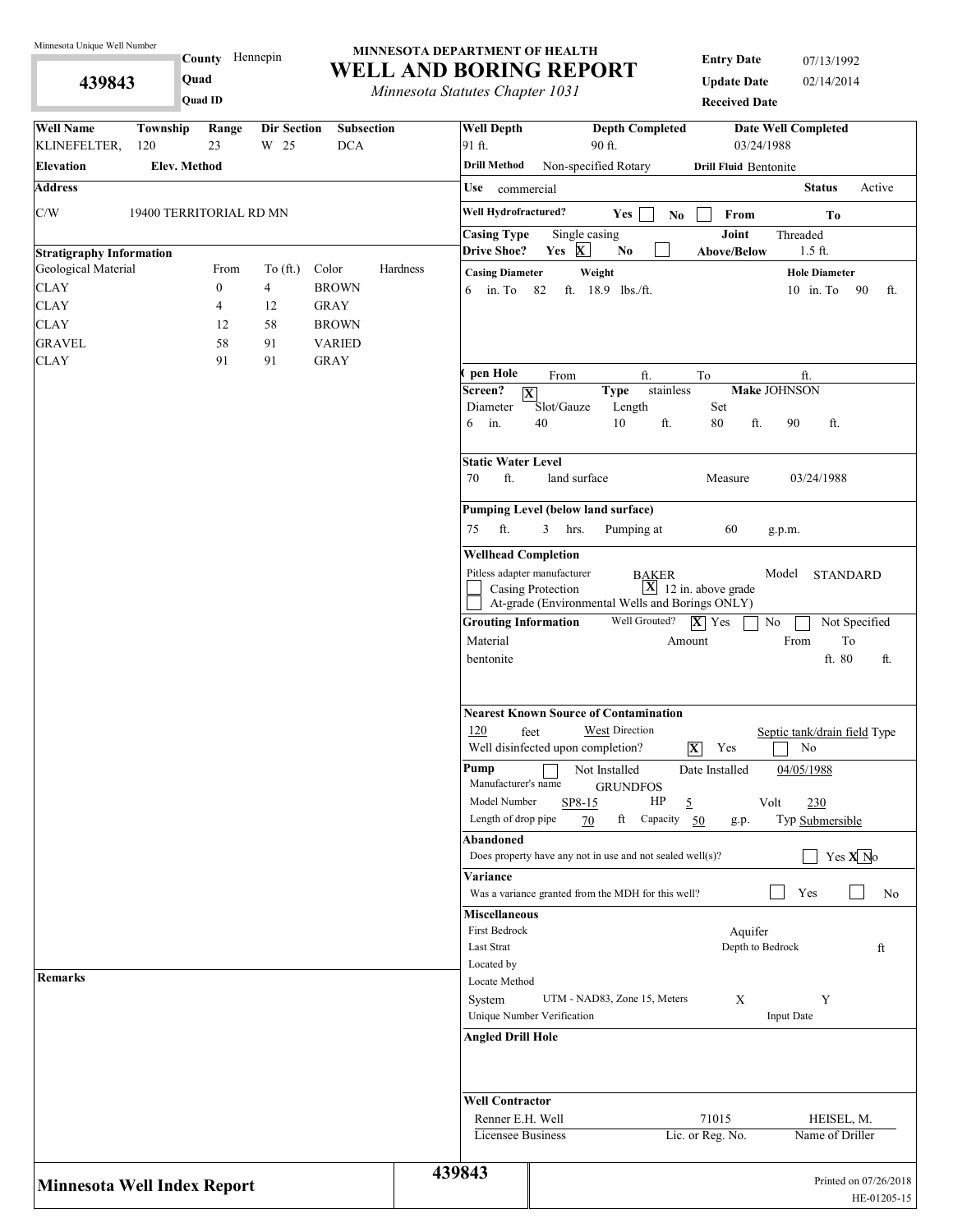Minnesota Unique Well Number

**439843**

**County** Hennepin
**Quad**
**Quad ID**

# MINNESOTA DEPARTMENT OF HEALTH
# WELL AND BORING REPORT
*Minnesota Statutes Chapter 1031*

**Entry Date** 07/13/1992
**Update Date** 02/14/2014
**Received Date**

| Well Name | Township | Range | Dir Section | Subsection |
|---|---|---|---|---|
| KLINEFELTER, | 120 | 23 | W 25 | DCA |

**Elevation** **Elev. Method**

**Address**

C/W 19400 TERRITORIAL RD MN

**Stratigraphy Information**

| Geological Material | From | To (ft.) | Color | Hardness |
|---|---|---|---|---|
| CLAY | 0 | 4 | BROWN | |
| CLAY | 4 | 12 | GRAY | |
| CLAY | 12 | 58 | BROWN | |
| GRAVEL | 58 | 91 | VARIED | |
| CLAY | 91 | 91 | GRAY | |

**Remarks**

**Well Depth** 91 ft. **Depth Completed** 90 ft. **Date Well Completed** 03/24/1988

**Drill Method** Non-specified Rotary **Drill Fluid** Bentonite

**Use** commercial **Status** Active

**Well Hydrofractured?** Yes [ ] No [ ] From To

**Casing Type** Single casing **Joint** Threaded
**Drive Shoe?** Yes [X] No [ ] **Above/Below** 1.5 ft.

**Casing Diameter** 6 in. To 82 ft. **Weight** 18.9 lbs./ft. **Hole Diameter** 10 in. To 90 ft.

**Open Hole** From ft. To ft.

**Screen?** [X] **Type** stainless **Make** JOHNSON

| Diameter | Slot/Gauze | Length | Set | |
|---|---|---|---|---|
| 6 in. | 40 | 10 ft. | 80 ft. | 90 ft. |

**Static Water Level**
70 ft. land surface Measure 03/24/1988

**Pumping Level (below land surface)**
75 ft. 3 hrs. Pumping at 60 g.p.m.

**Wellhead Completion**
Pitless adapter manufacturer BAKER Model STANDARD
[ ] Casing Protection [X] 12 in. above grade
[ ] At-grade (Environmental Wells and Borings ONLY)

**Grouting Information** Well Grouted? [X] Yes [ ] No [ ] Not Specified

| Material | Amount | From | To |
|---|---|---|---|
| bentonite | | ft. | 80 ft. |

**Nearest Known Source of Contamination**
120 feet West Direction Septic tank/drain field Type
Well disinfected upon completion? [X] Yes [ ] No

**Pump** [ ] Not Installed Date Installed 04/05/1988
Manufacturer's name GRUNDFOS
Model Number SP8-15 HP 5 Volt 230
Length of drop pipe 70 ft Capacity 50 g.p. Typ Submersible

**Abandoned**
Does property have any not in use and not sealed well(s)? [ ] Yes [X] No

**Variance**
Was a variance granted from the MDH for this well? [ ] Yes [ ] No

**Miscellaneous**
First Bedrock Aquifer
Last Strat Depth to Bedrock ft
Located by
Locate Method
System UTM - NAD83, Zone 15, Meters X Y
Unique Number Verification Input Date

**Angled Drill Hole**

**Well Contractor**

| Renner E.H. Well | 71015 | HEISEL, M. |
|---|---|---|
| Licensee Business | Lic. or Reg. No. | Name of Driller |

**Minnesota Well Index Report** **439843**

Printed on 07/26/2018
HE-01205-15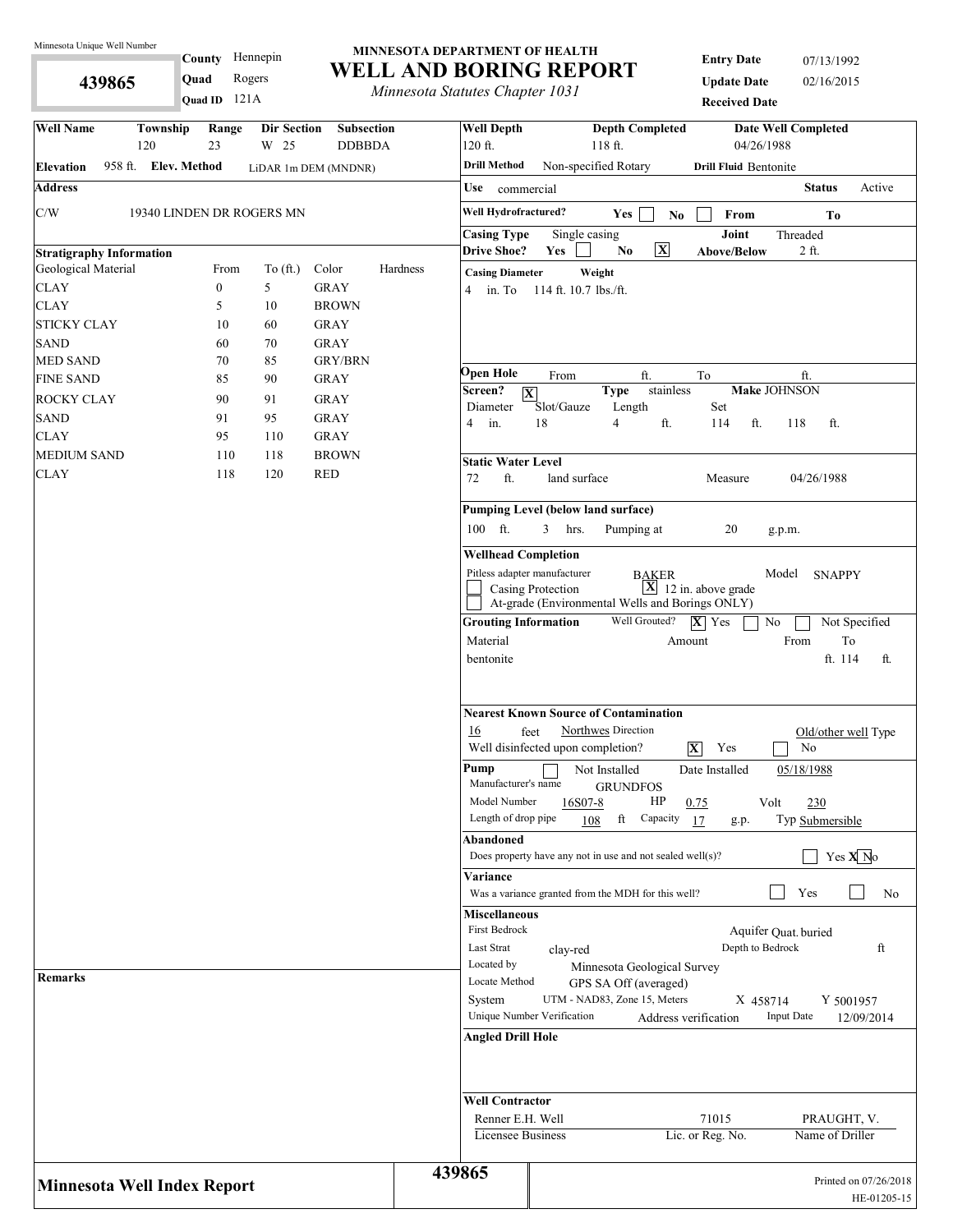Minnesota Unique Well Number

**439865**

**County** Hennepin
**Quad** Rogers
**Quad ID** 121A

# MINNESOTA DEPARTMENT OF HEALTH
# WELL AND BORING REPORT
*Minnesota Statutes Chapter 1031*

**Entry Date** 07/13/1992
**Update Date** 02/16/2015
**Received Date**

| Well Name | Township | Range | Dir Section | Subsection |
|---|---|---|---|---|
| | 120 | 23 | W 25 | DDBBDA |

**Elevation** 958 ft. **Elev. Method** LiDAR 1m DEM (MNDNR)

**Address**

C/W 19340 LINDEN DR ROGERS MN

**Stratigraphy Information**

| Geological Material | From | To (ft.) | Color | Hardness |
|---|---|---|---|---|
| CLAY | 0 | 5 | GRAY | |
| CLAY | 5 | 10 | BROWN | |
| STICKY CLAY | 10 | 60 | GRAY | |
| SAND | 60 | 70 | GRAY | |
| MED SAND | 70 | 85 | GRY/BRN | |
| FINE SAND | 85 | 90 | GRAY | |
| ROCKY CLAY | 90 | 91 | GRAY | |
| SAND | 91 | 95 | GRAY | |
| CLAY | 95 | 110 | GRAY | |
| MEDIUM SAND | 110 | 118 | BROWN | |
| CLAY | 118 | 120 | RED | |

**Remarks**

**Well Depth** 120 ft. **Depth Completed** 118 ft. **Date Well Completed** 04/26/1988

**Drill Method** Non-specified Rotary **Drill Fluid** Bentonite

**Use** commercial **Status** Active

**Well Hydrofractured?** Yes [ ] No [ ] From To

**Casing Type** Single casing **Joint** Threaded

**Drive Shoe?** Yes [ ] No [X] **Above/Below** 2 ft.

**Casing Diameter** **Weight**
4 in. To 114 ft. 10.7 lbs./ft.

**Open Hole** From ft. To ft.

**Screen?** [X] **Type** stainless **Make** JOHNSON

| Diameter | Slot/Gauze | Length | Set |
|---|---|---|---|
| 4 in. | 18 | 4 ft. | 114 ft. 118 ft. |

**Static Water Level**
72 ft. land surface Measure 04/26/1988

**Pumping Level (below land surface)**
100 ft. 3 hrs. Pumping at 20 g.p.m.

**Wellhead Completion**
Pitless adapter manufacturer BAKER Model SNAPPY
[ ] Casing Protection [X] 12 in. above grade
[ ] At-grade (Environmental Wells and Borings ONLY)

**Grouting Information** Well Grouted? [X] Yes [ ] No [ ] Not Specified

| Material | Amount | From | To |
|---|---|---|---|
| bentonite | | ft. | 114 ft. |

**Nearest Known Source of Contamination**
16 feet Northwes Direction Old/other well Type
Well disinfected upon completion? [X] Yes [ ] No

**Pump** [ ] Not Installed Date Installed 05/18/1988
Manufacturer's name GRUNDFOS
Model Number 16S07-8 HP 0.75 Volt 230
Length of drop pipe 108 ft Capacity 17 g.p. Typ Submersible

**Abandoned**
Does property have any not in use and not sealed well(s)? [ ] Yes [X] No

**Variance**
Was a variance granted from the MDH for this well? [ ] Yes [ ] No

**Miscellaneous**
First Bedrock Aquifer Quat. buried
Last Strat clay-red Depth to Bedrock ft
Located by Minnesota Geological Survey
Locate Method GPS SA Off (averaged)
System UTM - NAD83, Zone 15, Meters X 458714 Y 5001957
Unique Number Verification Address verification Input Date 12/09/2014

**Angled Drill Hole**

**Well Contractor**

| Renner E.H. Well | 71015 | PRAUGHT, V. |
|---|---|---|
| Licensee Business | Lic. or Reg. No. | Name of Driller |

**Minnesota Well Index Report** 439865

Printed on 07/26/2018
HE-01205-15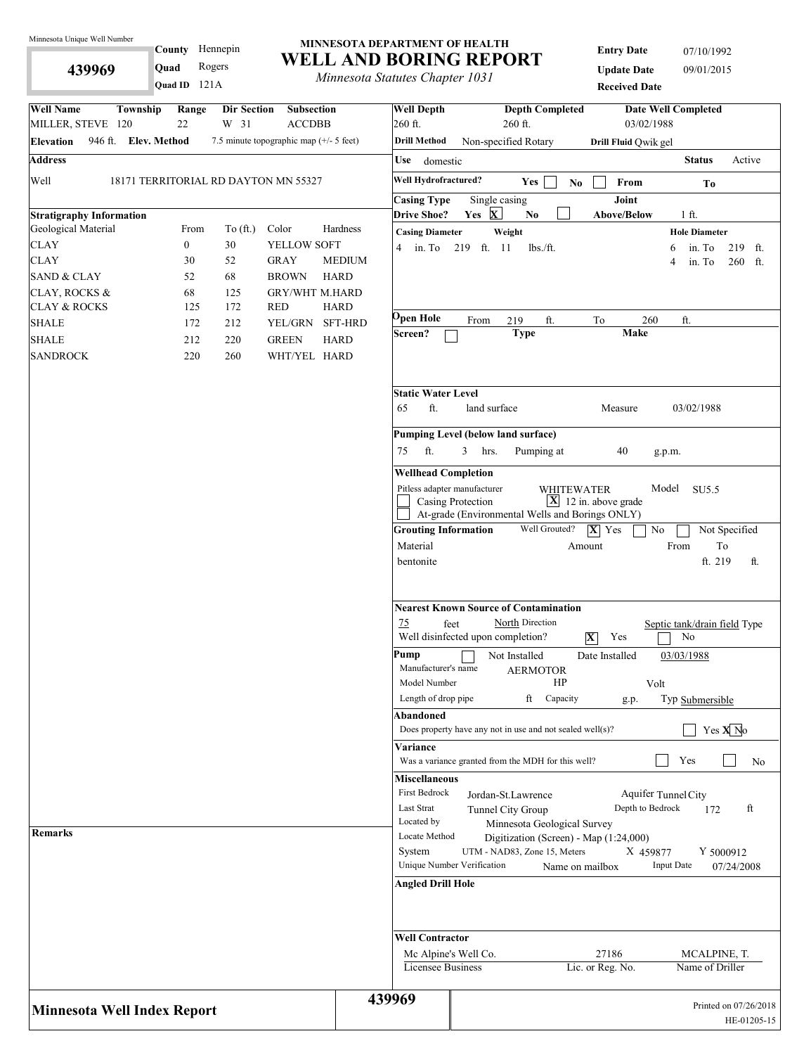Minnesota Unique Well Number

**439969**

**County** Hennepin
**Quad** Rogers
**Quad ID** 121A

**MINNESOTA DEPARTMENT OF HEALTH**
# WELL AND BORING REPORT
*Minnesota Statutes Chapter 1031*

**Entry Date** 07/10/1992
**Update Date** 09/01/2015
**Received Date**

| Well Name | Township | Range | Dir Section | Subsection |
|---|---|---|---|---|
| MILLER, STEVE | 120 | 22 | W 31 | ACCDBB |

**Elevation** 946 ft. **Elev. Method** 7.5 minute topographic map (+/- 5 feet)

**Address**

Well 18171 TERRITORIAL RD DAYTON MN 55327

**Stratigraphy Information**

| Geological Material | From | To (ft.) | Color | Hardness |
|---|---|---|---|---|
| CLAY | 0 | 30 | YELLOW | SOFT |
| CLAY | 30 | 52 | GRAY | MEDIUM |
| SAND & CLAY | 52 | 68 | BROWN | HARD |
| CLAY, ROCKS & | 68 | 125 | GRY/WHT | M.HARD |
| CLAY & ROCKS | 125 | 172 | RED | HARD |
| SHALE | 172 | 212 | YEL/GRN | SFT-HRD |
| SHALE | 212 | 220 | GREEN | HARD |
| SANDROCK | 220 | 260 | WHT/YEL | HARD |

**Remarks**

**Well Depth** 260 ft. **Depth Completed** 260 ft. **Date Well Completed** 03/02/1988

**Drill Method** Non-specified Rotary **Drill Fluid** Qwik gel

**Use** domestic **Status** Active

**Well Hydrofractured?** Yes ☐ No ☐ From To

**Casing Type** Single casing **Joint**

**Drive Shoe?** Yes ☒ No ☐ **Above/Below** 1 ft.

**Casing Diameter** 4 in. To 219 ft. **Weight** 11 lbs./ft.

**Hole Diameter** 6 in. To 219 ft.; 4 in. To 260 ft.

**Open Hole** From 219 ft. To 260 ft.

**Screen?** ☐ **Type** **Make**

**Static Water Level**
65 ft. land surface Measure 03/02/1988

**Pumping Level (below land surface)**
75 ft. 3 hrs. Pumping at 40 g.p.m.

**Wellhead Completion**
Pitless adapter manufacturer WHITEWATER Model SU5.5
☐ Casing Protection ☒ 12 in. above grade
☐ At-grade (Environmental Wells and Borings ONLY)

**Grouting Information** Well Grouted? ☒ Yes ☐ No ☐ Not Specified

| Material | Amount | From | To |
|---|---|---|---|
| bentonite | | ft. | 219 ft. |

**Nearest Known Source of Contamination**
75 feet North Direction Septic tank/drain field Type
Well disinfected upon completion? ☒ Yes ☐ No

**Pump** ☐ Not Installed Date Installed 03/03/1988
Manufacturer's name AERMOTOR
Model Number HP Volt
Length of drop pipe ft Capacity g.p. Typ Submersible

**Abandoned**
Does property have any not in use and not sealed well(s)? ☐ Yes ☒ No

**Variance**
Was a variance granted from the MDH for this well? ☐ Yes ☐ No

**Miscellaneous**
First Bedrock Jordan-St.Lawrence Aquifer Tunnel City
Last Strat Tunnel City Group Depth to Bedrock 172 ft
Located by Minnesota Geological Survey
Locate Method Digitization (Screen) - Map (1:24,000)
System UTM - NAD83, Zone 15, Meters X 459877 Y 5000912
Unique Number Verification Name on mailbox Input Date 07/24/2008

**Angled Drill Hole**

**Well Contractor**
Mc Alpine's Well Co. 27186 MCALPINE, T.
Licensee Business Lic. or Reg. No. Name of Driller

**Minnesota Well Index Report** 439969

Printed on 07/26/2018
HE-01205-15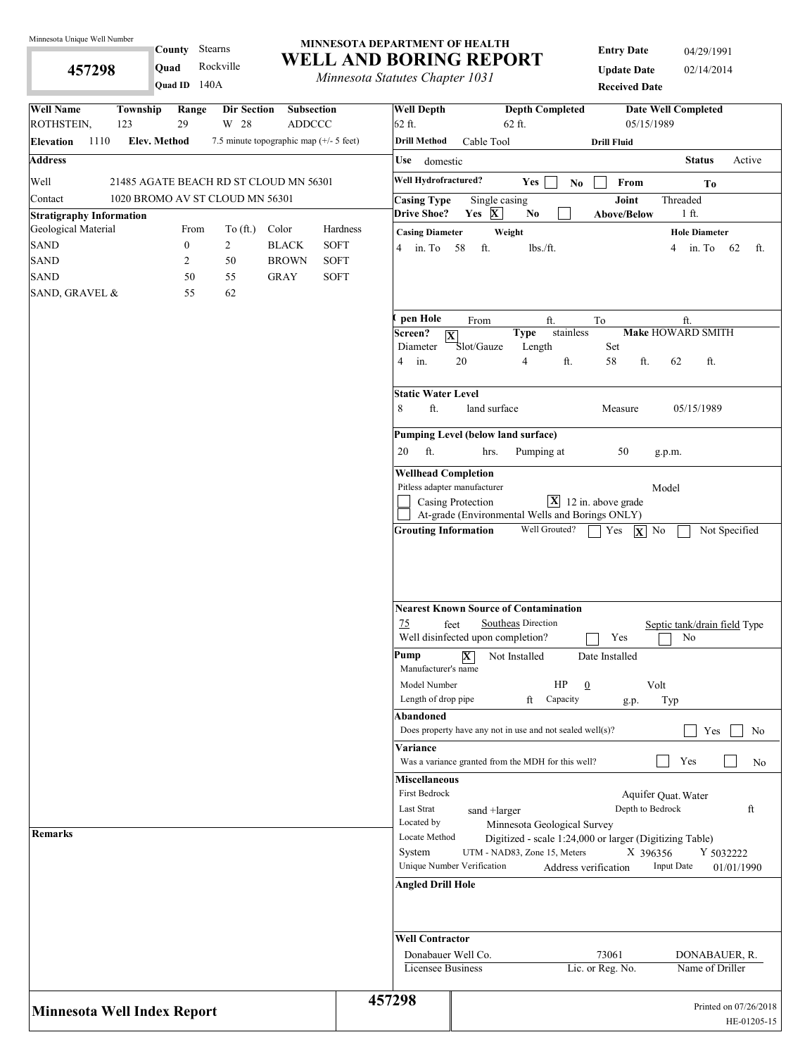Minnesota Unique Well Number

**457298**

**County** Stearns
**Quad** Rockville
**Quad ID** 140A

# MINNESOTA DEPARTMENT OF HEALTH
# WELL AND BORING REPORT
*Minnesota Statutes Chapter 1031*

**Entry Date** 04/29/1991
**Update Date** 02/14/2014
**Received Date**

| Well Name | Township | Range | Dir Section | Subsection |
|---|---|---|---|---|
| ROTHSTEIN, | 123 | 29 | W 28 | ADDCCC |

**Elevation** 1110 **Elev. Method** 7.5 minute topographic map (+/- 5 feet)

**Address**

Well: 21485 AGATE BEACH RD ST CLOUD MN 56301

Contact: 1020 BROMO AV ST CLOUD MN 56301

**Stratigraphy Information**

| Geological Material | From | To (ft.) | Color | Hardness |
|---|---|---|---|---|
| SAND | 0 | 2 | BLACK | SOFT |
| SAND | 2 | 50 | BROWN | SOFT |
| SAND | 50 | 55 | GRAY | SOFT |
| SAND, GRAVEL & | 55 | 62 | | |

**Remarks**

**Well Depth** 62 ft. **Depth Completed** 62 ft. **Date Well Completed** 05/15/1989

**Drill Method** Cable Tool **Drill Fluid**

**Use** domestic **Status** Active

**Well Hydrofractured?** Yes [ ] No [ ] From To

**Casing Type** Single casing **Joint** Threaded

**Drive Shoe?** Yes [X] No [ ] **Above/Below** 1 ft.

**Casing Diameter** 4 in. To 58 ft. **Weight** lbs./ft. **Hole Diameter** 4 in. To 62 ft.

**Open Hole** From ft. To ft.

**Screen?** [X] **Type** stainless **Make** HOWARD SMITH

| Diameter | Slot/Gauze | Length | Set | |
|---|---|---|---|---|
| 4 in. | 20 | 4 ft. | 58 ft. | 62 ft. |

**Static Water Level**

8 ft. land surface Measure 05/15/1989

**Pumping Level (below land surface)**

20 ft. hrs. Pumping at 50 g.p.m.

**Wellhead Completion**

Pitless adapter manufacturer Model

[ ] Casing Protection [X] 12 in. above grade

[ ] At-grade (Environmental Wells and Borings ONLY)

**Grouting Information** Well Grouted? [ ] Yes [X] No [ ] Not Specified

**Nearest Known Source of Contamination**

75 feet Southeas Direction Septic tank/drain field Type

Well disinfected upon completion? [ ] Yes [ ] No

**Pump** [X] Not Installed Date Installed

Manufacturer's name

Model Number HP 0 Volt

Length of drop pipe ft Capacity g.p. Typ

**Abandoned**

Does property have any not in use and not sealed well(s)? [ ] Yes [ ] No

**Variance**

Was a variance granted from the MDH for this well? [ ] Yes [ ] No

**Miscellaneous**

First Bedrock Aquifer Quat. Water

Last Strat sand +larger Depth to Bedrock ft

Located by Minnesota Geological Survey

Locate Method Digitized - scale 1:24,000 or larger (Digitizing Table)

System UTM - NAD83, Zone 15, Meters X 396356 Y 5032222

Unique Number Verification Address verification Input Date 01/01/1990

**Angled Drill Hole**

**Well Contractor**

| Donabauer Well Co. | 73061 | DONABAUER, R. |
|---|---|---|
| Licensee Business | Lic. or Reg. No. | Name of Driller |

**Minnesota Well Index Report** **457298**

Printed on 07/26/2018

HE-01205-15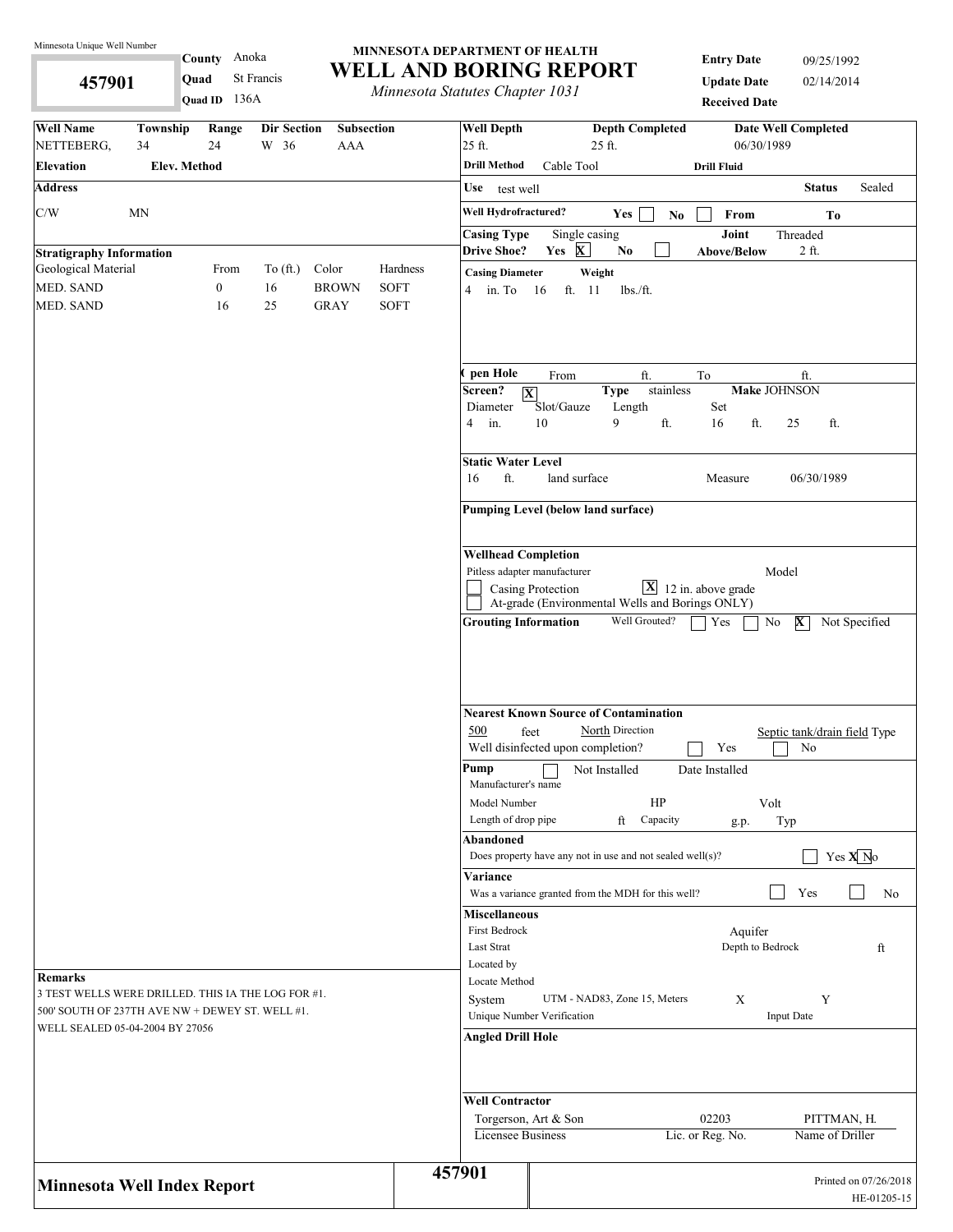Minnesota Unique Well Number

**457901**

**County** Anoka
**Quad** St Francis
**Quad ID** 136A

# MINNESOTA DEPARTMENT OF HEALTH
# WELL AND BORING REPORT
*Minnesota Statutes Chapter 1031*

**Entry Date** 09/25/1992
**Update Date** 02/14/2014
**Received Date**

| Well Name | Township | Range | Dir Section | Subsection |
|---|---|---|---|---|
| NETTEBERG, | 34 | 24 | W 36 | AAA |

**Elevation** **Elev. Method**

**Address**

C/W MN

**Well Depth** 25 ft. **Depth Completed** 25 ft. **Date Well Completed** 06/30/1989

**Drill Method** Cable Tool **Drill Fluid**

**Use** test well **Status** Sealed

**Well Hydrofractured?** Yes ☐ No ☐ **From** **To**

**Casing Type** Single casing **Joint** Threaded

**Drive Shoe?** Yes ☒ No ☐ **Above/Below** 2 ft.

**Casing Diameter** **Weight**
4 in. To 16 ft. 11 lbs./ft.

### Stratigraphy Information

| Geological Material | From | To (ft.) | Color | Hardness |
|---|---|---|---|---|
| MED. SAND | 0 | 16 | BROWN | SOFT |
| MED. SAND | 16 | 25 | GRAY | SOFT |

**Open Hole** From ft. To ft.

**Screen?** ☒ **Type** stainless **Make** JOHNSON

| Diameter | Slot/Gauze | Length | Set | |
|---|---|---|---|---|
| 4 in. | 10 | 9 ft. | 16 ft. | 25 ft. |

**Static Water Level**
16 ft. land surface Measure 06/30/1989

**Pumping Level (below land surface)**

**Wellhead Completion**
Pitless adapter manufacturer Model
☐ Casing Protection ☒ 12 in. above grade
☐ At-grade (Environmental Wells and Borings ONLY)

**Grouting Information** Well Grouted? ☐ Yes ☐ No ☒ Not Specified

**Nearest Known Source of Contamination**
500 feet North Direction Septic tank/drain field Type
Well disinfected upon completion? ☐ Yes ☐ No

**Pump** ☐ Not Installed Date Installed
Manufacturer's name
Model Number HP Volt
Length of drop pipe ft Capacity g.p. Typ

**Abandoned**
Does property have any not in use and not sealed well(s)? ☐ Yes ☒ No

**Variance**
Was a variance granted from the MDH for this well? ☐ Yes ☐ No

**Miscellaneous**
First Bedrock Aquifer
Last Strat Depth to Bedrock ft
Located by
Locate Method
System UTM - NAD83, Zone 15, Meters X Y
Unique Number Verification Input Date

**Angled Drill Hole**

### Remarks
3 TEST WELLS WERE DRILLED. THIS IA THE LOG FOR #1.
500' SOUTH OF 237TH AVE NW + DEWEY ST. WELL #1.
WELL SEALED 05-04-2004 BY 27056

**Well Contractor**

| Torgerson, Art & Son | 02203 | PITTMAN, H. |
|---|---|---|
| Licensee Business | Lic. or Reg. No. | Name of Driller |

**Minnesota Well Index Report** 457901

Printed on 07/26/2018
HE-01205-15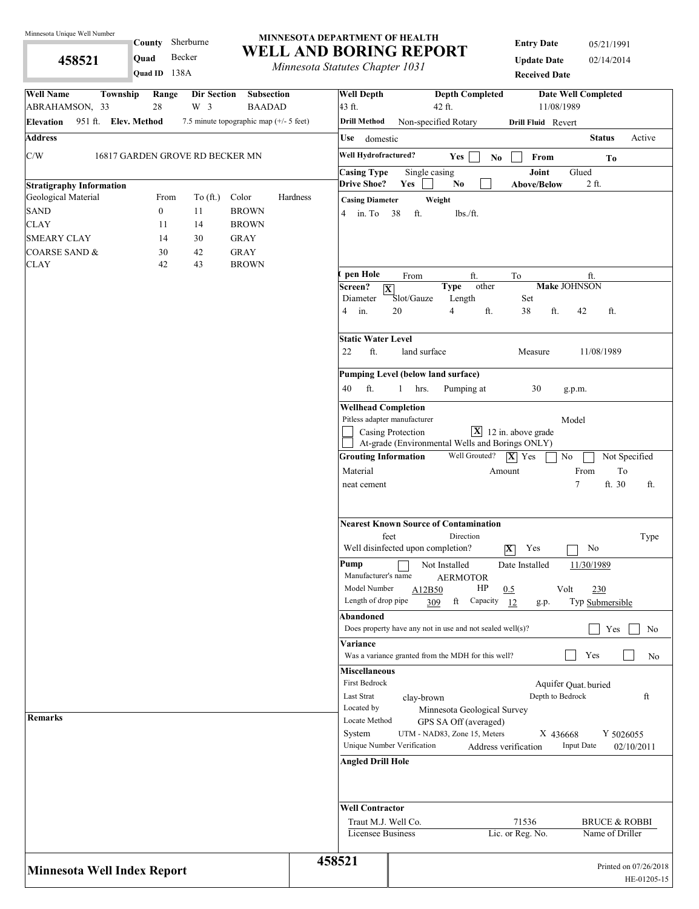Minnesota Unique Well Number

**458521**

**County** Sherburne
**Quad** Becker
**Quad ID** 138A

# MINNESOTA DEPARTMENT OF HEALTH
# WELL AND BORING REPORT
*Minnesota Statutes Chapter 1031*

**Entry Date** 05/21/1991
**Update Date** 02/14/2014
**Received Date**

| Well Name | Township | Range | Dir Section | Subsection |
|---|---|---|---|---|
| ABRAHAMSON, | 33 | 28 | W 3 | BAADAD |

**Elevation** 951 ft. **Elev. Method** 7.5 minute topographic map (+/- 5 feet)

**Address**

C/W 16817 GARDEN GROVE RD BECKER MN

**Stratigraphy Information**

| Geological Material | From | To (ft.) | Color | Hardness |
|---|---|---|---|---|
| SAND | 0 | 11 | BROWN | |
| CLAY | 11 | 14 | BROWN | |
| SMEARY CLAY | 14 | 30 | GRAY | |
| COARSE SAND & | 30 | 42 | GRAY | |
| CLAY | 42 | 43 | BROWN | |

**Remarks**

**Well Depth** 43 ft. **Depth Completed** 42 ft. **Date Well Completed** 11/08/1989

**Drill Method** Non-specified Rotary **Drill Fluid** Revert

**Use** domestic **Status** Active

**Well Hydrofractured?** Yes [ ] No [ ] From To

**Casing Type** Single casing **Joint** Glued

**Drive Shoe?** Yes [ ] No [ ] **Above/Below** 2 ft.

**Casing Diameter** **Weight**

4 in. To 38 ft. lbs./ft.

**Open Hole** From ft. To ft.

**Screen?** [X] **Type** other **Make** JOHNSON

| Diameter | Slot/Gauze | Length | Set | |
|---|---|---|---|---|
| 4 in. | 20 | 4 ft. | 38 ft. | 42 ft. |

**Static Water Level**

22 ft. land surface Measure 11/08/1989

**Pumping Level (below land surface)**

40 ft. 1 hrs. Pumping at 30 g.p.m.

**Wellhead Completion**

Pitless adapter manufacturer Model

[ ] Casing Protection [X] 12 in. above grade

[ ] At-grade (Environmental Wells and Borings ONLY)

**Grouting Information** Well Grouted? [X] Yes [ ] No [ ] Not Specified

| Material | Amount | From | To |
|---|---|---|---|
| neat cement | | 7 ft. | 30 ft. |

**Nearest Known Source of Contamination**

feet Direction Type

Well disinfected upon completion? [X] Yes [ ] No

**Pump** [ ] Not Installed Date Installed 11/30/1989

Manufacturer's name AERMOTOR

Model Number A12B50 HP 0.5 Volt 230

Length of drop pipe 309 ft Capacity 12 g.p. Typ Submersible

**Abandoned**

Does property have any not in use and not sealed well(s)? [ ] Yes [ ] No

**Variance**

Was a variance granted from the MDH for this well? [ ] Yes [ ] No

**Miscellaneous**

First Bedrock Aquifer Quat. buried

Last Strat clay-brown Depth to Bedrock ft

Located by Minnesota Geological Survey

Locate Method GPS SA Off (averaged)

System UTM - NAD83, Zone 15, Meters X 436668 Y 5026055

Unique Number Verification Address verification Input Date 02/10/2011

**Angled Drill Hole**

**Well Contractor**

| Traut M.J. Well Co. | 71536 | BRUCE & ROBBI |
|---|---|---|
| Licensee Business | Lic. or Reg. No. | Name of Driller |

**Minnesota Well Index Report** **458521**

Printed on 07/26/2018
HE-01205-15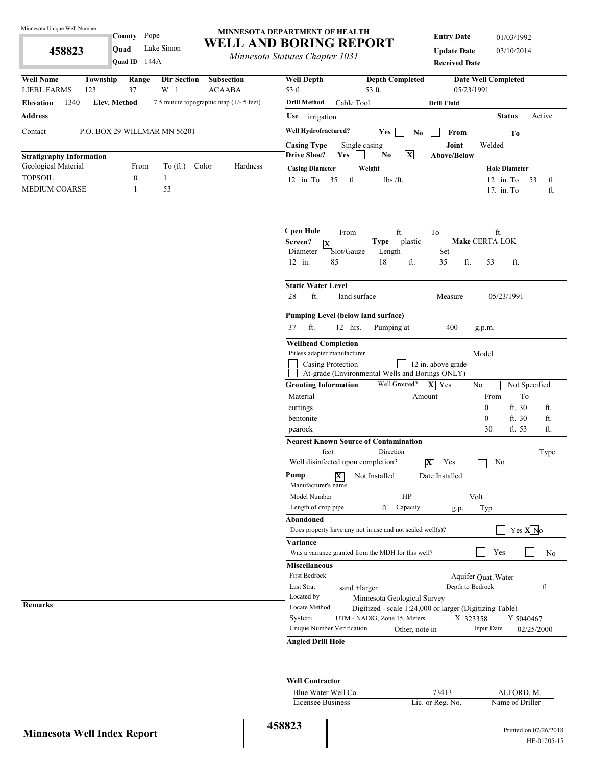Minnesota Unique Well Number

**458823**

County: Pope
Quad: Lake Simon
Quad ID: 144A

# MINNESOTA DEPARTMENT OF HEALTH
# WELL AND BORING REPORT
*Minnesota Statutes Chapter 1031*

Entry Date: 01/03/1992
Update Date: 03/10/2014
Received Date:

| Well Name | Township | Range | Dir Section | Subsection |
|---|---|---|---|---|
| LIEBL FARMS | 123 | 37 | W 1 | ACAABA |

**Elevation** 1340 **Elev. Method** 7.5 minute topographic map (+/- 5 feet)

**Address**

Contact: P.O. BOX 29 WILLMAR MN 56201

**Stratigraphy Information**

| Geological Material | From | To (ft.) | Color | Hardness |
|---|---|---|---|---|
| TOPSOIL | 0 | 1 | | |
| MEDIUM COARSE | 1 | 53 | | |

**Remarks**

**Well Depth** 53 ft. **Depth Completed** 53 ft. **Date Well Completed** 05/23/1991

**Drill Method** Cable Tool **Drill Fluid**

**Use** irrigation **Status** Active

**Well Hydrofractured?** Yes [ ] No [ ] From To

**Casing Type** Single casing **Joint** Welded

**Drive Shoe?** Yes [ ] No [X] **Above/Below**

| Casing Diameter | Weight | Hole Diameter |
|---|---|---|
| 12 in. To 35 ft. | lbs./ft. | 12 in. To 53 ft. |
| | | 17. in. To ft. |

**Open Hole** From ft. To ft.

**Screen?** [X] **Type** plastic **Make** CERTA-LOK

| Diameter | Slot/Gauze | Length | Set |
|---|---|---|---|
| 12 in. | 85 | 18 ft. | 35 ft. 53 ft. |

**Static Water Level**
28 ft. land surface Measure 05/23/1991

**Pumping Level (below land surface)**
37 ft. 12 hrs. Pumping at 400 g.p.m.

**Wellhead Completion**
Pitless adapter manufacturer Model
[ ] Casing Protection [ ] 12 in. above grade
[ ] At-grade (Environmental Wells and Borings ONLY)

**Grouting Information** Well Grouted? [X] Yes [ ] No [ ] Not Specified

| Material | Amount | From | To |
|---|---|---|---|
| cuttings | | 0 ft. | 30 ft. |
| bentonite | | 0 ft. | 30 ft. |
| pearock | | 30 ft. | 53 ft. |

**Nearest Known Source of Contamination**
feet Direction Type
Well disinfected upon completion? [X] Yes [ ] No

**Pump** [X] Not Installed Date Installed
Manufacturer's name
Model Number HP Volt
Length of drop pipe ft Capacity g.p. Typ

**Abandoned**
Does property have any not in use and not sealed well(s)? [ ] Yes [X] No

**Variance**
Was a variance granted from the MDH for this well? [ ] Yes [ ] No

**Miscellaneous**
First Bedrock Aquifer Quat. Water
Last Strat sand +larger Depth to Bedrock ft
Located by Minnesota Geological Survey
Locate Method Digitized - scale 1:24,000 or larger (Digitizing Table)
System UTM - NAD83, Zone 15, Meters X 323358 Y 5040467
Unique Number Verification Other, note in Input Date 02/25/2000

**Angled Drill Hole**

**Well Contractor**

| Blue Water Well Co. | 73413 | ALFORD, M. |
|---|---|---|
| Licensee Business | Lic. or Reg. No. | Name of Driller |

**Minnesota Well Index Report** 458823

Printed on 07/26/2018
HE-01205-15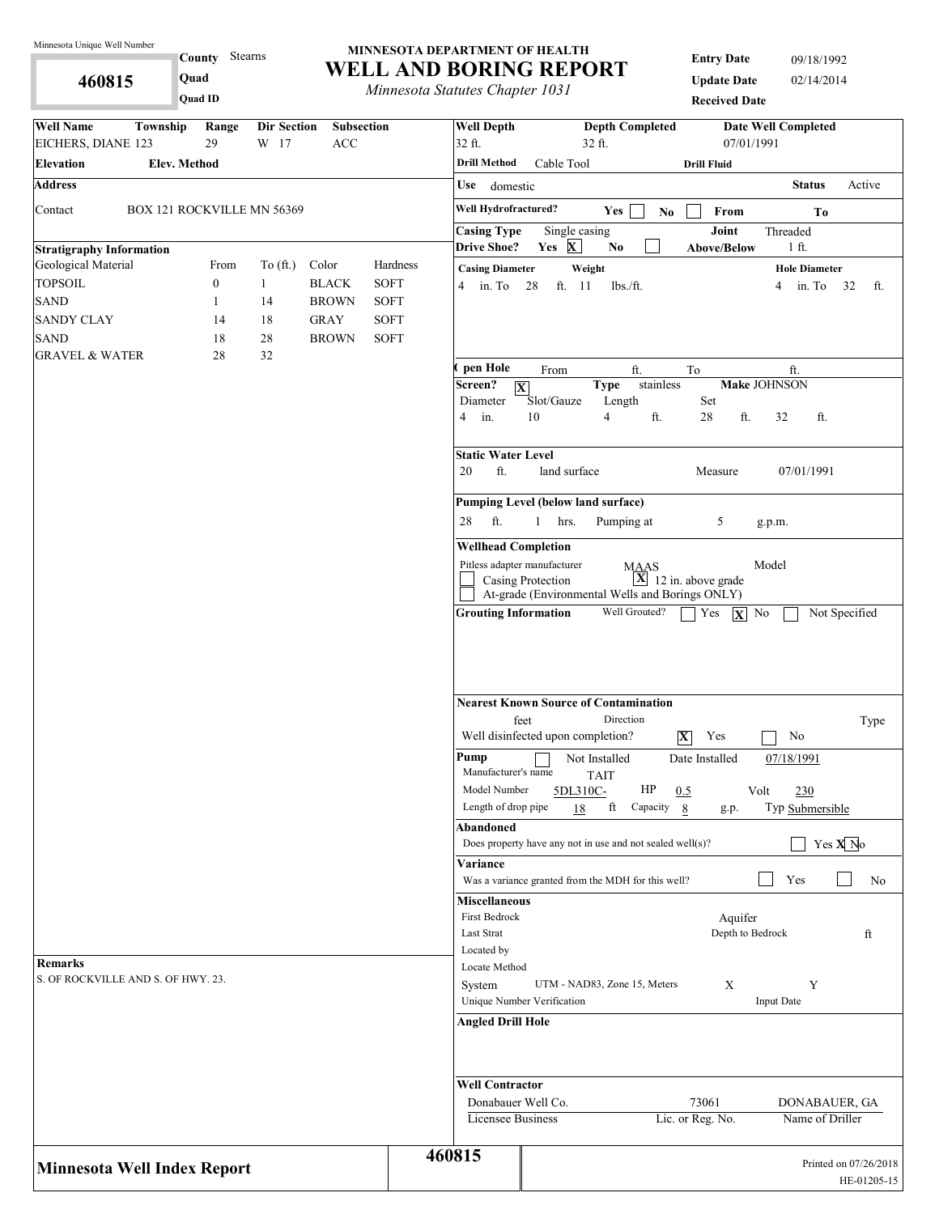Minnesota Unique Well Number

**460815**

**County** Stearns
**Quad**
**Quad ID**

# MINNESOTA DEPARTMENT OF HEALTH
# WELL AND BORING REPORT
*Minnesota Statutes Chapter 1031*

**Entry Date** 09/18/1992
**Update Date** 02/14/2014
**Received Date**

| Well Name | Township | Range | Dir Section | Subsection |
|---|---|---|---|---|
| EICHERS, DIANE | 123 | 29 | W 17 | ACC |

**Elevation** **Elev. Method**

**Address**

Contact BOX 121 ROCKVILLE MN 56369

### Stratigraphy Information

| Geological Material | From | To (ft.) | Color | Hardness |
|---|---|---|---|---|
| TOPSOIL | 0 | 1 | BLACK | SOFT |
| SAND | 1 | 14 | BROWN | SOFT |
| SANDY CLAY | 14 | 18 | GRAY | SOFT |
| SAND | 18 | 28 | BROWN | SOFT |
| GRAVEL & WATER | 28 | 32 | | |

**Remarks**

S. OF ROCKVILLE AND S. OF HWY. 23.

**Well Depth** 32 ft. **Depth Completed** 32 ft. **Date Well Completed** 07/01/1991

**Drill Method** Cable Tool **Drill Fluid**

**Use** domestic **Status** Active

**Well Hydrofractured?** Yes [ ] No [ ] From To

**Casing Type** Single casing **Joint** Threaded

**Drive Shoe?** Yes [X] No [ ] **Above/Below** 1 ft.

**Casing Diameter** 4 in. To 28 ft. **Weight** 11 lbs./ft. **Hole Diameter** 4 in. To 32 ft.

**Open Hole** From ft. To ft.

**Screen?** [X] **Type** stainless **Make** JOHNSON

| Diameter | Slot/Gauze | Length | Set | |
|---|---|---|---|---|
| 4 in. | 10 | 4 ft. | 28 ft. | 32 ft. |

**Static Water Level**

20 ft. land surface Measure 07/01/1991

**Pumping Level (below land surface)**

28 ft. 1 hrs. Pumping at 5 g.p.m.

**Wellhead Completion**

Pitless adapter manufacturer MAAS Model

[ ] Casing Protection [X] 12 in. above grade

[ ] At-grade (Environmental Wells and Borings ONLY)

**Grouting Information** Well Grouted? [ ] Yes [X] No [ ] Not Specified

**Nearest Known Source of Contamination**

feet Direction Type

Well disinfected upon completion? [X] Yes [ ] No

**Pump** [ ] Not Installed Date Installed 07/18/1991

Manufacturer's name TAIT

Model Number 5DL310C- HP 0.5 Volt 230

Length of drop pipe 18 ft Capacity 8 g.p. Typ Submersible

**Abandoned**

Does property have any not in use and not sealed well(s)? [ ] Yes [X] No

**Variance**

Was a variance granted from the MDH for this well? [ ] Yes [ ] No

**Miscellaneous**

First Bedrock Aquifer

Last Strat Depth to Bedrock ft

Located by

Locate Method

System UTM - NAD83, Zone 15, Meters X Y

Unique Number Verification Input Date

**Angled Drill Hole**

**Well Contractor**

| Donabauer Well Co. | 73061 | DONABAUER, GA |
|---|---|---|
| Licensee Business | Lic. or Reg. No. | Name of Driller |

**Minnesota Well Index Report** 460815

Printed on 07/26/2018
HE-01205-15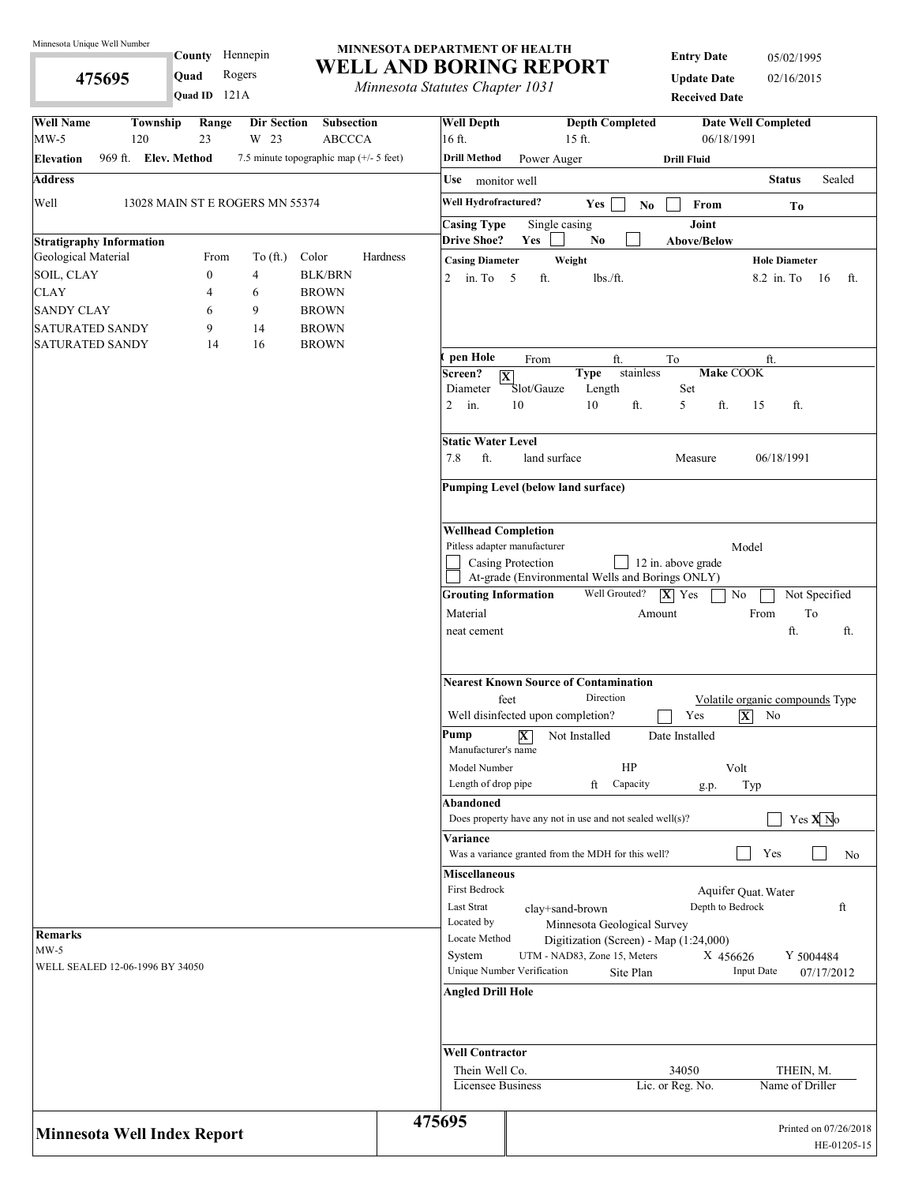Minnesota Unique Well Number

**475695**

**County** Hennepin
**Quad** Rogers
**Quad ID** 121A

# MINNESOTA DEPARTMENT OF HEALTH
# WELL AND BORING REPORT
*Minnesota Statutes Chapter 1031*

**Entry Date** 05/02/1995
**Update Date** 02/16/2015
**Received Date**

| Well Name | Township | Range | Dir Section | Subsection |
|---|---|---|---|---|
| MW-5 | 120 | 23 | W 23 | ABCCCA |

**Elevation** 969 ft. **Elev. Method** 7.5 minute topographic map (+/- 5 feet)

**Address**

Well 13028 MAIN ST E ROGERS MN 55374

**Stratigraphy Information**

| Geological Material | From | To (ft.) | Color | Hardness |
|---|---|---|---|---|
| SOIL, CLAY | 0 | 4 | BLK/BRN | |
| CLAY | 4 | 6 | BROWN | |
| SANDY CLAY | 6 | 9 | BROWN | |
| SATURATED SANDY | 9 | 14 | BROWN | |
| SATURATED SANDY | 14 | 16 | BROWN | |

**Remarks**

MW-5

WELL SEALED 12-06-1996 BY 34050

**Well Depth** 16 ft. **Depth Completed** 15 ft. **Date Well Completed** 06/18/1991

**Drill Method** Power Auger **Drill Fluid**

**Use** monitor well **Status** Sealed

**Well Hydrofractured?** Yes [ ] No [ ] From To

**Casing Type** Single casing **Joint**

**Drive Shoe?** Yes [ ] No [ ] **Above/Below**

**Casing Diameter** 2 in. To 5 ft. **Weight** lbs./ft. **Hole Diameter** 8.2 in. To 16 ft.

**Open Hole** From ft. To ft.

**Screen?** [X] **Type** stainless **Make** COOK

| Diameter | Slot/Gauze | Length | Set |
|---|---|---|---|
| 2 in. | 10 | 10 ft. | 5 ft. 15 ft. |

**Static Water Level**

7.8 ft. land surface Measure 06/18/1991

**Pumping Level (below land surface)**

**Wellhead Completion**

Pitless adapter manufacturer Model

[ ] Casing Protection [ ] 12 in. above grade

[ ] At-grade (Environmental Wells and Borings ONLY)

**Grouting Information** Well Grouted? [X] Yes [ ] No [ ] Not Specified

| Material | Amount | From | To |
|---|---|---|---|
| neat cement | | ft. | ft. |

**Nearest Known Source of Contamination**

feet Direction Volatile organic compounds Type

Well disinfected upon completion? [ ] Yes [X] No

**Pump** [X] Not Installed Date Installed

Manufacturer's name

Model Number HP Volt

Length of drop pipe ft Capacity g.p. Typ

**Abandoned**

Does property have any not in use and not sealed well(s)? [ ] Yes [X] No

**Variance**

Was a variance granted from the MDH for this well? [ ] Yes [ ] No

**Miscellaneous**

First Bedrock Aquifer Quat. Water

Last Strat clay+sand-brown Depth to Bedrock ft

Located by Minnesota Geological Survey

Locate Method Digitization (Screen) - Map (1:24,000)

System UTM - NAD83, Zone 15, Meters X 456626 Y 5004484

Unique Number Verification Site Plan Input Date 07/17/2012

**Angled Drill Hole**

**Well Contractor**

| Thein Well Co. | 34050 | THEIN, M. |
|---|---|---|
| Licensee Business | Lic. or Reg. No. | Name of Driller |

**Minnesota Well Index Report** **475695**

Printed on 07/26/2018

HE-01205-15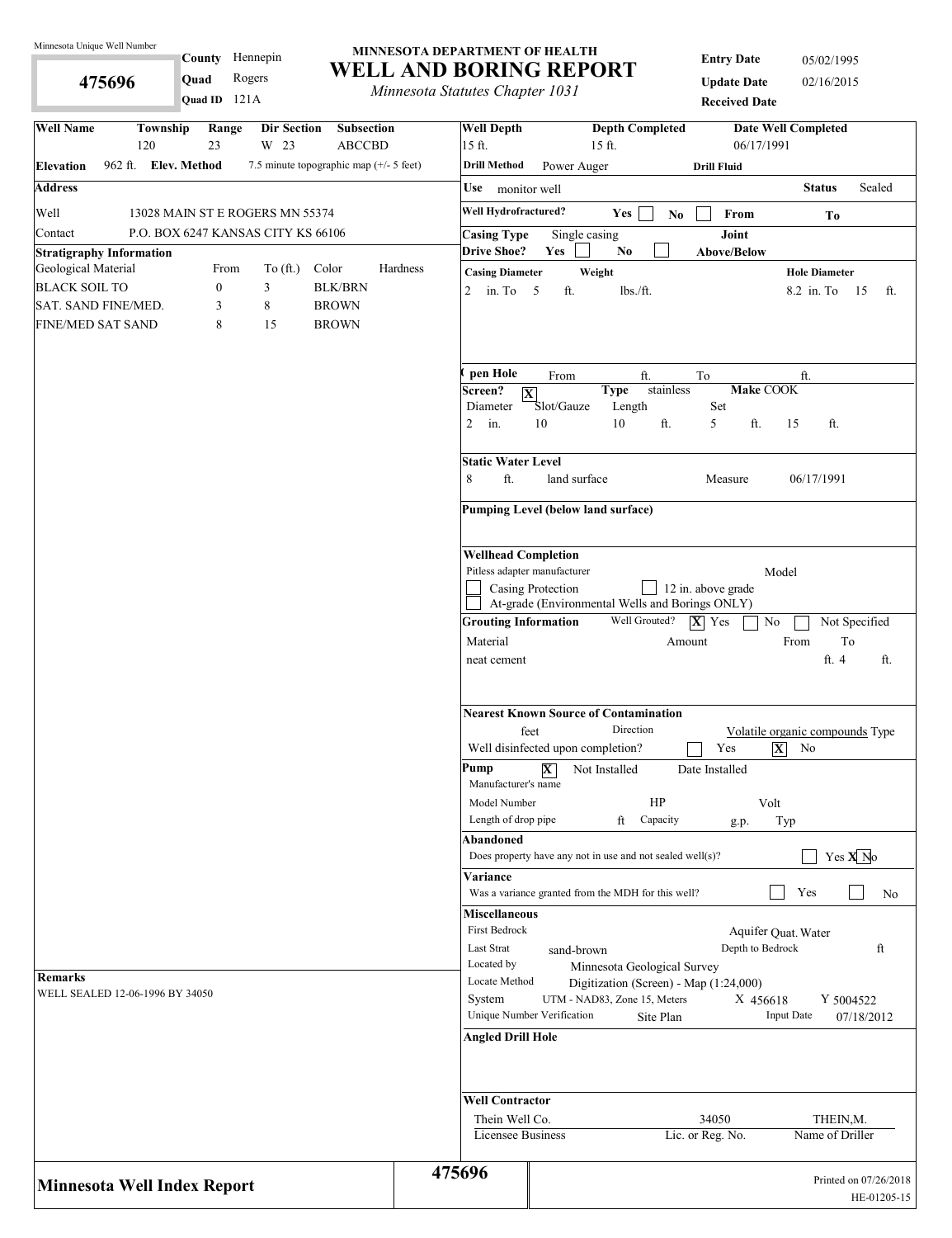Minnesota Unique Well Number

**475696**

**County** Hennepin
**Quad** Rogers
**Quad ID** 121A

# MINNESOTA DEPARTMENT OF HEALTH
# WELL AND BORING REPORT
*Minnesota Statutes Chapter 1031*

**Entry Date** 05/02/1995
**Update Date** 02/16/2015
**Received Date**

| **Well Name** | **Township** | **Range** | **Dir Section** | **Subsection** |
|---|---|---|---|---|
| | 120 | 23 | W 23 | ABCCBD |

**Elevation** 962 ft. **Elev. Method** 7.5 minute topographic map (+/- 5 feet)

**Address**

Well 13028 MAIN ST E ROGERS MN 55374

Contact P.O. BOX 6247 KANSAS CITY KS 66106

**Stratigraphy Information**

| Geological Material | From | To (ft.) | Color | Hardness |
|---|---|---|---|---|
| BLACK SOIL TO | 0 | 3 | BLK/BRN | |
| SAT. SAND FINE/MED. | 3 | 8 | BROWN | |
| FINE/MED SAT SAND | 8 | 15 | BROWN | |

**Remarks**

WELL SEALED 12-06-1996 BY 34050

**Well Depth** 15 ft. **Depth Completed** 15 ft. **Date Well Completed** 06/17/1991

**Drill Method** Power Auger **Drill Fluid**

**Use** monitor well **Status** Sealed

**Well Hydrofractured?** Yes ☐ No ☐ **From** **To**

**Casing Type** Single casing **Joint**

**Drive Shoe?** Yes ☐ No ☐ **Above/Below**

| Casing Diameter | Weight | Hole Diameter |
|---|---|---|
| 2 in. To 5 ft. | lbs./ft. | 8.2 in. To 15 ft. |

**Open Hole** From ft. To ft.

**Screen?** ☒ **Type** stainless **Make** COOK

| Diameter | Slot/Gauze | Length | Set |
|---|---|---|---|
| 2 in. | 10 | 10 ft. | 5 ft. 15 ft. |

**Static Water Level**

8 ft. land surface Measure 06/17/1991

**Pumping Level (below land surface)**

**Wellhead Completion**

Pitless adapter manufacturer Model

☐ Casing Protection ☐ 12 in. above grade

☐ At-grade (Environmental Wells and Borings ONLY)

**Grouting Information** Well Grouted? ☒ Yes ☐ No ☐ Not Specified

| Material | Amount | From | To |
|---|---|---|---|
| neat cement | | ft. | 4 ft. |

**Nearest Known Source of Contamination**

feet Direction Volatile organic compounds Type

Well disinfected upon completion? ☐ Yes ☒ No

**Pump** ☒ Not Installed Date Installed

Manufacturer's name

Model Number HP Volt

Length of drop pipe ft Capacity g.p. Typ

**Abandoned**

Does property have any not in use and not sealed well(s)? ☐ Yes ☒ No

**Variance**

Was a variance granted from the MDH for this well? ☐ Yes ☐ No

**Miscellaneous**

First Bedrock Aquifer Quat. Water

Last Strat sand-brown Depth to Bedrock ft

Located by Minnesota Geological Survey

Locate Method Digitization (Screen) - Map (1:24,000)

System UTM - NAD83, Zone 15, Meters X 456618 Y 5004522

Unique Number Verification Site Plan Input Date 07/18/2012

**Angled Drill Hole**

**Well Contractor**

| Thein Well Co. | 34050 | THEIN,M. |
|---|---|---|
| Licensee Business | Lic. or Reg. No. | Name of Driller |

**Minnesota Well Index Report** 475696

Printed on 07/26/2018
HE-01205-15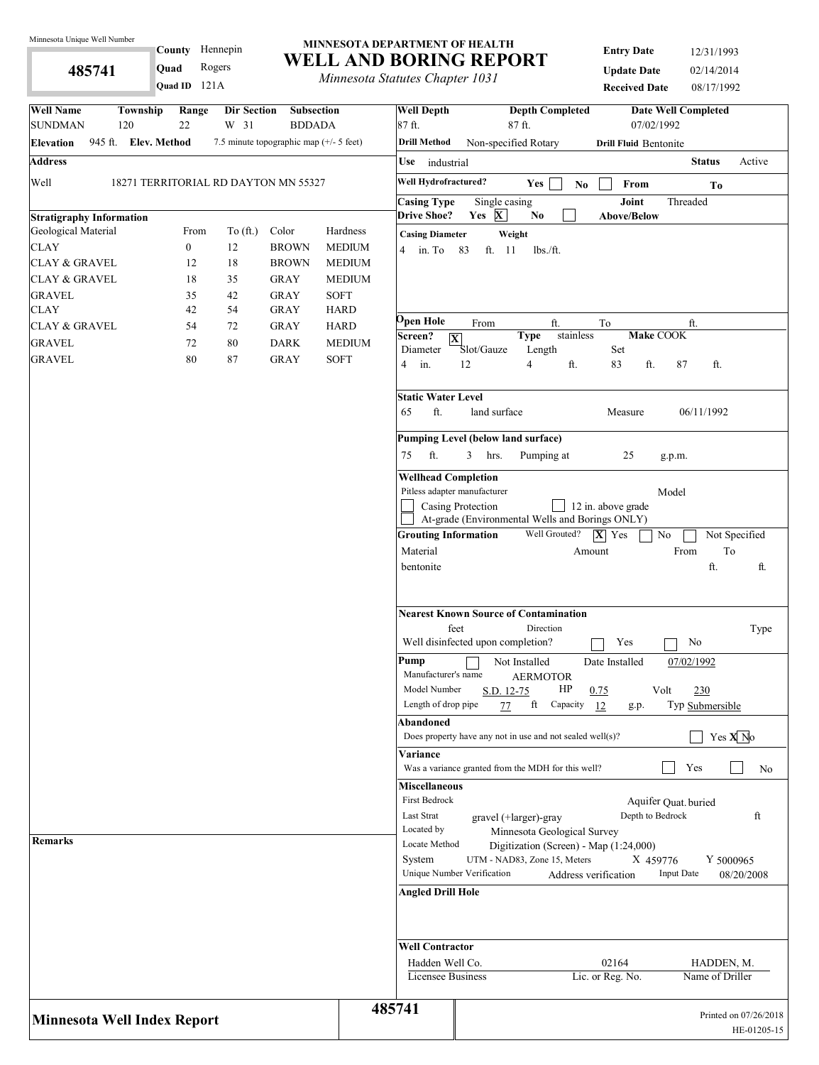Minnesota Unique Well Number

**485741**

**County** Hennepin
**Quad** Rogers
**Quad ID** 121A

# MINNESOTA DEPARTMENT OF HEALTH
# WELL AND BORING REPORT
*Minnesota Statutes Chapter 1031*

**Entry Date** 12/31/1993
**Update Date** 02/14/2014
**Received Date** 08/17/1992

| Well Name | Township | Range | Dir Section | Subsection |
|---|---|---|---|---|
| SUNDMAN | 120 | 22 | W 31 | BDDADA |

**Elevation** 945 ft. **Elev. Method** 7.5 minute topographic map (+/- 5 feet)

**Address**

Well 18271 TERRITORIAL RD DAYTON MN 55327

**Stratigraphy Information**

| Geological Material | From | To (ft.) | Color | Hardness |
|---|---|---|---|---|
| CLAY | 0 | 12 | BROWN | MEDIUM |
| CLAY & GRAVEL | 12 | 18 | BROWN | MEDIUM |
| CLAY & GRAVEL | 18 | 35 | GRAY | MEDIUM |
| GRAVEL | 35 | 42 | GRAY | SOFT |
| CLAY | 42 | 54 | GRAY | HARD |
| CLAY & GRAVEL | 54 | 72 | GRAY | HARD |
| GRAVEL | 72 | 80 | DARK | MEDIUM |
| GRAVEL | 80 | 87 | GRAY | SOFT |

**Remarks**

**Well Depth** 87 ft. **Depth Completed** 87 ft. **Date Well Completed** 07/02/1992

**Drill Method** Non-specified Rotary **Drill Fluid** Bentonite

**Use** industrial **Status** Active

**Well Hydrofractured?** Yes [ ] No [ ] From To

**Casing Type** Single casing **Joint** Threaded
**Drive Shoe?** Yes [X] No [ ] **Above/Below**

**Casing Diameter** **Weight**
4 in. To 83 ft. 11 lbs./ft.

**Open Hole** From ft. To ft.

**Screen?** [X] **Type** stainless **Make** COOK

| Diameter | Slot/Gauze | Length | Set | |
|---|---|---|---|---|
| 4 in. | 12 | 4 ft. | 83 ft. | 87 ft. |

**Static Water Level**
65 ft. land surface Measure 06/11/1992

**Pumping Level (below land surface)**
75 ft. 3 hrs. Pumping at 25 g.p.m.

**Wellhead Completion**
Pitless adapter manufacturer Model
[ ] Casing Protection [ ] 12 in. above grade
[ ] At-grade (Environmental Wells and Borings ONLY)

**Grouting Information** Well Grouted? [X] Yes [ ] No [ ] Not Specified

| Material | Amount | From | To |
|---|---|---|---|
| bentonite | | ft. | ft. |

**Nearest Known Source of Contamination**
feet Direction Type
Well disinfected upon completion? [ ] Yes [ ] No

**Pump** [ ] Not Installed Date Installed 07/02/1992
Manufacturer's name AERMOTOR
Model Number S.D. 12-75 HP 0.75 Volt 230
Length of drop pipe 77 ft Capacity 12 g.p. Typ Submersible

**Abandoned**
Does property have any not in use and not sealed well(s)? [ ] Yes [X] No

**Variance**
Was a variance granted from the MDH for this well? [ ] Yes [ ] No

**Miscellaneous**
First Bedrock Aquifer Quat. buried
Last Strat gravel (+larger)-gray Depth to Bedrock ft
Located by Minnesota Geological Survey
Locate Method Digitization (Screen) - Map (1:24,000)
System UTM - NAD83, Zone 15, Meters X 459776 Y 5000965
Unique Number Verification Address verification Input Date 08/20/2008

**Angled Drill Hole**

**Well Contractor**

| Hadden Well Co. | 02164 | HADDEN, M. |
|---|---|---|
| Licensee Business | Lic. or Reg. No. | Name of Driller |

**Minnesota Well Index Report** **485741** Printed on 07/26/2018 HE-01205-15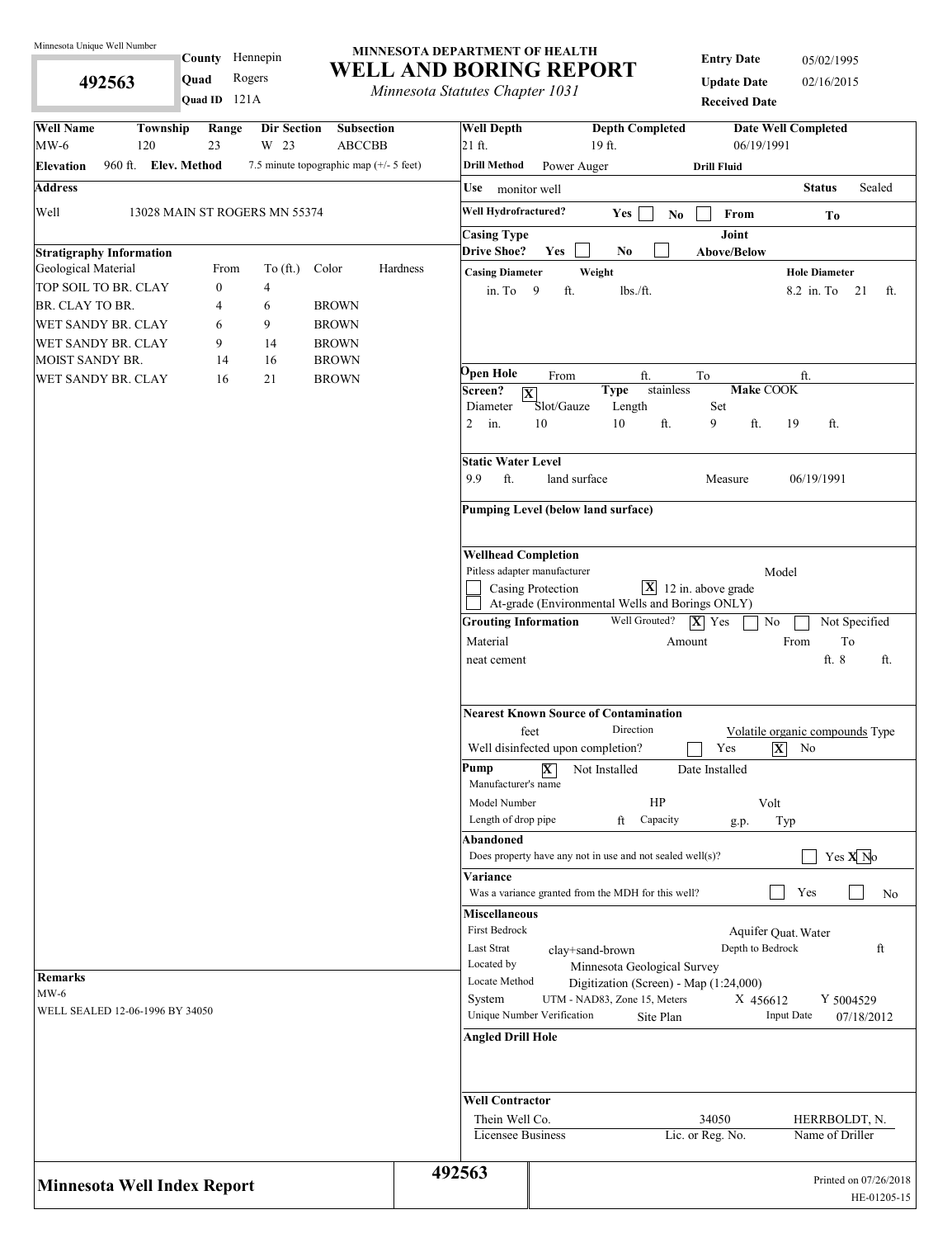Minnesota Unique Well Number

**492563**

**County** Hennepin
**Quad** Rogers
**Quad ID** 121A

**MINNESOTA DEPARTMENT OF HEALTH**

# WELL AND BORING REPORT

*Minnesota Statutes Chapter 1031*

**Entry Date** 05/02/1995
**Update Date** 02/16/2015
**Received Date**

| Well Name | Township | Range | Dir Section | Subsection |
|---|---|---|---|---|
| MW-6 | 120 | 23 | W 23 | ABCCBB |

**Elevation** 960 ft. **Elev. Method** 7.5 minute topographic map (+/- 5 feet)

**Address**

Well 13028 MAIN ST ROGERS MN 55374

**Stratigraphy Information**

| Geological Material | From | To (ft.) | Color | Hardness |
|---|---|---|---|---|
| TOP SOIL TO BR. CLAY | 0 | 4 | | |
| BR. CLAY TO BR. | 4 | 6 | BROWN | |
| WET SANDY BR. CLAY | 6 | 9 | BROWN | |
| WET SANDY BR. CLAY | 9 | 14 | BROWN | |
| MOIST SANDY BR. | 14 | 16 | BROWN | |
| WET SANDY BR. CLAY | 16 | 21 | BROWN | |

**Remarks**

MW-6
WELL SEALED 12-06-1996 BY 34050

**Well Depth** 21 ft. **Depth Completed** 19 ft. **Date Well Completed** 06/19/1991

**Drill Method** Power Auger **Drill Fluid**

**Use** monitor well **Status** Sealed

**Well Hydrofractured?** Yes [ ] No [ ] From To

**Casing Type** **Joint**

**Drive Shoe?** Yes [ ] No [ ] **Above/Below**

| Casing Diameter | Weight | Hole Diameter |
|---|---|---|
| in. To 9 ft. | lbs./ft. | 8.2 in. To 21 ft. |

**Open Hole** From ft. To ft.

**Screen?** [X] **Type** stainless **Make** COOK

| Diameter | Slot/Gauze | Length | Set |
|---|---|---|---|
| 2 in. | 10 | 10 ft. | 9 ft. 19 ft. |

**Static Water Level**

9.9 ft. land surface Measure 06/19/1991

**Pumping Level (below land surface)**

**Wellhead Completion**

Pitless adapter manufacturer Model

[ ] Casing Protection [X] 12 in. above grade
[ ] At-grade (Environmental Wells and Borings ONLY)

**Grouting Information** Well Grouted? [X] Yes [ ] No [ ] Not Specified

| Material | Amount | From | To |
|---|---|---|---|
| neat cement | | ft. 8 | ft. |

**Nearest Known Source of Contamination**

feet Direction Volatile organic compounds Type

Well disinfected upon completion? [ ] Yes [X] No

**Pump** [X] Not Installed Date Installed

Manufacturer's name

Model Number HP Volt

Length of drop pipe ft Capacity g.p. Typ

**Abandoned**

Does property have any not in use and not sealed well(s)? [ ] Yes [X] No

**Variance**

Was a variance granted from the MDH for this well? [ ] Yes [ ] No

**Miscellaneous**

First Bedrock Aquifer Quat. Water
Last Strat clay+sand-brown Depth to Bedrock ft
Located by Minnesota Geological Survey
Locate Method Digitization (Screen) - Map (1:24,000)
System UTM - NAD83, Zone 15, Meters X 456612 Y 5004529
Unique Number Verification Site Plan Input Date 07/18/2012

**Angled Drill Hole**

**Well Contractor**

| Thein Well Co. | 34050 | HERRBOLDT, N. |
|---|---|---|
| Licensee Business | Lic. or Reg. No. | Name of Driller |

**Minnesota Well Index Report** **492563** Printed on 07/26/2018 HE-01205-15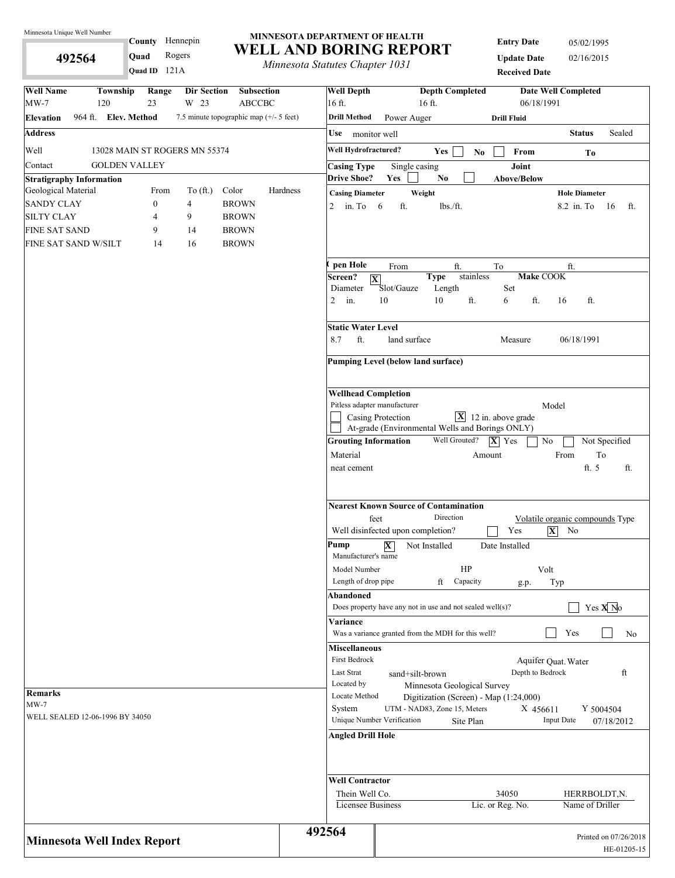Minnesota Unique Well Number

**492564**

**County** Hennepin
**Quad** Rogers
**Quad ID** 121A

# MINNESOTA DEPARTMENT OF HEALTH
# WELL AND BORING REPORT
*Minnesota Statutes Chapter 1031*

**Entry Date** 05/02/1995
**Update Date** 02/16/2015
**Received Date**

| Well Name | Township | Range | Dir Section | Subsection |
|---|---|---|---|---|
| MW-7 | 120 | 23 | W 23 | ABCCBC |

**Elevation** 964 ft. **Elev. Method** 7.5 minute topographic map (+/- 5 feet)

**Address**

Well: 13028 MAIN ST ROGERS MN 55374

Contact: GOLDEN VALLEY

**Stratigraphy Information**

| Geological Material | From | To (ft.) | Color | Hardness |
|---|---|---|---|---|
| SANDY CLAY | 0 | 4 | BROWN | |
| SILTY CLAY | 4 | 9 | BROWN | |
| FINE SAT SAND | 9 | 14 | BROWN | |
| FINE SAT SAND W/SILT | 14 | 16 | BROWN | |

**Remarks**

MW-7

WELL SEALED 12-06-1996 BY 34050

**Well Depth** 16 ft. **Depth Completed** 16 ft. **Date Well Completed** 06/18/1991

**Drill Method** Power Auger **Drill Fluid**

**Use** monitor well **Status** Sealed

**Well Hydrofractured?** Yes ☐ No ☐ From To

**Casing Type** Single casing **Joint**

**Drive Shoe?** Yes ☐ No ☐ **Above/Below**

**Casing Diameter** 2 in. To 6 ft. **Weight** lbs./ft. **Hole Diameter** 8.2 in. To 16 ft.

**Open Hole** From ft. To ft.

**Screen?** [X] **Type** stainless **Make** COOK

| Diameter | Slot/Gauze | Length | Set |
|---|---|---|---|
| 2 in. | 10 | 10 ft. | 6 ft. 16 ft. |

**Static Water Level**

8.7 ft. land surface Measure 06/18/1991

**Pumping Level (below land surface)**

**Wellhead Completion**

Pitless adapter manufacturer Model

☐ Casing Protection [X] 12 in. above grade

☐ At-grade (Environmental Wells and Borings ONLY)

**Grouting Information** Well Grouted? [X] Yes ☐ No ☐ Not Specified

| Material | Amount | From | To |
|---|---|---|---|
| neat cement | | ft. | 5 ft. |

**Nearest Known Source of Contamination**

feet Direction Volatile organic compounds Type

Well disinfected upon completion? ☐ Yes [X] No

**Pump** [X] Not Installed Date Installed

Manufacturer's name

Model Number HP Volt

Length of drop pipe ft Capacity g.p. Typ

**Abandoned**

Does property have any not in use and not sealed well(s)? ☐ Yes [X] No

**Variance**

Was a variance granted from the MDH for this well? ☐ Yes ☐ No

**Miscellaneous**

First Bedrock Aquifer Quat. Water

Last Strat sand+silt-brown Depth to Bedrock ft

Located by Minnesota Geological Survey

Locate Method Digitization (Screen) - Map (1:24,000)

System UTM - NAD83, Zone 15, Meters X 456611 Y 5004504

Unique Number Verification Site Plan Input Date 07/18/2012

**Angled Drill Hole**

**Well Contractor**

| Licensee Business | Lic. or Reg. No. | Name of Driller |
|---|---|---|
| Thein Well Co. | 34050 | HERRBOLDT,N. |

**Minnesota Well Index Report**

492564

Printed on 07/26/2018

HE-01205-15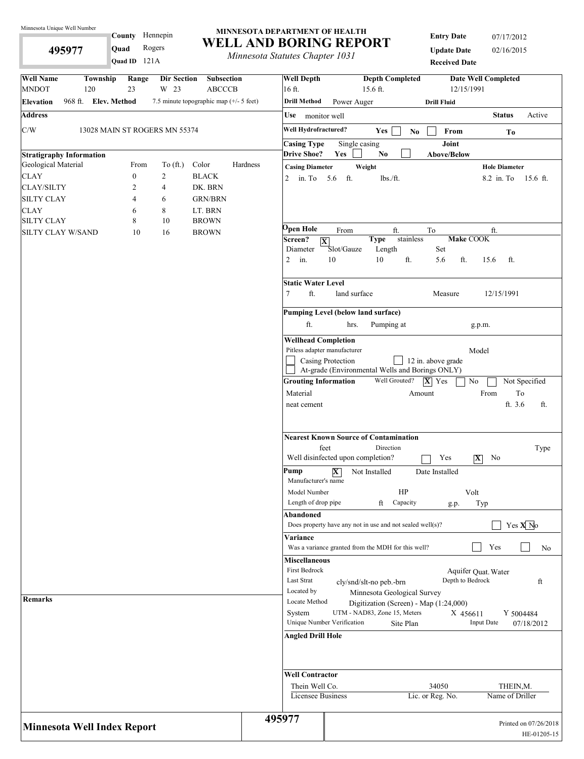Minnesota Unique Well Number

**495977**

**County** Hennepin
**Quad** Rogers
**Quad ID** 121A

# MINNESOTA DEPARTMENT OF HEALTH
# WELL AND BORING REPORT
*Minnesota Statutes Chapter 1031*

**Entry Date** 07/17/2012
**Update Date** 02/16/2015
**Received Date**

| Well Name | Township | Range | Dir Section | Subsection |
|---|---|---|---|---|
| MNDOT | 120 | 23 | W 23 | ABCCCB |

**Elevation** 968 ft. **Elev. Method** 7.5 minute topographic map (+/- 5 feet)

**Address**

C/W 13028 MAIN ST ROGERS MN 55374

**Stratigraphy Information**

| Geological Material | From | To (ft.) | Color | Hardness |
|---|---|---|---|---|
| CLAY | 0 | 2 | BLACK | |
| CLAY/SILTY | 2 | 4 | DK. BRN | |
| SILTY CLAY | 4 | 6 | GRN/BRN | |
| CLAY | 6 | 8 | LT. BRN | |
| SILTY CLAY | 8 | 10 | BROWN | |
| SILTY CLAY W/SAND | 10 | 16 | BROWN | |

**Remarks**

| Well Depth | Depth Completed | Date Well Completed |
|---|---|---|
| 16 ft. | 15.6 ft. | 12/15/1991 |

**Drill Method** Power Auger **Drill Fluid**

**Use** monitor well **Status** Active

**Well Hydrofractured?** Yes ☐ No ☐ From To

**Casing Type** Single casing **Joint**
**Drive Shoe?** Yes ☐ No ☐ **Above/Below**

**Casing Diameter** **Weight** **Hole Diameter**
2 in. To 5.6 ft. lbs./ft. 8.2 in. To 15.6 ft.

**Open Hole** From ft. To ft.

**Screen?** X **Type** stainless **Make** COOK

| Diameter | Slot/Gauze | Length | Set | |
|---|---|---|---|---|
| 2 in. | 10 | 10 ft. | 5.6 ft. | 15.6 ft. |

**Static Water Level**
7 ft. land surface Measure 12/15/1991

**Pumping Level (below land surface)**
ft. hrs. Pumping at g.p.m.

**Wellhead Completion**
Pitless adapter manufacturer Model
☐ Casing Protection ☐ 12 in. above grade
☐ At-grade (Environmental Wells and Borings ONLY)

**Grouting Information** Well Grouted? X Yes ☐ No ☐ Not Specified

| Material | Amount | From | To |
|---|---|---|---|
| neat cement | | ft. | 3.6 ft. |

**Nearest Known Source of Contamination**
feet Direction Type
Well disinfected upon completion? ☐ Yes X No

**Pump** X Not Installed Date Installed
Manufacturer's name
Model Number HP Volt
Length of drop pipe ft Capacity g.p. Typ

**Abandoned**
Does property have any not in use and not sealed well(s)? ☐ Yes X No

**Variance**
Was a variance granted from the MDH for this well? ☐ Yes ☐ No

**Miscellaneous**
First Bedrock Aquifer Quat. Water
Last Strat cly/snd/slt-no peb.-brn Depth to Bedrock ft
Located by Minnesota Geological Survey
Locate Method Digitization (Screen) - Map (1:24,000)
System UTM - NAD83, Zone 15, Meters X 456611 Y 5004484
Unique Number Verification Site Plan Input Date 07/18/2012

**Angled Drill Hole**

**Well Contractor**

| Licensee Business | Lic. or Reg. No. | Name of Driller |
|---|---|---|
| Thein Well Co. | 34050 | THEIN,M. |

**Minnesota Well Index Report** **495977**

Printed on 07/26/2018
HE-01205-15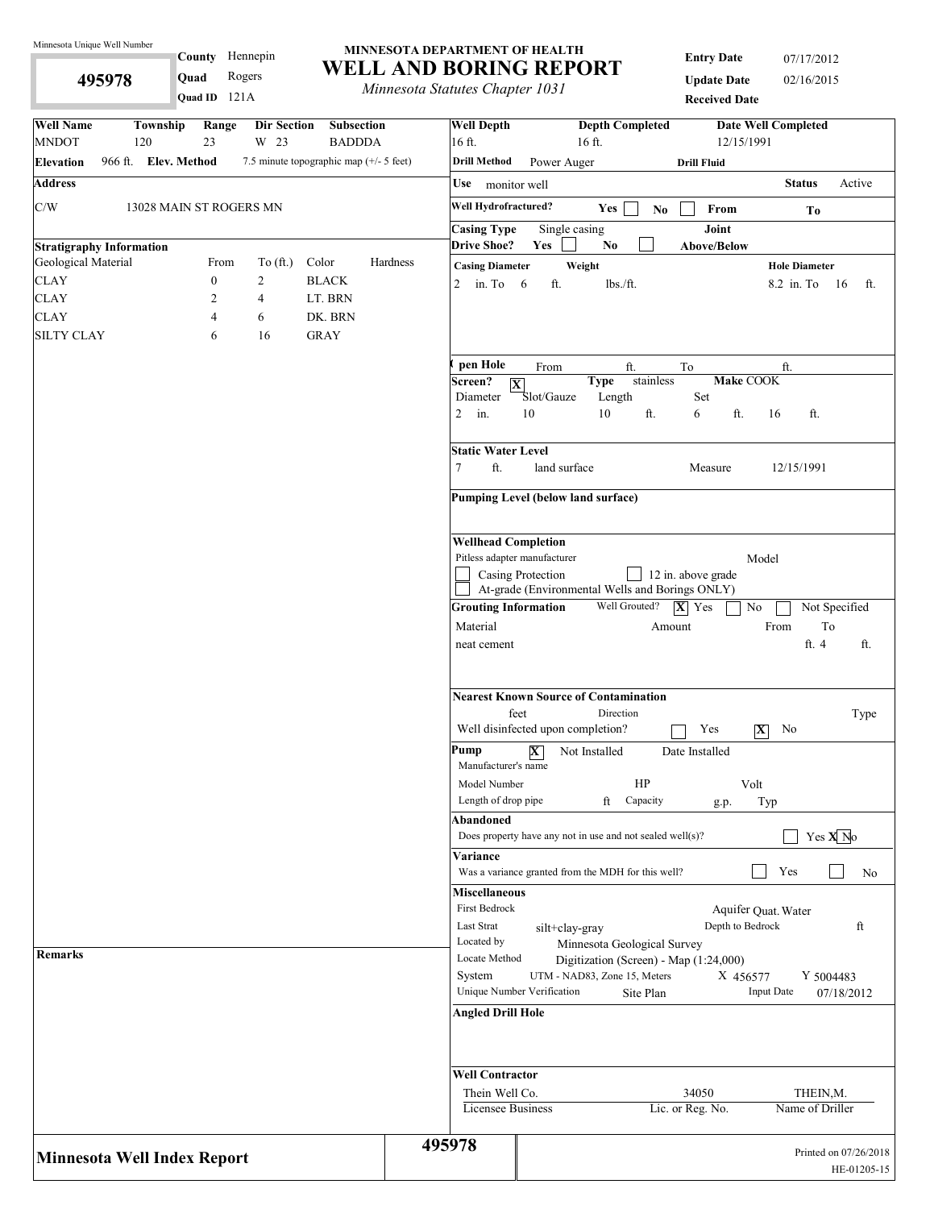Minnesota Unique Well Number

**495978**

**County** Hennepin
**Quad** Rogers
**Quad ID** 121A

# MINNESOTA DEPARTMENT OF HEALTH
# WELL AND BORING REPORT
*Minnesota Statutes Chapter 1031*

**Entry Date** 07/17/2012
**Update Date** 02/16/2015
**Received Date**

| Well Name | Township | Range | Dir Section | Subsection |
|---|---|---|---|---|
| MNDOT | 120 | 23 | W 23 | BADDDA |

**Elevation** 966 ft. **Elev. Method** 7.5 minute topographic map (+/- 5 feet)

**Address**

C/W 13028 MAIN ST ROGERS MN

**Stratigraphy Information**

| Geological Material | From | To (ft.) | Color | Hardness |
|---|---|---|---|---|
| CLAY | 0 | 2 | BLACK | |
| CLAY | 2 | 4 | LT. BRN | |
| CLAY | 4 | 6 | DK. BRN | |
| SILTY CLAY | 6 | 16 | GRAY | |

**Remarks**

**Well Depth** 16 ft. **Depth Completed** 16 ft. **Date Well Completed** 12/15/1991

**Drill Method** Power Auger **Drill Fluid**

**Use** monitor well **Status** Active

**Well Hydrofractured?** Yes ☐ No ☐ **From** **To**

**Casing Type** Single casing **Joint**
**Drive Shoe?** Yes ☐ No ☐ **Above/Below**

| Casing Diameter | Weight | Hole Diameter |
|---|---|---|
| 2 in. To 6 ft. | lbs./ft. | 8.2 in. To 16 ft. |

**Open Hole** From ft. To ft.

**Screen?** [X] **Type** stainless **Make** COOK

| Diameter | Slot/Gauze | Length | Set | |
|---|---|---|---|---|
| 2 in. | 10 | 10 ft. | 6 ft. | 16 ft. |

**Static Water Level**
7 ft. land surface Measure 12/15/1991

**Pumping Level (below land surface)**

**Wellhead Completion**
Pitless adapter manufacturer Model
☐ Casing Protection ☐ 12 in. above grade
☐ At-grade (Environmental Wells and Borings ONLY)

**Grouting Information** Well Grouted? [X] Yes ☐ No ☐ Not Specified

| Material | Amount | From | To |
|---|---|---|---|
| neat cement | | ft. | 4 ft. |

**Nearest Known Source of Contamination**
feet Direction Type
Well disinfected upon completion? ☐ Yes [X] No

**Pump** [X] Not Installed Date Installed
Manufacturer's name
Model Number HP Volt
Length of drop pipe ft Capacity g.p. Typ

**Abandoned**
Does property have any not in use and not sealed well(s)? ☐ Yes [X] No

**Variance**
Was a variance granted from the MDH for this well? ☐ Yes ☐ No

**Miscellaneous**
First Bedrock Aquifer Quat. Water
Last Strat silt+clay-gray Depth to Bedrock ft
Located by Minnesota Geological Survey
Locate Method Digitization (Screen) - Map (1:24,000)
System UTM - NAD83, Zone 15, Meters X 456577 Y 5004483
Unique Number Verification Site Plan Input Date 07/18/2012

**Angled Drill Hole**

**Well Contractor**

| Thein Well Co. | 34050 | THEIN,M. |
|---|---|---|
| Licensee Business | Lic. or Reg. No. | Name of Driller |

**Minnesota Well Index Report** 495978

Printed on 07/26/2018
HE-01205-15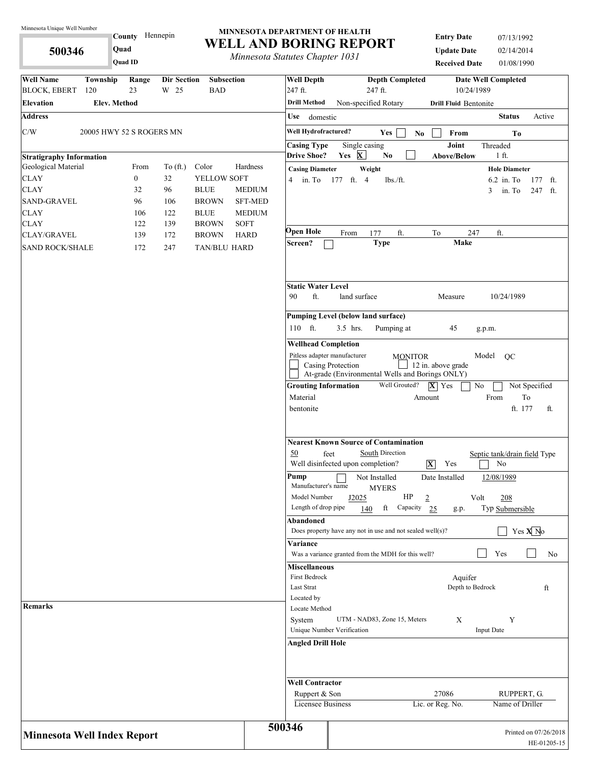Minnesota Unique Well Number

**500346**

**County** Hennepin
**Quad**
**Quad ID**

# MINNESOTA DEPARTMENT OF HEALTH
# WELL AND BORING REPORT
*Minnesota Statutes Chapter 1031*

**Entry Date** 07/13/1992
**Update Date** 02/14/2014
**Received Date** 01/08/1990

| Well Name | Township | Range | Dir Section | Subsection |
|---|---|---|---|---|
| BLOCK, EBERT | 120 | 23 | W 25 | BAD |

**Elevation** **Elev. Method**

**Address**

C/W 20005 HWY 52 S ROGERS MN

**Stratigraphy Information**

| Geological Material | From | To (ft.) | Color | Hardness |
|---|---|---|---|---|
| CLAY | 0 | 32 | YELLOW | SOFT |
| CLAY | 32 | 96 | BLUE | MEDIUM |
| SAND-GRAVEL | 96 | 106 | BROWN | SFT-MED |
| CLAY | 106 | 122 | BLUE | MEDIUM |
| CLAY | 122 | 139 | BROWN | SOFT |
| CLAY/GRAVEL | 139 | 172 | BROWN | HARD |
| SAND ROCK/SHALE | 172 | 247 | TAN/BLU | HARD |

**Well Depth** 247 ft. **Depth Completed** 247 ft. **Date Well Completed** 10/24/1989

**Drill Method** Non-specified Rotary **Drill Fluid** Bentonite

**Use** domestic **Status** Active

**Well Hydrofractured?** Yes ☐ No ☐ From To

**Casing Type** Single casing **Joint** Threaded

**Drive Shoe?** Yes ☒ No ☐ **Above/Below** 1 ft.

**Casing Diameter** 4 in. To 177 ft. **Weight** 4 lbs./ft.

**Hole Diameter** 6.2 in. To 177 ft.; 3 in. To 247 ft.

**Open Hole** From 177 ft. To 247 ft.

**Screen?** ☐ **Type** **Make**

**Static Water Level**
90 ft. land surface Measure 10/24/1989

**Pumping Level (below land surface)**
110 ft. 3.5 hrs. Pumping at 45 g.p.m.

**Wellhead Completion**
Pitless adapter manufacturer MONITOR Model QC
☐ Casing Protection ☐ 12 in. above grade
☐ At-grade (Environmental Wells and Borings ONLY)

**Grouting Information** Well Grouted? ☒ Yes ☐ No ☐ Not Specified

| Material | Amount | From | To |
|---|---|---|---|
| bentonite | | ft. | 177 ft. |

**Nearest Known Source of Contamination**
50 feet South Direction Septic tank/drain field Type
Well disinfected upon completion? ☒ Yes ☐ No

**Pump** ☐ Not Installed Date Installed 12/08/1989
Manufacturer's name MYERS
Model Number J2025 HP 2 Volt 208
Length of drop pipe 140 ft Capacity 25 g.p. Typ Submersible

**Abandoned**
Does property have any not in use and not sealed well(s)? ☐ Yes ☒ No

**Variance**
Was a variance granted from the MDH for this well? ☐ Yes ☐ No

**Miscellaneous**
First Bedrock Aquifer
Last Strat Depth to Bedrock ft
Located by
Locate Method
System UTM - NAD83, Zone 15, Meters X Y
Unique Number Verification Input Date

**Angled Drill Hole**

**Remarks**

**Well Contractor**

| Ruppert & Son | 27086 | RUPPERT, G. |
|---|---|---|
| Licensee Business | Lic. or Reg. No. | Name of Driller |

**Minnesota Well Index Report** 500346

Printed on 07/26/2018
HE-01205-15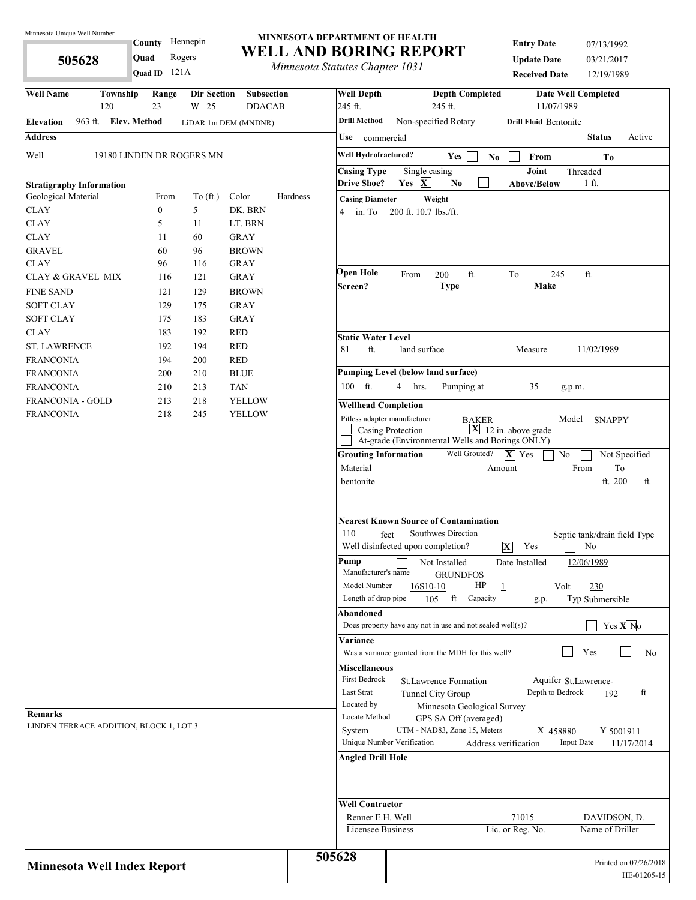Minnesota Unique Well Number

**505628**

**County** Hennepin
**Quad** Rogers
**Quad ID** 121A

# MINNESOTA DEPARTMENT OF HEALTH
# WELL AND BORING REPORT
*Minnesota Statutes Chapter 1031*

**Entry Date** 07/13/1992
**Update Date** 03/21/2017
**Received Date** 12/19/1989

| Well Name | Township | Range | Dir Section | Subsection |
|---|---|---|---|---|
| | 120 | 23 | W 25 | DDACAB |

**Elevation** 963 ft. **Elev. Method** LiDAR 1m DEM (MNDNR)

**Address**

Well 19180 LINDEN DR ROGERS MN

**Stratigraphy Information**

| Geological Material | From | To (ft.) | Color | Hardness |
|---|---|---|---|---|
| CLAY | 0 | 5 | DK. BRN | |
| CLAY | 5 | 11 | LT. BRN | |
| CLAY | 11 | 60 | GRAY | |
| GRAVEL | 60 | 96 | BROWN | |
| CLAY | 96 | 116 | GRAY | |
| CLAY & GRAVEL MIX | 116 | 121 | GRAY | |
| FINE SAND | 121 | 129 | BROWN | |
| SOFT CLAY | 129 | 175 | GRAY | |
| SOFT CLAY | 175 | 183 | GRAY | |
| CLAY | 183 | 192 | RED | |
| ST. LAWRENCE | 192 | 194 | RED | |
| FRANCONIA | 194 | 200 | RED | |
| FRANCONIA | 200 | 210 | BLUE | |
| FRANCONIA | 210 | 213 | TAN | |
| FRANCONIA - GOLD | 213 | 218 | YELLOW | |
| FRANCONIA | 218 | 245 | YELLOW | |

**Remarks**

LINDEN TERRACE ADDITION, BLOCK 1, LOT 3.

**Well Depth** 245 ft. **Depth Completed** 245 ft. **Date Well Completed** 11/07/1989

**Drill Method** Non-specified Rotary **Drill Fluid** Bentonite

**Use** commercial **Status** Active

**Well Hydrofractured?** Yes ☐ No ☐ **From** **To**

**Casing Type** Single casing **Joint** Threaded

**Drive Shoe?** Yes ☒ No ☐ **Above/Below** 1 ft.

**Casing Diameter** **Weight**
4 in. To 200 ft. 10.7 lbs./ft.

**Open Hole** From 200 ft. To 245 ft.

**Screen?** ☐ **Type** **Make**

**Static Water Level**
81 ft. land surface Measure 11/02/1989

**Pumping Level (below land surface)**
100 ft. 4 hrs. Pumping at 35 g.p.m.

**Wellhead Completion**
Pitless adapter manufacturer BAKER Model SNAPPY
☐ Casing Protection ☒ 12 in. above grade
☐ At-grade (Environmental Wells and Borings ONLY)

**Grouting Information** Well Grouted? ☒ Yes ☐ No ☐ Not Specified

| Material | Amount | From | To |
|---|---|---|---|
| bentonite | | ft. | 200 ft. |

**Nearest Known Source of Contamination**
110 feet Southwes Direction Septic tank/drain field Type
Well disinfected upon completion? ☒ Yes ☐ No

**Pump** ☐ Not Installed Date Installed 12/06/1989
Manufacturer's name GRUNDFOS
Model Number 16S10-10 HP 1 Volt 230
Length of drop pipe 105 ft Capacity g.p. Typ Submersible

**Abandoned**
Does property have any not in use and not sealed well(s)? ☐ Yes ☒ No

**Variance**
Was a variance granted from the MDH for this well? ☐ Yes ☐ No

**Miscellaneous**
First Bedrock St.Lawrence Formation Aquifer St.Lawrence-
Last Strat Tunnel City Group Depth to Bedrock 192 ft
Located by Minnesota Geological Survey
Locate Method GPS SA Off (averaged)
System UTM - NAD83, Zone 15, Meters X 458880 Y 5001911
Unique Number Verification Address verification Input Date 11/17/2014

**Angled Drill Hole**

**Well Contractor**
Renner E.H. Well 71015 DAVIDSON, D.
Licensee Business Lic. or Reg. No. Name of Driller

**Minnesota Well Index Report** **505628**

Printed on 07/26/2018
HE-01205-15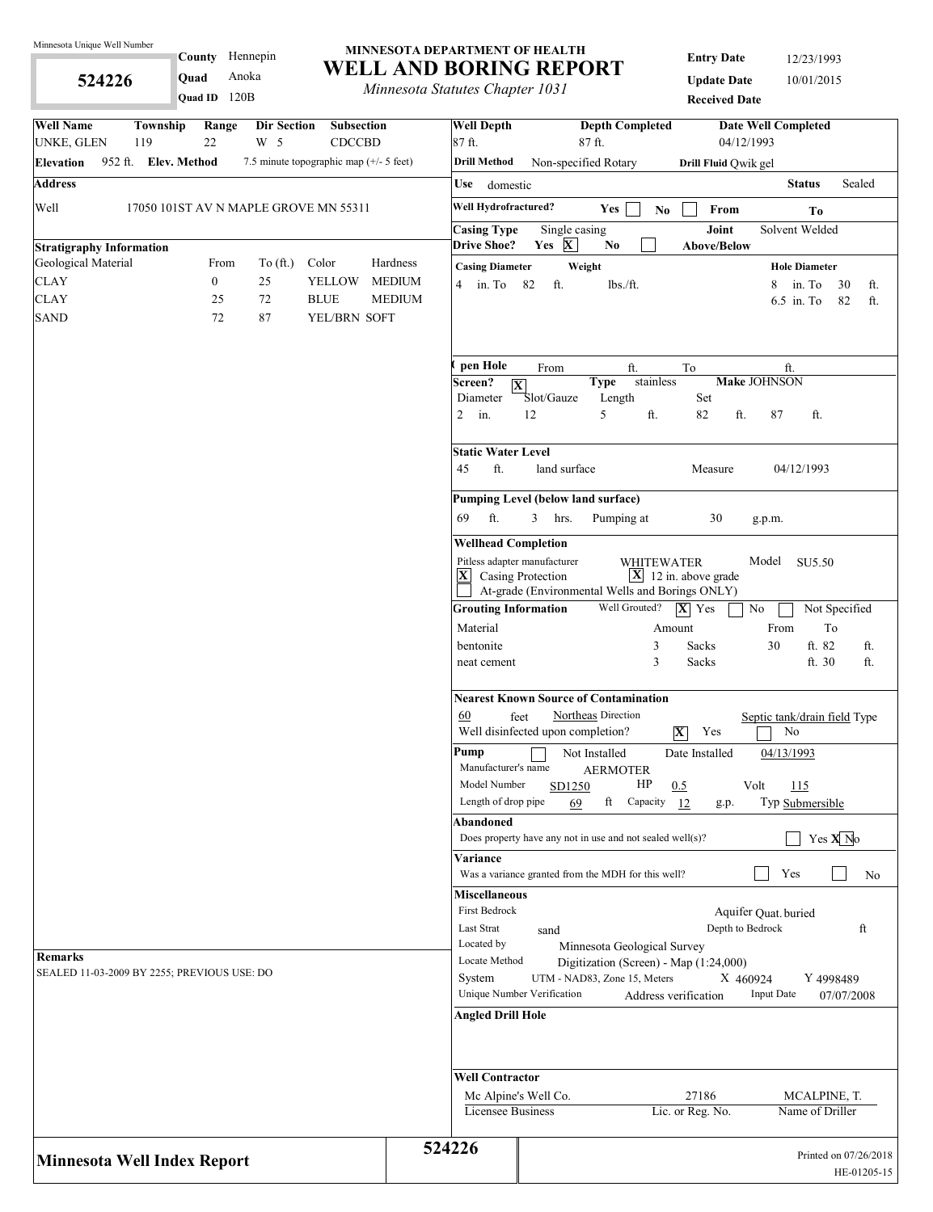Minnesota Unique Well Number

**524226**

**County** Hennepin
**Quad** Anoka
**Quad ID** 120B

# MINNESOTA DEPARTMENT OF HEALTH
# WELL AND BORING REPORT
*Minnesota Statutes Chapter 1031*

**Entry Date** 12/23/1993
**Update Date** 10/01/2015
**Received Date**

| Well Name | Township | Range | Dir Section | Subsection |
|---|---|---|---|---|
| UNKE, GLEN | 119 | 22 | W 5 | CDCCBD |

**Elevation** 952 ft. **Elev. Method** 7.5 minute topographic map (+/- 5 feet)

**Address**

Well 17050 101ST AV N MAPLE GROVE MN 55311

**Stratigraphy Information**

| Geological Material | From | To (ft.) | Color | Hardness |
|---|---|---|---|---|
| CLAY | 0 | 25 | YELLOW | MEDIUM |
| CLAY | 25 | 72 | BLUE | MEDIUM |
| SAND | 72 | 87 | YEL/BRN | SOFT |

**Remarks**

SEALED 11-03-2009 BY 2255; PREVIOUS USE: DO

**Well Depth** 87 ft. **Depth Completed** 87 ft. **Date Well Completed** 04/12/1993

**Drill Method** Non-specified Rotary **Drill Fluid** Qwik gel

**Use** domestic **Status** Sealed

**Well Hydrofractured?** Yes [ ] No [ ] From To

**Casing Type** Single casing **Joint** Solvent Welded
**Drive Shoe?** Yes [X] No [ ] **Above/Below**

**Casing Diameter** 4 in. To 82 ft. **Weight** lbs./ft.
**Hole Diameter** 8 in. To 30 ft.; 6.5 in. To 82 ft.

**Open Hole** From ft. To ft.
**Screen?** [X] **Type** stainless **Make** JOHNSON

| Diameter | Slot/Gauze | Length | Set |
|---|---|---|---|
| 2 in. | 12 | 5 ft. | 82 ft. 87 ft. |

**Static Water Level**
45 ft. land surface Measure 04/12/1993

**Pumping Level (below land surface)**
69 ft. 3 hrs. Pumping at 30 g.p.m.

**Wellhead Completion**
Pitless adapter manufacturer WHITEWATER Model SU5.50
[X] Casing Protection [X] 12 in. above grade
[ ] At-grade (Environmental Wells and Borings ONLY)

**Grouting Information** Well Grouted? [X] Yes [ ] No [ ] Not Specified

| Material | Amount | From | To |
|---|---|---|---|
| bentonite | 3 Sacks | 30 ft. | 82 ft. |
| neat cement | 3 Sacks | ft. | 30 ft. |

**Nearest Known Source of Contamination**
60 feet Northeas Direction Septic tank/drain field Type
Well disinfected upon completion? [X] Yes [ ] No

**Pump** [ ] Not Installed Date Installed 04/13/1993
Manufacturer's name AERMOTER
Model Number SD1250 HP 0.5 Volt 115
Length of drop pipe 69 ft Capacity 12 g.p. Typ Submersible

**Abandoned**
Does property have any not in use and not sealed well(s)? [ ] Yes [X] No

**Variance**
Was a variance granted from the MDH for this well? [ ] Yes [ ] No

**Miscellaneous**
First Bedrock Aquifer Quat. buried
Last Strat sand Depth to Bedrock ft
Located by Minnesota Geological Survey
Locate Method Digitization (Screen) - Map (1:24,000)
System UTM - NAD83, Zone 15, Meters X 460924 Y 4998489
Unique Number Verification Address verification Input Date 07/07/2008

**Angled Drill Hole**

**Well Contractor**
Mc Alpine's Well Co. 27186 MCALPINE, T.
Licensee Business Lic. or Reg. No. Name of Driller

**Minnesota Well Index Report** 524226

Printed on 07/26/2018
HE-01205-15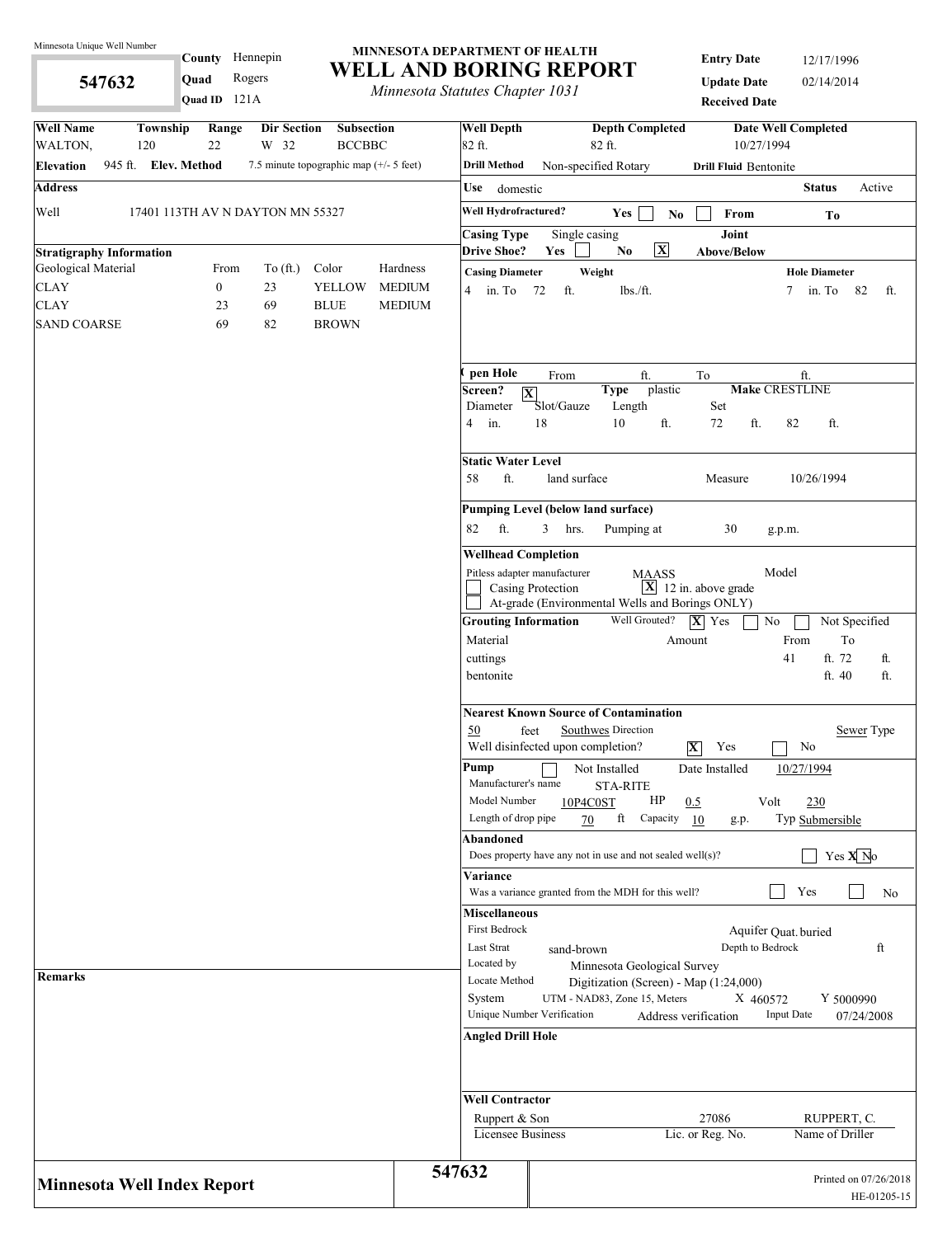Minnesota Unique Well Number

**547632**

**County** Hennepin
**Quad** Rogers
**Quad ID** 121A

# MINNESOTA DEPARTMENT OF HEALTH
# WELL AND BORING REPORT
*Minnesota Statutes Chapter 1031*

**Entry Date** 12/17/1996
**Update Date** 02/14/2014
**Received Date**

| Well Name | Township | Range | Dir Section | Subsection |
|---|---|---|---|---|
| WALTON, | 120 | 22 | W 32 | BCCBBC |

**Elevation** 945 ft. **Elev. Method** 7.5 minute topographic map (+/- 5 feet)

**Address**

Well 17401 113TH AV N DAYTON MN 55327

**Stratigraphy Information**

| Geological Material | From | To (ft.) | Color | Hardness |
|---|---|---|---|---|
| CLAY | 0 | 23 | YELLOW | MEDIUM |
| CLAY | 23 | 69 | BLUE | MEDIUM |
| SAND COARSE | 69 | 82 | BROWN | |

**Remarks**

**Well Depth** 82 ft. **Depth Completed** 82 ft. **Date Well Completed** 10/27/1994

**Drill Method** Non-specified Rotary **Drill Fluid** Bentonite

**Use** domestic **Status** Active

**Well Hydrofractured?** Yes [ ] No [ ] From To

**Casing Type** Single casing **Joint**
**Drive Shoe?** Yes [ ] No [X] **Above/Below**

| Casing Diameter | Weight | Hole Diameter |
|---|---|---|
| 4 in. To 72 ft. | lbs./ft. | 7 in. To 82 ft. |

**Open Hole** From ft. To ft.

**Screen?** [X] **Type** plastic **Make** CRESTLINE

| Diameter | Slot/Gauze | Length | Set |
|---|---|---|---|
| 4 in. | 18 | 10 ft. | 72 ft. 82 ft. |

**Static Water Level**

58 ft. land surface Measure 10/26/1994

**Pumping Level (below land surface)**

82 ft. 3 hrs. Pumping at 30 g.p.m.

**Wellhead Completion**

Pitless adapter manufacturer MAASS Model
[ ] Casing Protection [X] 12 in. above grade
[ ] At-grade (Environmental Wells and Borings ONLY)

**Grouting Information** Well Grouted? [X] Yes [ ] No [ ] Not Specified

| Material | Amount | From | To |
|---|---|---|---|
| cuttings | | 41 ft. | 72 ft. |
| bentonite | | ft. | 40 ft. |

**Nearest Known Source of Contamination**

50 feet Southwes Direction Sewer Type

Well disinfected upon completion? [X] Yes [ ] No

**Pump** [ ] Not Installed Date Installed 10/27/1994

Manufacturer's name STA-RITE
Model Number 10P4C0ST HP 0.5 Volt 230
Length of drop pipe 70 ft Capacity 10 g.p. Typ Submersible

**Abandoned**

Does property have any not in use and not sealed well(s)? [ ] Yes [X] No

**Variance**

Was a variance granted from the MDH for this well? [ ] Yes [ ] No

**Miscellaneous**

First Bedrock Aquifer Quat. buried
Last Strat sand-brown Depth to Bedrock ft
Located by Minnesota Geological Survey
Locate Method Digitization (Screen) - Map (1:24,000)
System UTM - NAD83, Zone 15, Meters X 460572 Y 5000990
Unique Number Verification Address verification Input Date 07/24/2008

**Angled Drill Hole**

**Well Contractor**

| Ruppert & Son | 27086 | RUPPERT, C. |
|---|---|---|
| Licensee Business | Lic. or Reg. No. | Name of Driller |

**Minnesota Well Index Report** 547632

Printed on 07/26/2018
HE-01205-15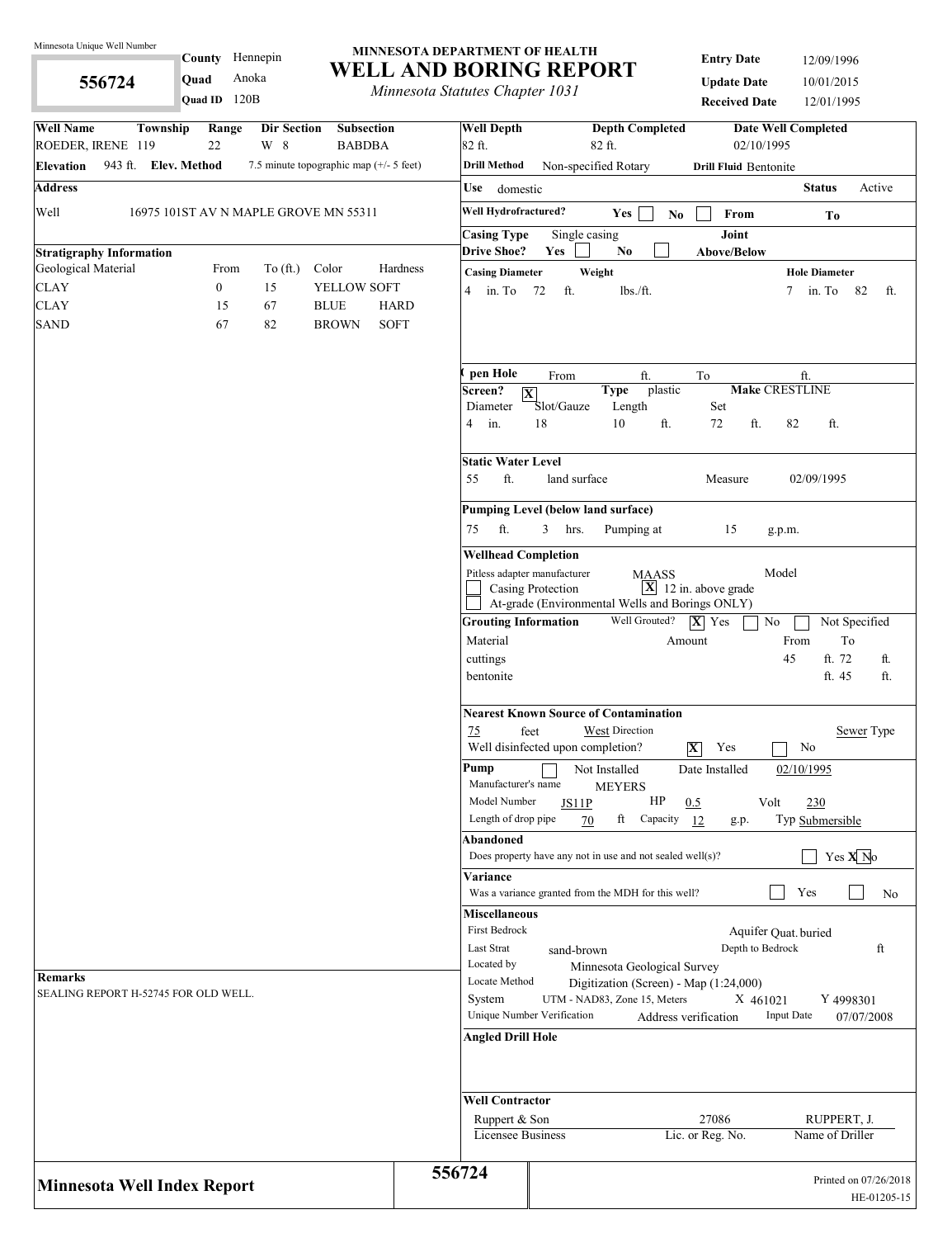Minnesota Unique Well Number

**556724**

**County** Hennepin
**Quad** Anoka
**Quad ID** 120B

# MINNESOTA DEPARTMENT OF HEALTH
# WELL AND BORING REPORT
*Minnesota Statutes Chapter 1031*

**Entry Date** 12/09/1996
**Update Date** 10/01/2015
**Received Date** 12/01/1995

| Well Name | Township | Range | Dir Section | Subsection |
|---|---|---|---|---|
| ROEDER, IRENE | 119 | 22 | W 8 | BABDBA |

**Elevation** 943 ft. **Elev. Method** 7.5 minute topographic map (+/- 5 feet)

**Address**

Well 16975 101ST AV N MAPLE GROVE MN 55311

**Stratigraphy Information**

| Geological Material | From | To (ft.) | Color | Hardness |
|---|---|---|---|---|
| CLAY | 0 | 15 | YELLOW | SOFT |
| CLAY | 15 | 67 | BLUE | HARD |
| SAND | 67 | 82 | BROWN | SOFT |

**Well Depth** 82 ft. **Depth Completed** 82 ft. **Date Well Completed** 02/10/1995

**Drill Method** Non-specified Rotary **Drill Fluid** Bentonite

**Use** domestic **Status** Active

**Well Hydrofractured?** Yes ☐ No ☐ From To

**Casing Type** Single casing **Joint**

**Drive Shoe?** Yes ☐ No ☐ **Above/Below**

**Casing Diameter** 4 in. To 72 ft. **Weight** lbs./ft. **Hole Diameter** 7 in. To 82 ft.

**Open Hole** From ft. To ft.

**Screen?** [X] **Type** plastic **Make** CRESTLINE

| Diameter | Slot/Gauze | Length | Set |
|---|---|---|---|
| 4 in. | 18 | 10 ft. | 72 ft. 82 ft. |

**Static Water Level**

55 ft. land surface Measure 02/09/1995

**Pumping Level (below land surface)**

75 ft. 3 hrs. Pumping at 15 g.p.m.

**Wellhead Completion**

Pitless adapter manufacturer MAASS Model

☐ Casing Protection [X] 12 in. above grade

☐ At-grade (Environmental Wells and Borings ONLY)

**Grouting Information** Well Grouted? [X] Yes ☐ No ☐ Not Specified

| Material | Amount | From | To |
|---|---|---|---|
| cuttings | | 45 ft. | 72 ft. |
| bentonite | | | 45 ft. |

**Nearest Known Source of Contamination**

75 feet West Direction Sewer Type

Well disinfected upon completion? [X] Yes ☐ No

**Pump** ☐ Not Installed Date Installed 02/10/1995

Manufacturer's name MEYERS

Model Number JS11P HP 0.5 Volt 230

Length of drop pipe 70 ft Capacity 12 g.p. Typ Submersible

**Abandoned**

Does property have any not in use and not sealed well(s)? ☐ Yes [X] No

**Variance**

Was a variance granted from the MDH for this well? ☐ Yes ☐ No

**Miscellaneous**

First Bedrock Aquifer Quat. buried

Last Strat sand-brown Depth to Bedrock ft

Located by Minnesota Geological Survey

Locate Method Digitization (Screen) - Map (1:24,000)

System UTM - NAD83, Zone 15, Meters X 461021 Y 4998301

Unique Number Verification Address verification Input Date 07/07/2008

**Angled Drill Hole**

**Remarks**

SEALING REPORT H-52745 FOR OLD WELL.

**Well Contractor**

| Ruppert & Son | 27086 | RUPPERT, J. |
|---|---|---|
| Licensee Business | Lic. or Reg. No. | Name of Driller |

**Minnesota Well Index Report** 556724

Printed on 07/26/2018
HE-01205-15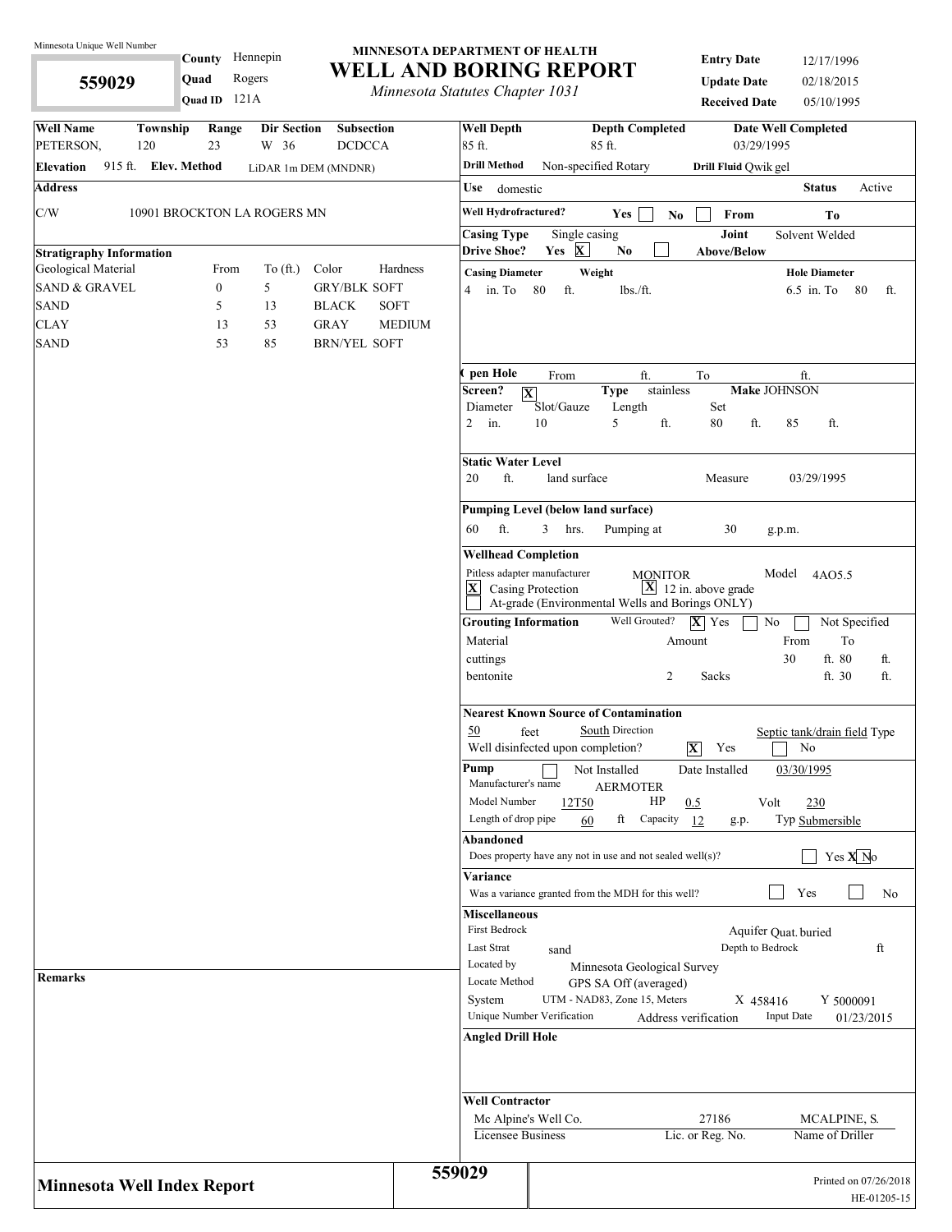Minnesota Unique Well Number

**559029**

**County** Hennepin
**Quad** Rogers
**Quad ID** 121A

# MINNESOTA DEPARTMENT OF HEALTH
# WELL AND BORING REPORT
*Minnesota Statutes Chapter 1031*

**Entry Date** 12/17/1996
**Update Date** 02/18/2015
**Received Date** 05/10/1995

| Well Name | Township | Range | Dir Section | Subsection |
|---|---|---|---|---|
| PETERSON, | 120 | 23 | W 36 | DCDCCA |

**Elevation** 915 ft. **Elev. Method** LiDAR 1m DEM (MNDNR)

**Address**

C/W 10901 BROCKTON LA ROGERS MN

**Stratigraphy Information**

| Geological Material | From | To (ft.) | Color | Hardness |
|---|---|---|---|---|
| SAND & GRAVEL | 0 | 5 | GRY/BLK | SOFT |
| SAND | 5 | 13 | BLACK | SOFT |
| CLAY | 13 | 53 | GRAY | MEDIUM |
| SAND | 53 | 85 | BRN/YEL | SOFT |

**Well Depth** 85 ft. **Depth Completed** 85 ft. **Date Well Completed** 03/29/1995

**Drill Method** Non-specified Rotary **Drill Fluid** Qwik gel

**Use** domestic **Status** Active

**Well Hydrofractured?** Yes [ ] No [ ] From To

**Casing Type** Single casing **Joint** Solvent Welded

**Drive Shoe?** Yes [X] No [ ] **Above/Below**

**Casing Diameter** 4 in. To 80 ft. **Weight** lbs./ft. **Hole Diameter** 6.5 in. To 80 ft.

**Open Hole** From ft. To ft.

**Screen?** [X] **Type** stainless **Make** JOHNSON

| Diameter | Slot/Gauze | Length | Set |
|---|---|---|---|
| 2 in. | 10 | 5 ft. | 80 ft. 85 ft. |

**Static Water Level**
20 ft. land surface Measure 03/29/1995

**Pumping Level (below land surface)**
60 ft. 3 hrs. Pumping at 30 g.p.m.

**Wellhead Completion**
Pitless adapter manufacturer MONITOR Model 4AO5.5
[X] Casing Protection [X] 12 in. above grade
[ ] At-grade (Environmental Wells and Borings ONLY)

**Grouting Information** Well Grouted? [X] Yes [ ] No [ ] Not Specified

| Material | Amount | From | To |
|---|---|---|---|
| cuttings | | 30 ft. | 80 ft. |
| bentonite | 2 Sacks | | 30 ft. |

**Nearest Known Source of Contamination**
50 feet South Direction Septic tank/drain field Type
Well disinfected upon completion? [X] Yes [ ] No

**Pump** [ ] Not Installed Date Installed 03/30/1995
Manufacturer's name AERMOTER
Model Number 12T50 HP 0.5 Volt 230
Length of drop pipe 60 ft Capacity 12 g.p. Typ Submersible

**Abandoned**
Does property have any not in use and not sealed well(s)? [ ] Yes [X] No

**Variance**
Was a variance granted from the MDH for this well? [ ] Yes [ ] No

**Miscellaneous**
First Bedrock Aquifer Quat. buried
Last Strat sand Depth to Bedrock ft
Located by Minnesota Geological Survey
Locate Method GPS SA Off (averaged)
System UTM - NAD83, Zone 15, Meters X 458416 Y 5000091
Unique Number Verification Address verification Input Date 01/23/2015

**Angled Drill Hole**

**Remarks**

**Well Contractor**

| Mc Alpine's Well Co. | 27186 | MCALPINE, S. |
|---|---|---|
| Licensee Business | Lic. or Reg. No. | Name of Driller |

**Minnesota Well Index Report** 559029

Printed on 07/26/2018
HE-01205-15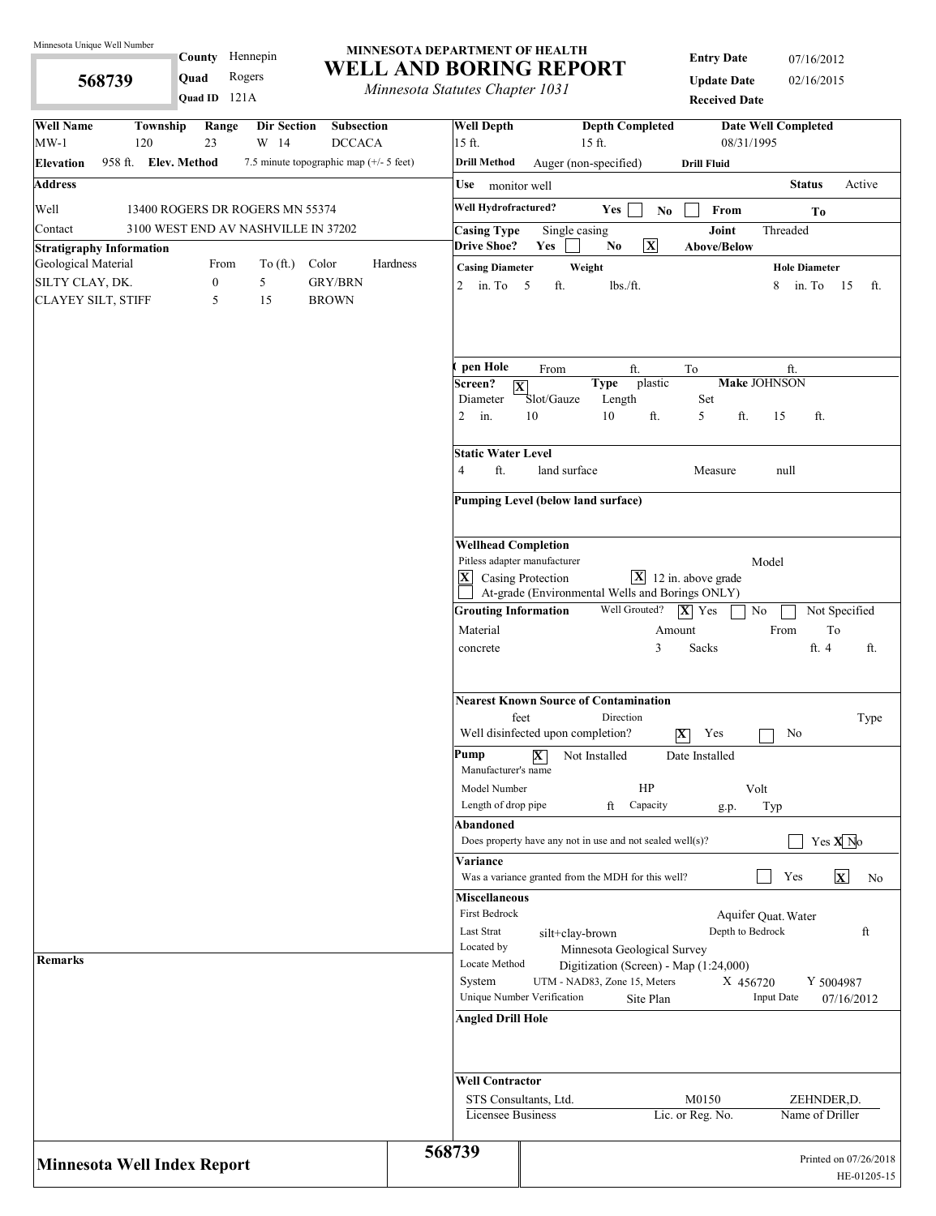Minnesota Unique Well Number

**568739**

**County** Hennepin
**Quad** Rogers
**Quad ID** 121A

# MINNESOTA DEPARTMENT OF HEALTH
# WELL AND BORING REPORT
*Minnesota Statutes Chapter 1031*

**Entry Date** 07/16/2012
**Update Date** 02/16/2015
**Received Date**

| Well Name | Township | Range | Dir Section | Subsection |
|---|---|---|---|---|
| MW-1 | 120 | 23 | W 14 | DCCACA |

**Elevation** 958 ft. **Elev. Method** 7.5 minute topographic map (+/- 5 feet)

**Address**

Well 13400 ROGERS DR ROGERS MN 55374

Contact 3100 WEST END AV NASHVILLE IN 37202

**Stratigraphy Information**

| Geological Material | From | To (ft.) | Color | Hardness |
|---|---|---|---|---|
| SILTY CLAY, DK. | 0 | 5 | GRY/BRN | |
| CLAYEY SILT, STIFF | 5 | 15 | BROWN | |

**Remarks**

**Well Depth** 15 ft. **Depth Completed** 15 ft. **Date Well Completed** 08/31/1995

**Drill Method** Auger (non-specified) **Drill Fluid**

**Use** monitor well **Status** Active

**Well Hydrofractured?** Yes [ ] No [ ] From To

**Casing Type** Single casing **Joint** Threaded

**Drive Shoe?** Yes [ ] No [X] **Above/Below**

**Casing Diameter** 2 in. To 5 ft. **Weight** lbs./ft. **Hole Diameter** 8 in. To 15 ft.

**Open Hole** From ft. To ft.

**Screen?** [X] **Type** plastic **Make** JOHNSON

| Diameter | Slot/Gauze | Length | Set | |
|---|---|---|---|---|
| 2 in. | 10 | 10 ft. | 5 ft. | 15 ft. |

**Static Water Level**

4 ft. land surface Measure null

**Pumping Level (below land surface)**

**Wellhead Completion**

Pitless adapter manufacturer Model

[X] Casing Protection [X] 12 in. above grade

[ ] At-grade (Environmental Wells and Borings ONLY)

**Grouting Information** Well Grouted? [X] Yes [ ] No [ ] Not Specified

| Material | Amount | From | To |
|---|---|---|---|
| concrete | 3 Sacks | ft. | 4 ft. |

**Nearest Known Source of Contamination**

feet Direction Type

Well disinfected upon completion? [X] Yes [ ] No

**Pump** [X] Not Installed Date Installed

Manufacturer's name

Model Number HP Volt

Length of drop pipe ft Capacity g.p. Typ

**Abandoned**

Does property have any not in use and not sealed well(s)? [ ] Yes [X] No

**Variance**

Was a variance granted from the MDH for this well? [ ] Yes [X] No

**Miscellaneous**

First Bedrock Aquifer Quat. Water

Last Strat silt+clay-brown Depth to Bedrock ft

Located by Minnesota Geological Survey

Locate Method Digitization (Screen) - Map (1:24,000)

System UTM - NAD83, Zone 15, Meters X 456720 Y 5004987

Unique Number Verification Site Plan Input Date 07/16/2012

**Angled Drill Hole**

**Well Contractor**

| STS Consultants, Ltd. | M0150 | ZEHNDER,D. |
|---|---|---|
| Licensee Business | Lic. or Reg. No. | Name of Driller |

**Minnesota Well Index Report** **568739**

Printed on 07/26/2018
HE-01205-15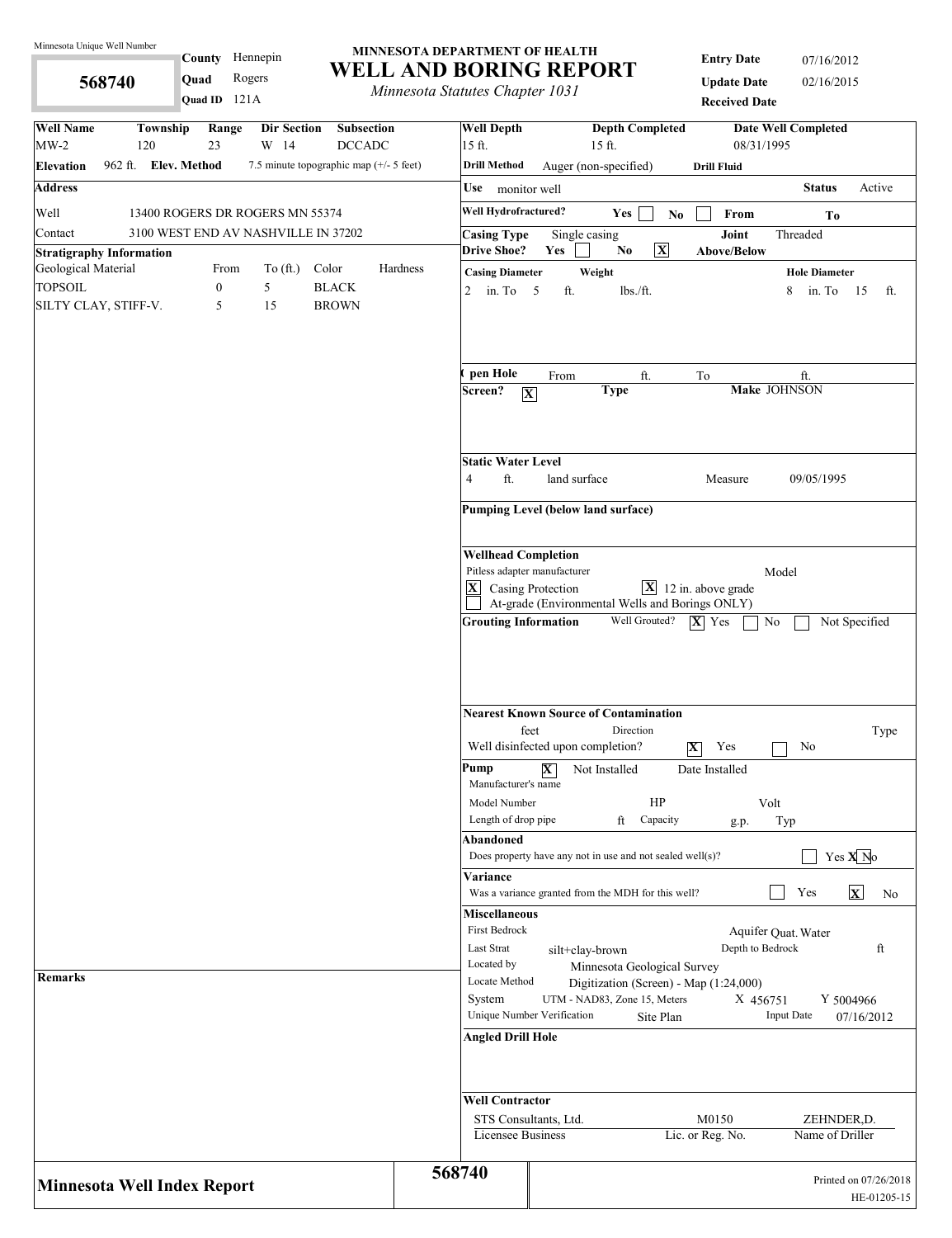Minnesota Unique Well Number

**568740**

**County** Hennepin
**Quad** Rogers
**Quad ID** 121A

# MINNESOTA DEPARTMENT OF HEALTH
# WELL AND BORING REPORT
*Minnesota Statutes Chapter 1031*

**Entry Date** 07/16/2012
**Update Date** 02/16/2015
**Received Date**

| **Well Name** | **Township** | **Range** | **Dir Section** | **Subsection** |
|---|---|---|---|---|
| MW-2 | 120 | 23 | W 14 | DCCADC |

**Elevation** 962 ft. **Elev. Method** 7.5 minute topographic map (+/- 5 feet)

**Address**

Well: 13400 ROGERS DR ROGERS MN 55374
Contact: 3100 WEST END AV NASHVILLE IN 37202

**Stratigraphy Information**

| Geological Material | From | To (ft.) | Color | Hardness |
|---|---|---|---|---|
| TOPSOIL | 0 | 5 | BLACK | |
| SILTY CLAY, STIFF-V. | 5 | 15 | BROWN | |

**Remarks**

**Well Depth** 15 ft. **Depth Completed** 15 ft. **Date Well Completed** 08/31/1995

**Drill Method** Auger (non-specified) **Drill Fluid**

**Use** monitor well **Status** Active

**Well Hydrofractured?** Yes [ ] No [ ] **From** **To**

**Casing Type** Single casing **Joint** Threaded
**Drive Shoe?** Yes [ ] No [X] **Above/Below**

**Casing Diameter** 2 in. To 5 ft. **Weight** lbs./ft. **Hole Diameter** 8 in. To 15 ft.

**Open Hole** From ft. To ft.
**Screen?** [X] **Type** **Make** JOHNSON

**Static Water Level**
4 ft. land surface Measure 09/05/1995

**Pumping Level (below land surface)**

**Wellhead Completion**
Pitless adapter manufacturer Model
[X] Casing Protection [X] 12 in. above grade
[ ] At-grade (Environmental Wells and Borings ONLY)

**Grouting Information** Well Grouted? [X] Yes [ ] No [ ] Not Specified

**Nearest Known Source of Contamination**
feet Direction Type
Well disinfected upon completion? [X] Yes [ ] No

**Pump** [X] Not Installed Date Installed
Manufacturer's name
Model Number HP Volt
Length of drop pipe ft Capacity g.p. Typ

**Abandoned**
Does property have any not in use and not sealed well(s)? [ ] Yes [X] No

**Variance**
Was a variance granted from the MDH for this well? [ ] Yes [X] No

**Miscellaneous**
First Bedrock Aquifer Quat. Water
Last Strat silt+clay-brown Depth to Bedrock ft
Located by Minnesota Geological Survey
Locate Method Digitization (Screen) - Map (1:24,000)
System UTM - NAD83, Zone 15, Meters X 456751 Y 5004966
Unique Number Verification Site Plan Input Date 07/16/2012

**Angled Drill Hole**

**Well Contractor**

| STS Consultants, Ltd. | M0150 | ZEHNDER,D. |
|---|---|---|
| Licensee Business | Lic. or Reg. No. | Name of Driller |

**Minnesota Well Index Report** **568740**

Printed on 07/26/2018
HE-01205-15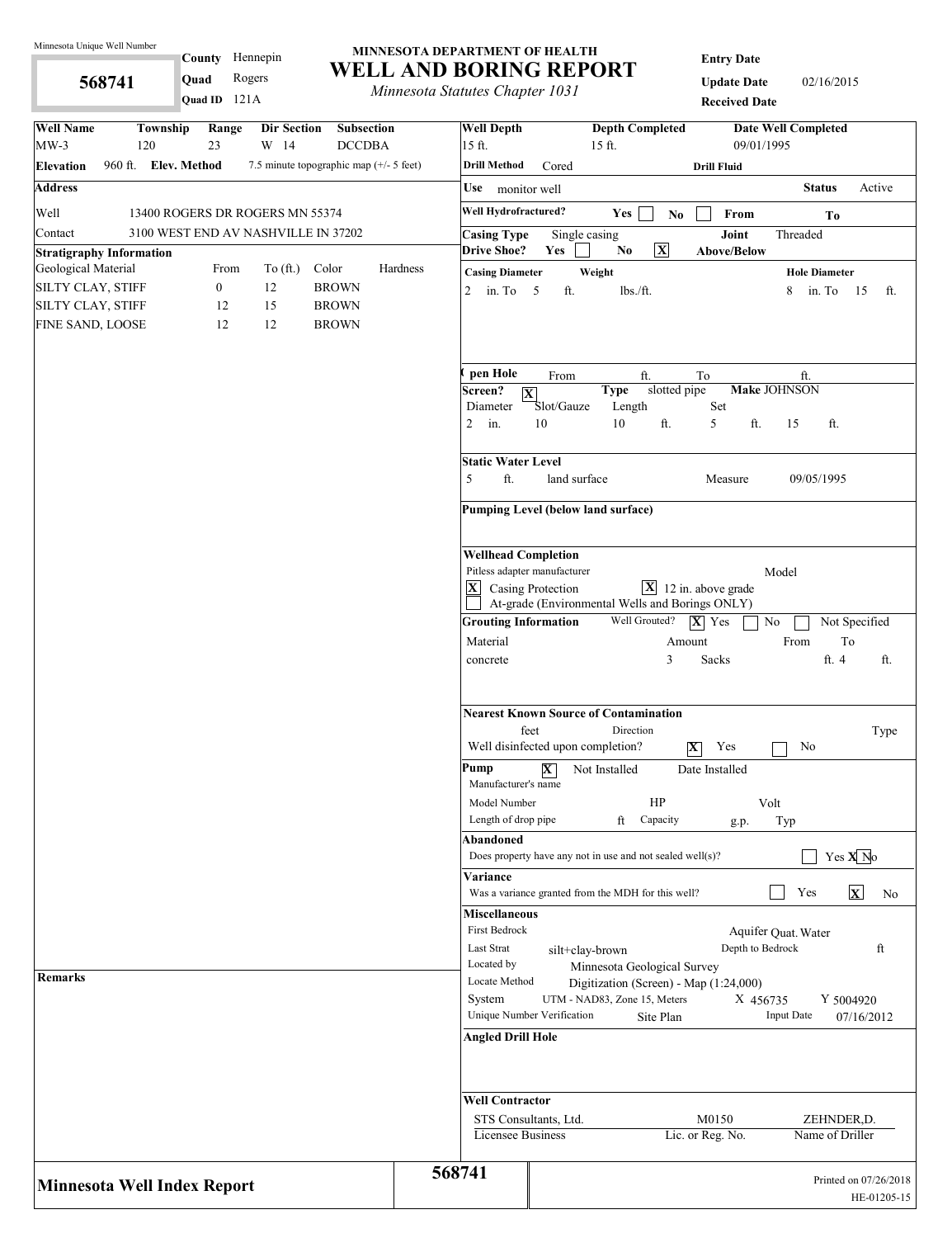Minnesota Unique Well Number

**568741**

**County** Hennepin
**Quad** Rogers
**Quad ID** 121A

# MINNESOTA DEPARTMENT OF HEALTH
# WELL AND BORING REPORT
*Minnesota Statutes Chapter 1031*

**Entry Date**
**Update Date** 02/16/2015
**Received Date**

| Well Name | Township | Range | Dir Section | Subsection |
|---|---|---|---|---|
| MW-3 | 120 | 23 | W 14 | DCCDBA |

**Elevation** 960 ft. **Elev. Method** 7.5 minute topographic map (+/- 5 feet)

**Address**

Well 13400 ROGERS DR ROGERS MN 55374

Contact 3100 WEST END AV NASHVILLE IN 37202

**Stratigraphy Information**

| Geological Material | From | To (ft.) | Color | Hardness |
|---|---|---|---|---|
| SILTY CLAY, STIFF | 0 | 12 | BROWN | |
| SILTY CLAY, STIFF | 12 | 15 | BROWN | |
| FINE SAND, LOOSE | 12 | 12 | BROWN | |

**Remarks**

| Well Depth | Depth Completed | Date Well Completed |
|---|---|---|
| 15 ft. | 15 ft. | 09/01/1995 |

**Drill Method** Cored **Drill Fluid**

**Use** monitor well **Status** Active

**Well Hydrofractured?** Yes [ ] No [ ] From To

**Casing Type** Single casing **Joint** Threaded

**Drive Shoe?** Yes [ ] No [X] **Above/Below**

**Casing Diameter** 2 in. To 5 ft. **Weight** lbs./ft. **Hole Diameter** 8 in. To 15 ft.

**Open Hole** From ft. To ft.

**Screen?** [X] **Type** slotted pipe **Make** JOHNSON

| Diameter | Slot/Gauze | Length | Set | |
|---|---|---|---|---|
| 2 in. | 10 | 10 ft. | 5 ft. | 15 ft. |

**Static Water Level**

5 ft. land surface Measure 09/05/1995

**Pumping Level (below land surface)**

**Wellhead Completion**

Pitless adapter manufacturer Model

[X] Casing Protection [X] 12 in. above grade

[ ] At-grade (Environmental Wells and Borings ONLY)

**Grouting Information** Well Grouted? [X] Yes [ ] No [ ] Not Specified

| Material | Amount | From | To |
|---|---|---|---|
| concrete | 3 Sacks | ft. | 4 ft. |

**Nearest Known Source of Contamination**

feet Direction Type

Well disinfected upon completion? [X] Yes [ ] No

**Pump** [X] Not Installed Date Installed

Manufacturer's name

Model Number HP Volt

Length of drop pipe ft Capacity g.p. Typ

**Abandoned**

Does property have any not in use and not sealed well(s)? [ ] Yes [X] No

**Variance**

Was a variance granted from the MDH for this well? [ ] Yes [X] No

**Miscellaneous**

First Bedrock Aquifer Quat. Water

Last Strat silt+clay-brown Depth to Bedrock ft

Located by Minnesota Geological Survey

Locate Method Digitization (Screen) - Map (1:24,000)

System UTM - NAD83, Zone 15, Meters X 456735 Y 5004920

Unique Number Verification Site Plan Input Date 07/16/2012

**Angled Drill Hole**

**Well Contractor**

| STS Consultants, Ltd. | M0150 | ZEHNDER,D. |
|---|---|---|
| Licensee Business | Lic. or Reg. No. | Name of Driller |

**Minnesota Well Index Report** **568741**

Printed on 07/26/2018
HE-01205-15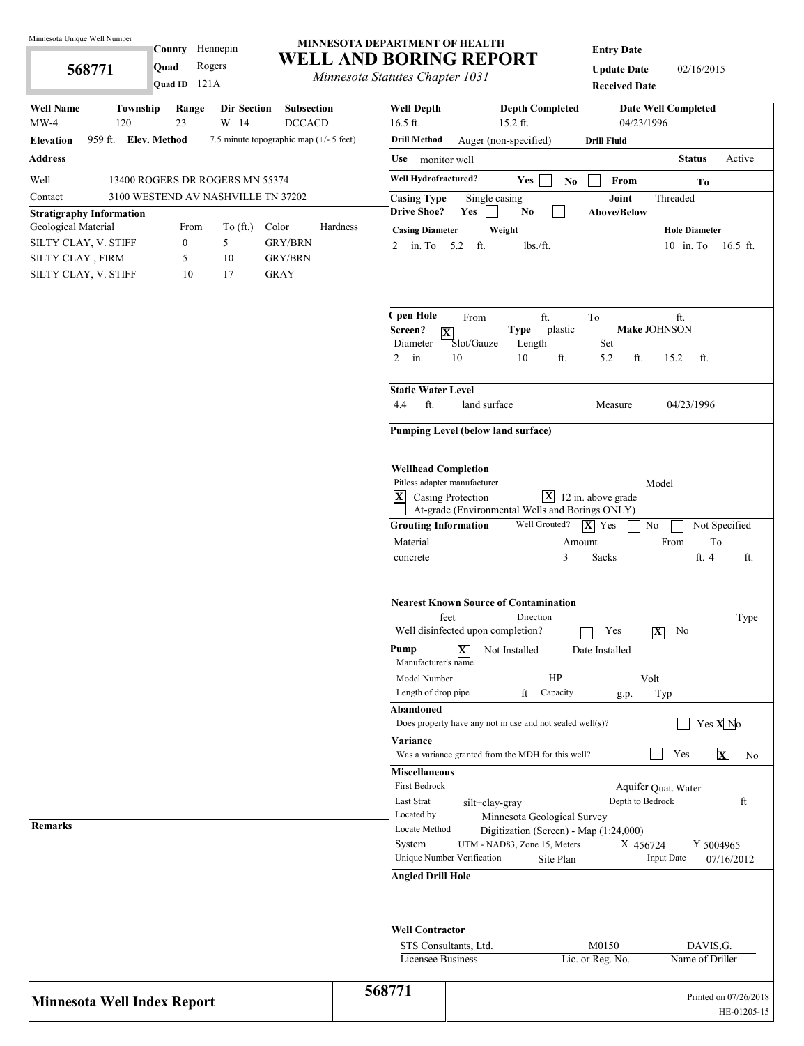Minnesota Unique Well Number

**568771**

**County** Hennepin
**Quad** Rogers
**Quad ID** 121A

# MINNESOTA DEPARTMENT OF HEALTH
# WELL AND BORING REPORT
*Minnesota Statutes Chapter 1031*

**Entry Date**
**Update Date** 02/16/2015
**Received Date**

| Well Name | Township | Range | Dir Section | Subsection |
|---|---|---|---|---|
| MW-4 | 120 | 23 | W 14 | DCCACD |

**Elevation** 959 ft. **Elev. Method** 7.5 minute topographic map (+/- 5 feet)

**Address**

Well 13400 ROGERS DR ROGERS MN 55374

Contact 3100 WESTEND AV NASHVILLE TN 37202

**Stratigraphy Information**

| Geological Material | From | To (ft.) | Color | Hardness |
|---|---|---|---|---|
| SILTY CLAY, V. STIFF | 0 | 5 | GRY/BRN | |
| SILTY CLAY , FIRM | 5 | 10 | GRY/BRN | |
| SILTY CLAY, V. STIFF | 10 | 17 | GRAY | |

**Remarks**

**Well Depth** 16.5 ft. **Depth Completed** 15.2 ft. **Date Well Completed** 04/23/1996

**Drill Method** Auger (non-specified) **Drill Fluid**

**Use** monitor well **Status** Active

**Well Hydrofractured?** Yes [ ] No [ ] From To

**Casing Type** Single casing **Joint** Threaded

**Drive Shoe?** Yes [ ] No [ ] **Above/Below**

**Casing Diameter** 2 in. To 5.2 ft. **Weight** lbs./ft. **Hole Diameter** 10 in. To 16.5 ft.

**Open Hole** From ft. To ft.

**Screen?** [X] **Type** plastic **Make** JOHNSON

| Diameter | Slot/Gauze | Length | Set | |
|---|---|---|---|---|
| 2 in. | 10 | 10 ft. | 5.2 ft. | 15.2 ft. |

**Static Water Level**
4.4 ft. land surface Measure 04/23/1996

**Pumping Level (below land surface)**

**Wellhead Completion**
Pitless adapter manufacturer Model
[X] Casing Protection [X] 12 in. above grade
[ ] At-grade (Environmental Wells and Borings ONLY)

**Grouting Information** Well Grouted? [X] Yes [ ] No [ ] Not Specified

| Material | Amount | From | To |
|---|---|---|---|
| concrete | 3 Sacks | ft. | 4 ft. |

**Nearest Known Source of Contamination**
feet Direction Type
Well disinfected upon completion? [ ] Yes [X] No

**Pump** [X] Not Installed Date Installed
Manufacturer's name
Model Number HP Volt
Length of drop pipe ft Capacity g.p. Typ

**Abandoned**
Does property have any not in use and not sealed well(s)? [ ] Yes [X] No

**Variance**
Was a variance granted from the MDH for this well? [ ] Yes [X] No

**Miscellaneous**
First Bedrock Aquifer Quat. Water
Last Strat silt+clay-gray Depth to Bedrock ft
Located by Minnesota Geological Survey
Locate Method Digitization (Screen) - Map (1:24,000)
System UTM - NAD83, Zone 15, Meters X 456724 Y 5004965
Unique Number Verification Site Plan Input Date 07/16/2012

**Angled Drill Hole**

**Well Contractor**

| STS Consultants, Ltd. | M0150 | DAVIS,G. |
|---|---|---|
| Licensee Business | Lic. or Reg. No. | Name of Driller |

**Minnesota Well Index Report** **568771**

Printed on 07/26/2018
HE-01205-15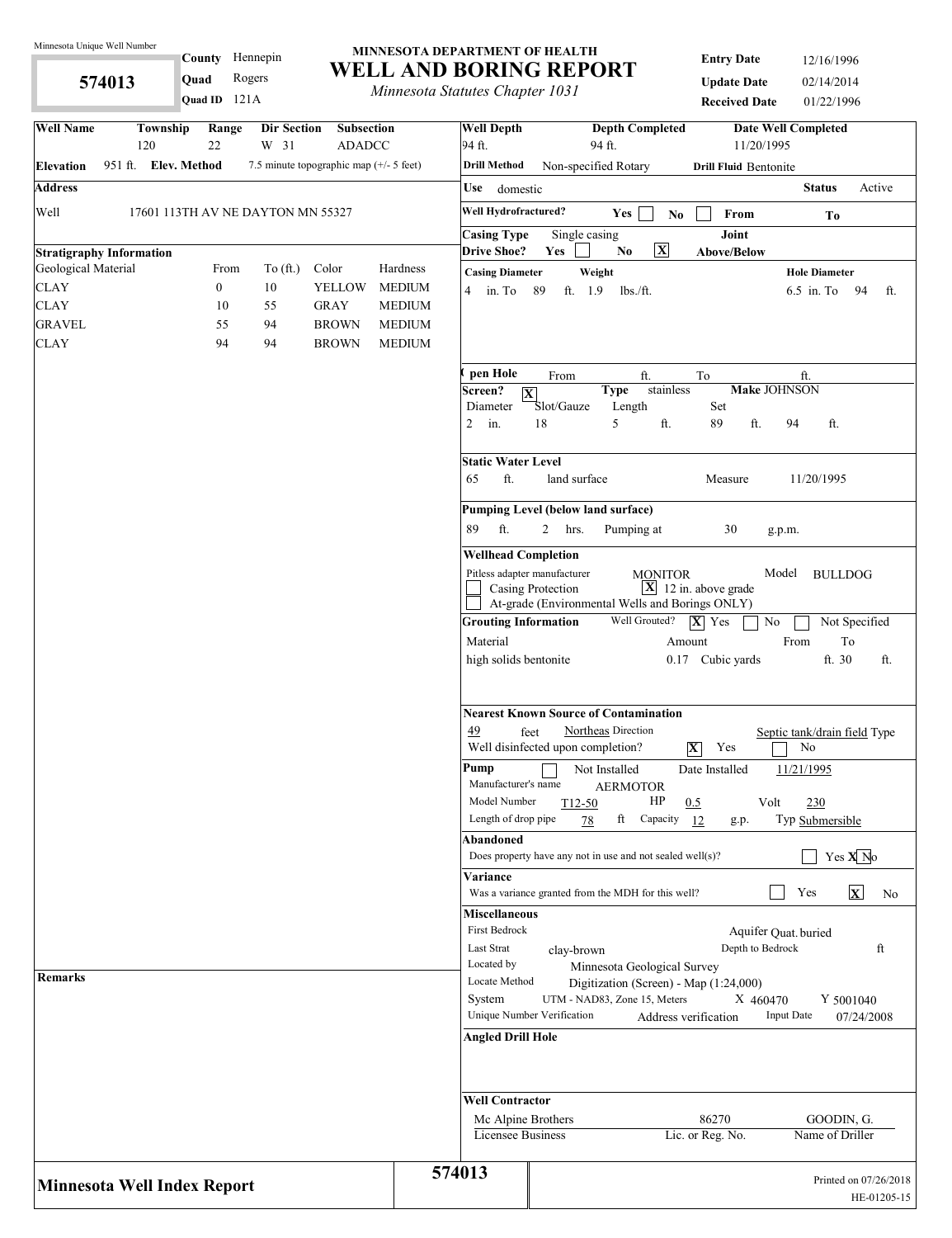Minnesota Unique Well Number

**574013**

**County** Hennepin
**Quad** Rogers
**Quad ID** 121A

# MINNESOTA DEPARTMENT OF HEALTH
## WELL AND BORING REPORT
*Minnesota Statutes Chapter 1031*

**Entry Date** 12/16/1996
**Update Date** 02/14/2014
**Received Date** 01/22/1996

| Well Name | Township | Range | Dir Section | Subsection |
|---|---|---|---|---|
| | 120 | 22 | W 31 | ADADCC |

**Elevation** 951 ft. **Elev. Method** 7.5 minute topographic map (+/- 5 feet)

**Address**

Well 17601 113TH AV NE DAYTON MN 55327

**Stratigraphy Information**

| Geological Material | From | To (ft.) | Color | Hardness |
|---|---|---|---|---|
| CLAY | 0 | 10 | YELLOW | MEDIUM |
| CLAY | 10 | 55 | GRAY | MEDIUM |
| GRAVEL | 55 | 94 | BROWN | MEDIUM |
| CLAY | 94 | 94 | BROWN | MEDIUM |

**Remarks**

**Well Depth** 94 ft. **Depth Completed** 94 ft. **Date Well Completed** 11/20/1995

**Drill Method** Non-specified Rotary **Drill Fluid** Bentonite

**Use** domestic **Status** Active

**Well Hydrofractured?** Yes [ ] No [ ] From To

**Casing Type** Single casing **Joint**
**Drive Shoe?** Yes [ ] No [X] **Above/Below**

**Casing Diameter** 4 in. To 89 ft. **Weight** 1.9 lbs./ft. **Hole Diameter** 6.5 in. To 94 ft.

**Open Hole** From ft. To ft.

**Screen?** [X] **Type** stainless **Make** JOHNSON

| Diameter | Slot/Gauze | Length | Set | |
|---|---|---|---|---|
| 2 in. | 18 | 5 ft. | 89 ft. | 94 ft. |

**Static Water Level**
65 ft. land surface Measure 11/20/1995

**Pumping Level (below land surface)**
89 ft. 2 hrs. Pumping at 30 g.p.m.

**Wellhead Completion**
Pitless adapter manufacturer MONITOR Model BULLDOG
[ ] Casing Protection [X] 12 in. above grade
[ ] At-grade (Environmental Wells and Borings ONLY)

**Grouting Information** Well Grouted? [X] Yes [ ] No [ ] Not Specified

| Material | Amount | From | To |
|---|---|---|---|
| high solids bentonite | 0.17 Cubic yards | ft. | 30 ft. |

**Nearest Known Source of Contamination**
49 feet Northeas Direction Septic tank/drain field Type
Well disinfected upon completion? [X] Yes [ ] No

**Pump** [ ] Not Installed Date Installed 11/21/1995
Manufacturer's name AERMOTOR
Model Number T12-50 HP 0.5 Volt 230
Length of drop pipe 78 ft Capacity 12 g.p. Typ Submersible

**Abandoned**
Does property have any not in use and not sealed well(s)? [ ] Yes [X] No

**Variance**
Was a variance granted from the MDH for this well? [ ] Yes [X] No

**Miscellaneous**
First Bedrock Aquifer Quat. buried
Last Strat clay-brown Depth to Bedrock ft
Located by Minnesota Geological Survey
Locate Method Digitization (Screen) - Map (1:24,000)
System UTM - NAD83, Zone 15, Meters X 460470 Y 5001040
Unique Number Verification Address verification Input Date 07/24/2008

**Angled Drill Hole**

**Well Contractor**

| Mc Alpine Brothers | 86270 | GOODIN, G. |
|---|---|---|
| Licensee Business | Lic. or Reg. No. | Name of Driller |

**Minnesota Well Index Report** 574013

Printed on 07/26/2018
HE-01205-15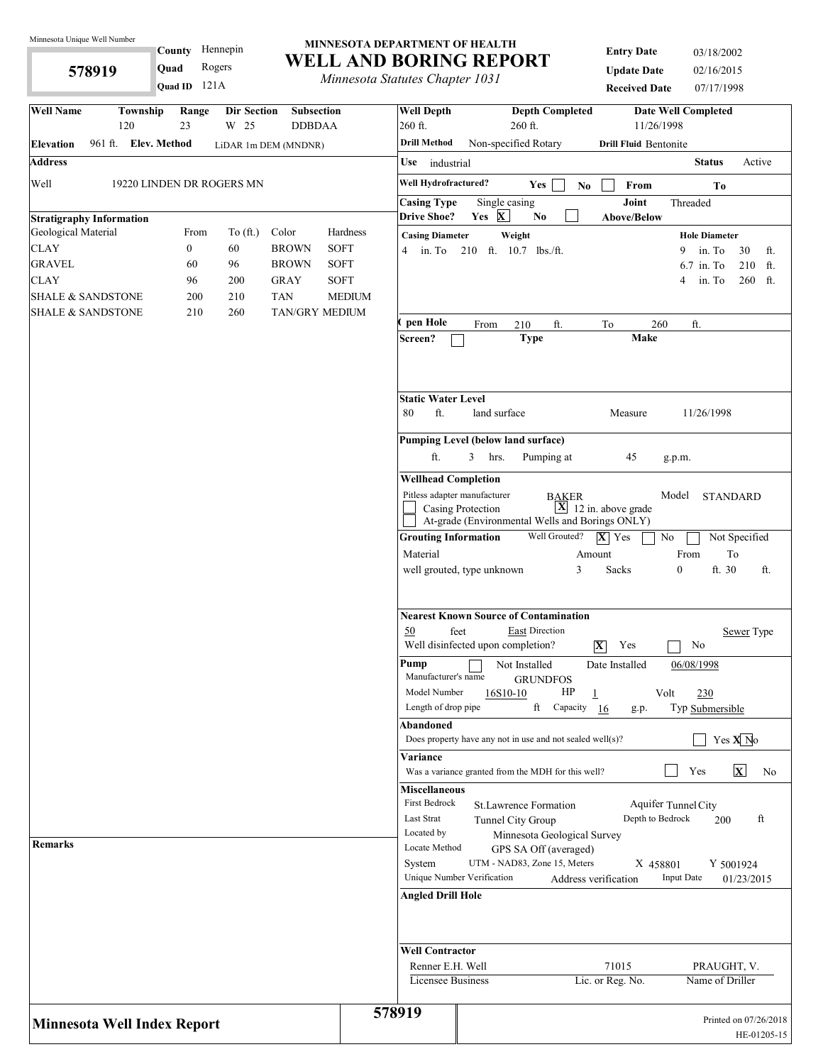Minnesota Unique Well Number

**578919**

**County** Hennepin
**Quad** Rogers
**Quad ID** 121A

# MINNESOTA DEPARTMENT OF HEALTH
# WELL AND BORING REPORT
*Minnesota Statutes Chapter 1031*

**Entry Date** 03/18/2002
**Update Date** 02/16/2015
**Received Date** 07/17/1998

| Well Name | Township | Range | Dir Section | Subsection |
|---|---|---|---|---|
| | 120 | 23 | W 25 | DDBDAA |

**Elevation** 961 ft. **Elev. Method** LiDAR 1m DEM (MNDNR)

**Address**

Well 19220 LINDEN DR ROGERS MN

**Stratigraphy Information**

| Geological Material | From | To (ft.) | Color | Hardness |
|---|---|---|---|---|
| CLAY | 0 | 60 | BROWN | SOFT |
| GRAVEL | 60 | 96 | BROWN | SOFT |
| CLAY | 96 | 200 | GRAY | SOFT |
| SHALE & SANDSTONE | 200 | 210 | TAN | MEDIUM |
| SHALE & SANDSTONE | 210 | 260 | TAN/GRY | MEDIUM |

**Remarks**

**Well Depth** 260 ft. **Depth Completed** 260 ft. **Date Well Completed** 11/26/1998

**Drill Method** Non-specified Rotary **Drill Fluid** Bentonite

**Use** industrial **Status** Active

**Well Hydrofractured?** Yes ☐ No ☐ From To

**Casing Type** Single casing **Joint** Threaded

**Drive Shoe?** Yes [X] No ☐ **Above/Below**

**Casing Diameter** **Weight**
4 in. To 210 ft. 10.7 lbs./ft.

**Hole Diameter**
9 in. To 30 ft.
6.7 in. To 210 ft.
4 in. To 260 ft.

**Open Hole** From 210 ft. To 260 ft.

**Screen?** ☐ **Type** **Make**

**Static Water Level**
80 ft. land surface Measure 11/26/1998

**Pumping Level (below land surface)**
ft. 3 hrs. Pumping at 45 g.p.m.

**Wellhead Completion**
Pitless adapter manufacturer BAKER Model STANDARD
☐ Casing Protection [X] 12 in. above grade
☐ At-grade (Environmental Wells and Borings ONLY)

**Grouting Information** Well Grouted? [X] Yes ☐ No ☐ Not Specified

| Material | Amount | | From | To |
|---|---|---|---|---|
| well grouted, type unknown | 3 | Sacks | 0 ft. | 30 ft. |

**Nearest Known Source of Contamination**
50 feet East Direction Sewer Type
Well disinfected upon completion? [X] Yes ☐ No

**Pump** ☐ Not Installed Date Installed 06/08/1998
Manufacturer's name GRUNDFOS
Model Number 16S10-10 HP 1 Volt 230
Length of drop pipe ft Capacity 16 g.p. Typ Submersible

**Abandoned**
Does property have any not in use and not sealed well(s)? ☐ Yes [X] No

**Variance**
Was a variance granted from the MDH for this well? ☐ Yes [X] No

**Miscellaneous**
First Bedrock St.Lawrence Formation Aquifer Tunnel City
Last Strat Tunnel City Group Depth to Bedrock 200 ft
Located by Minnesota Geological Survey
Locate Method GPS SA Off (averaged)
System UTM - NAD83, Zone 15, Meters X 458801 Y 5001924
Unique Number Verification Address verification Input Date 01/23/2015

**Angled Drill Hole**

**Well Contractor**

| Renner E.H. Well | 71015 | PRAUGHT, V. |
|---|---|---|
| Licensee Business | Lic. or Reg. No. | Name of Driller |

**Minnesota Well Index Report** **578919**

Printed on 07/26/2018
HE-01205-15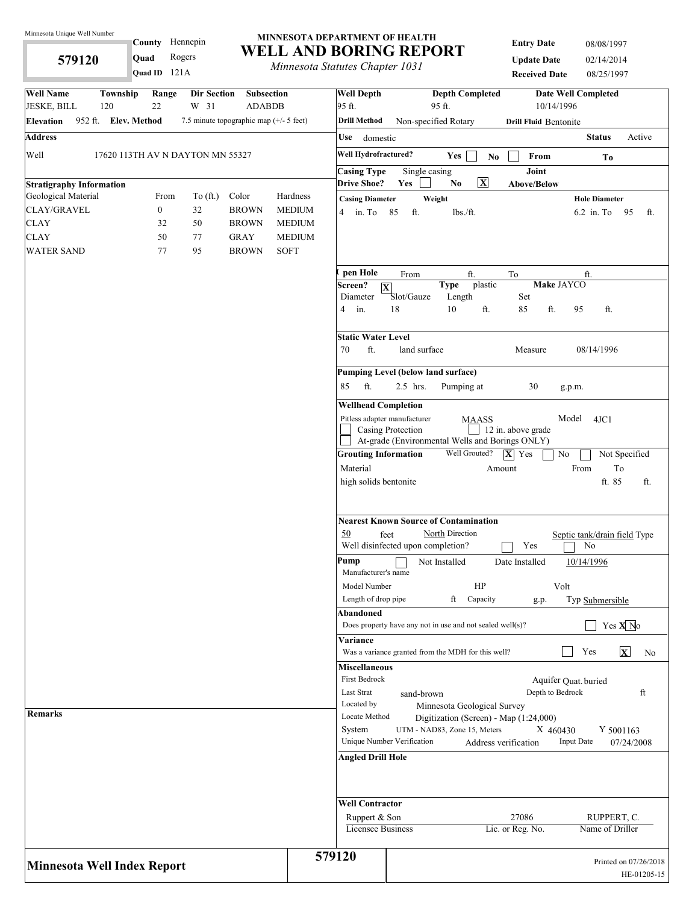Minnesota Unique Well Number

**579120**

**County** Hennepin
**Quad** Rogers
**Quad ID** 121A

# MINNESOTA DEPARTMENT OF HEALTH
# WELL AND BORING REPORT
*Minnesota Statutes Chapter 1031*

**Entry Date** 08/08/1997
**Update Date** 02/14/2014
**Received Date** 08/25/1997

| Well Name | Township | Range | Dir Section | Subsection |
|---|---|---|---|---|
| JESKE, BILL | 120 | 22 | W 31 | ADABDB |

**Elevation** 952 ft. **Elev. Method** 7.5 minute topographic map (+/- 5 feet)

**Address**

Well 17620 113TH AV N DAYTON MN 55327

**Stratigraphy Information**

| Geological Material | From | To (ft.) | Color | Hardness |
|---|---|---|---|---|
| CLAY/GRAVEL | 0 | 32 | BROWN | MEDIUM |
| CLAY | 32 | 50 | BROWN | MEDIUM |
| CLAY | 50 | 77 | GRAY | MEDIUM |
| WATER SAND | 77 | 95 | BROWN | SOFT |

**Remarks**

| Well Depth | Depth Completed | Date Well Completed |
|---|---|---|
| 95 ft. | 95 ft. | 10/14/1996 |

**Drill Method** Non-specified Rotary **Drill Fluid** Bentonite

**Use** domestic **Status** Active

**Well Hydrofractured?** Yes ☐ No ☐ **From** **To**

**Casing Type** Single casing **Joint**
**Drive Shoe?** Yes ☐ No ☒ **Above/Below**

| Casing Diameter | Weight | Hole Diameter |
|---|---|---|
| 4 in. To 85 ft. | lbs./ft. | 6.2 in. To 95 ft. |

**Open Hole** From ft. To ft.

**Screen?** ☒ **Type** plastic **Make** JAYCO

| Diameter | Slot/Gauze | Length | Set |
|---|---|---|---|
| 4 in. | 18 | 10 ft. | 85 ft. 95 ft. |

**Static Water Level**
70 ft. land surface Measure 08/14/1996

**Pumping Level (below land surface)**
85 ft. 2.5 hrs. Pumping at 30 g.p.m.

**Wellhead Completion**
Pitless adapter manufacturer MAASS Model 4JC1
☐ Casing Protection ☐ 12 in. above grade
☐ At-grade (Environmental Wells and Borings ONLY)

**Grouting Information** Well Grouted? ☒ Yes ☐ No ☐ Not Specified

| Material | Amount | From | To |
|---|---|---|---|
| high solids bentonite | | ft. | 85 ft. |

**Nearest Known Source of Contamination**
50 feet North Direction Septic tank/drain field Type
Well disinfected upon completion? ☐ Yes ☐ No

**Pump** ☐ Not Installed Date Installed 10/14/1996
Manufacturer's name
Model Number HP Volt
Length of drop pipe ft Capacity g.p. Typ Submersible

**Abandoned**
Does property have any not in use and not sealed well(s)? ☐ Yes ☒ No

**Variance**
Was a variance granted from the MDH for this well? ☐ Yes ☒ No

**Miscellaneous**
First Bedrock Aquifer Quat. buried
Last Strat sand-brown Depth to Bedrock ft
Located by Minnesota Geological Survey
Locate Method Digitization (Screen) - Map (1:24,000)
System UTM - NAD83, Zone 15, Meters X 460430 Y 5001163
Unique Number Verification Address verification Input Date 07/24/2008

**Angled Drill Hole**

**Well Contractor**

| Ruppert & Son | 27086 | RUPPERT, C. |
|---|---|---|
| Licensee Business | Lic. or Reg. No. | Name of Driller |

**Minnesota Well Index Report** 579120

Printed on 07/26/2018
HE-01205-15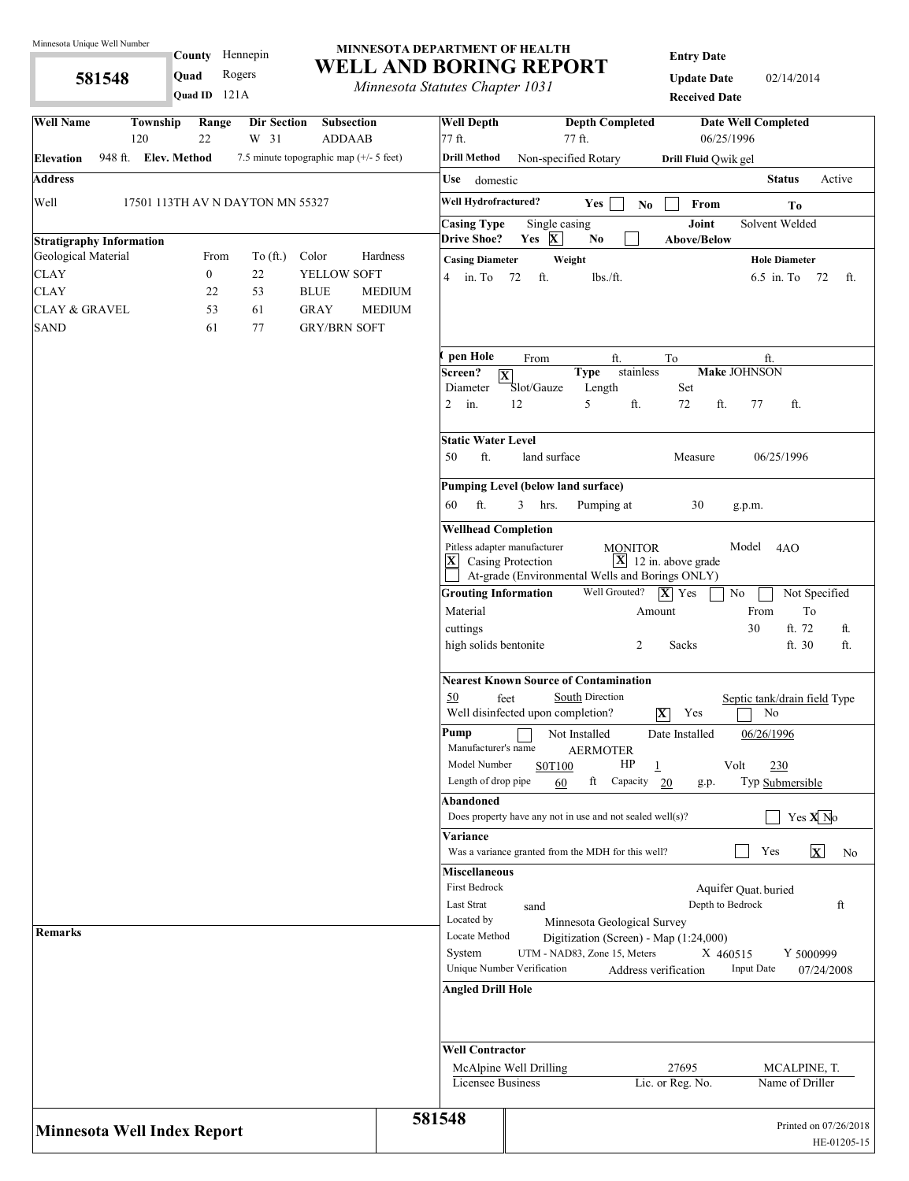Minnesota Unique Well Number

**581548**

County: Hennepin
Quad: Rogers
Quad ID: 121A

# MINNESOTA DEPARTMENT OF HEALTH
# WELL AND BORING REPORT
*Minnesota Statutes Chapter 1031*

Entry Date:
Update Date: 02/14/2014
Received Date:

| Well Name | Township | Range | Dir Section | Subsection |
|---|---|---|---|---|
| | 120 | 22 | W 31 | ADDAAB |

**Elevation** 948 ft. **Elev. Method** 7.5 minute topographic map (+/- 5 feet)

**Address**

Well: 17501 113TH AV N DAYTON MN 55327

**Stratigraphy Information**

| Geological Material | From | To (ft.) | Color | Hardness |
|---|---|---|---|---|
| CLAY | 0 | 22 | YELLOW | SOFT |
| CLAY | 22 | 53 | BLUE | MEDIUM |
| CLAY & GRAVEL | 53 | 61 | GRAY | MEDIUM |
| SAND | 61 | 77 | GRY/BRN | SOFT |

**Remarks**

| Well Depth | Depth Completed | Date Well Completed |
|---|---|---|
| 77 ft. | 77 ft. | 06/25/1996 |

**Drill Method** Non-specified Rotary **Drill Fluid** Qwik gel

**Use** domestic **Status** Active

**Well Hydrofractured?** Yes [ ] No [ ] From To

**Casing Type** Single casing **Joint** Solvent Welded
**Drive Shoe?** Yes [X] No [ ] **Above/Below**

| Casing Diameter | Weight | Hole Diameter |
|---|---|---|
| 4 in. To 72 ft. | lbs./ft. | 6.5 in. To 72 ft. |

**Open Hole** From ft. To ft.

**Screen?** [X] **Type** stainless **Make** JOHNSON

| Diameter | Slot/Gauze | Length | Set |
|---|---|---|---|
| 2 in. | 12 | 5 ft. | 72 ft. 77 ft. |

**Static Water Level**

50 ft. land surface Measure 06/25/1996

**Pumping Level (below land surface)**

60 ft. 3 hrs. Pumping at 30 g.p.m.

**Wellhead Completion**

Pitless adapter manufacturer MONITOR Model 4AO
[X] Casing Protection [X] 12 in. above grade
[ ] At-grade (Environmental Wells and Borings ONLY)

**Grouting Information** Well Grouted? [X] Yes [ ] No [ ] Not Specified

| Material | Amount | From | To |
|---|---|---|---|
| cuttings | | 30 ft. | 72 ft. |
| high solids bentonite | 2 Sacks | ft. | 30 ft. |

**Nearest Known Source of Contamination**

50 feet South Direction Septic tank/drain field Type
Well disinfected upon completion? [X] Yes [ ] No

**Pump** [ ] Not Installed Date Installed 06/26/1996
Manufacturer's name AERMOTER
Model Number S0T100 HP 1 Volt 230
Length of drop pipe 60 ft Capacity 20 g.p. Typ Submersible

**Abandoned**
Does property have any not in use and not sealed well(s)? [ ] Yes [X] No

**Variance**
Was a variance granted from the MDH for this well? [ ] Yes [X] No

**Miscellaneous**
First Bedrock Aquifer Quat. buried
Last Strat sand Depth to Bedrock ft
Located by Minnesota Geological Survey
Locate Method Digitization (Screen) - Map (1:24,000)
System UTM - NAD83, Zone 15, Meters X 460515 Y 5000999
Unique Number Verification Address verification Input Date 07/24/2008

**Angled Drill Hole**

**Well Contractor**

| McAlpine Well Drilling | 27695 | MCALPINE, T. |
|---|---|---|
| Licensee Business | Lic. or Reg. No. | Name of Driller |

**Minnesota Well Index Report** 581548 Printed on 07/26/2018 HE-01205-15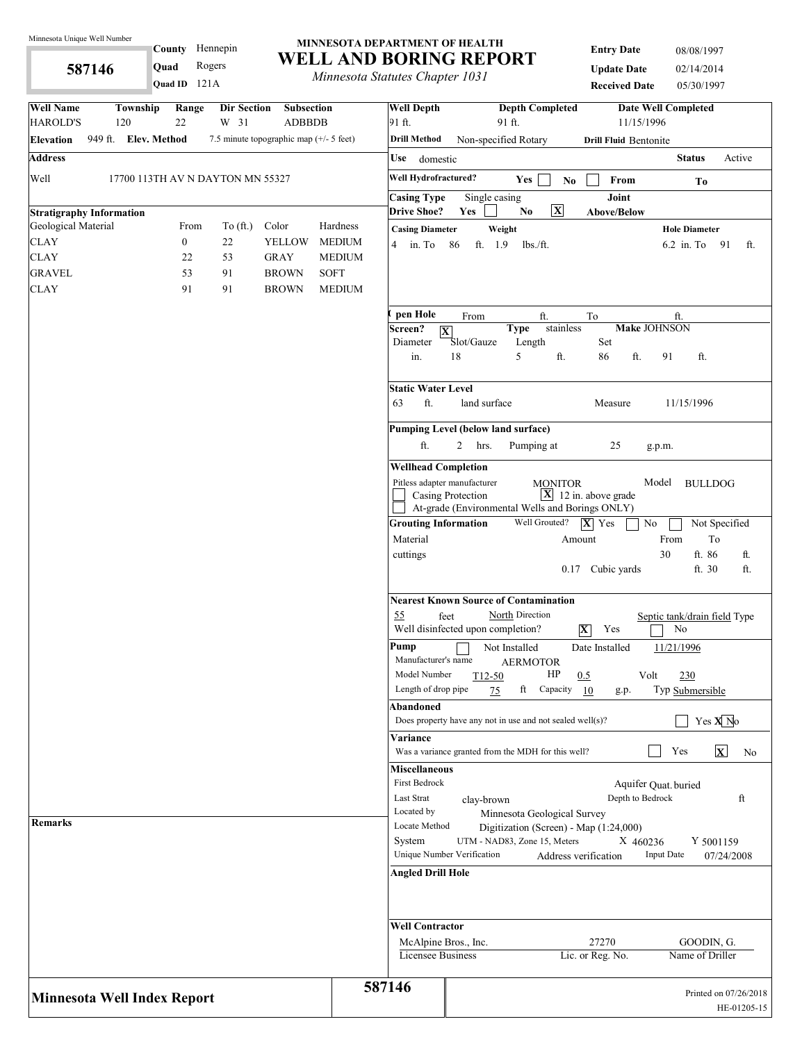Minnesota Unique Well Number

**587146**

**County** Hennepin
**Quad** Rogers
**Quad ID** 121A

# MINNESOTA DEPARTMENT OF HEALTH
# WELL AND BORING REPORT
*Minnesota Statutes Chapter 1031*

**Entry Date** 08/08/1997
**Update Date** 02/14/2014
**Received Date** 05/30/1997

| Well Name | Township | Range | Dir Section | Subsection |
|---|---|---|---|---|
| HAROLD'S | 120 | 22 | W 31 | ADBBDB |

**Elevation** 949 ft. **Elev. Method** 7.5 minute topographic map (+/- 5 feet)

**Address**

Well 17700 113TH AV N DAYTON MN 55327

**Stratigraphy Information**

| Geological Material | From | To (ft.) | Color | Hardness |
|---|---|---|---|---|
| CLAY | 0 | 22 | YELLOW | MEDIUM |
| CLAY | 22 | 53 | GRAY | MEDIUM |
| GRAVEL | 53 | 91 | BROWN | SOFT |
| CLAY | 91 | 91 | BROWN | MEDIUM |

**Remarks**

**Well Depth** 91 ft. **Depth Completed** 91 ft. **Date Well Completed** 11/15/1996

**Drill Method** Non-specified Rotary **Drill Fluid** Bentonite

**Use** domestic **Status** Active

**Well Hydrofractured?** Yes [ ] No [ ] From To

**Casing Type** Single casing **Joint**
**Drive Shoe?** Yes [ ] No [X] **Above/Below**

**Casing Diameter** 4 in. To 86 ft. **Weight** 1.9 lbs./ft. **Hole Diameter** 6.2 in. To 91 ft.

**Open Hole** From ft. To ft.

**Screen?** [X] **Type** stainless **Make** JOHNSON

| Diameter | Slot/Gauze | Length | Set | |
|---|---|---|---|---|
| in. | 18 | 5 ft. | 86 ft. | 91 ft. |

**Static Water Level**
63 ft. land surface Measure 11/15/1996

**Pumping Level (below land surface)**
ft. 2 hrs. Pumping at 25 g.p.m.

**Wellhead Completion**
Pitless adapter manufacturer MONITOR Model BULLDOG
[ ] Casing Protection [X] 12 in. above grade
[ ] At-grade (Environmental Wells and Borings ONLY)

**Grouting Information** Well Grouted? [X] Yes [ ] No [ ] Not Specified

| Material | Amount | From | To |
|---|---|---|---|
| cuttings | | 30 ft. | 86 ft. |
| | 0.17 Cubic yards | | 30 ft. |

**Nearest Known Source of Contamination**
55 feet North Direction Septic tank/drain field Type
Well disinfected upon completion? [X] Yes [ ] No

**Pump** [ ] Not Installed Date Installed 11/21/1996
Manufacturer's name AERMOTOR
Model Number T12-50 HP 0.5 Volt 230
Length of drop pipe 75 ft Capacity 10 g.p. Typ Submersible

**Abandoned**
Does property have any not in use and not sealed well(s)? [ ] Yes [X] No

**Variance**
Was a variance granted from the MDH for this well? [ ] Yes [X] No

**Miscellaneous**
First Bedrock Aquifer Quat. buried
Last Strat clay-brown Depth to Bedrock ft
Located by Minnesota Geological Survey
Locate Method Digitization (Screen) - Map (1:24,000)
System UTM - NAD83, Zone 15, Meters X 460236 Y 5001159
Unique Number Verification Address verification Input Date 07/24/2008

**Angled Drill Hole**

**Well Contractor**

| McAlpine Bros., Inc. | 27270 | GOODIN, G. |
|---|---|---|
| Licensee Business | Lic. or Reg. No. | Name of Driller |

**Minnesota Well Index Report** 587146

Printed on 07/26/2018
HE-01205-15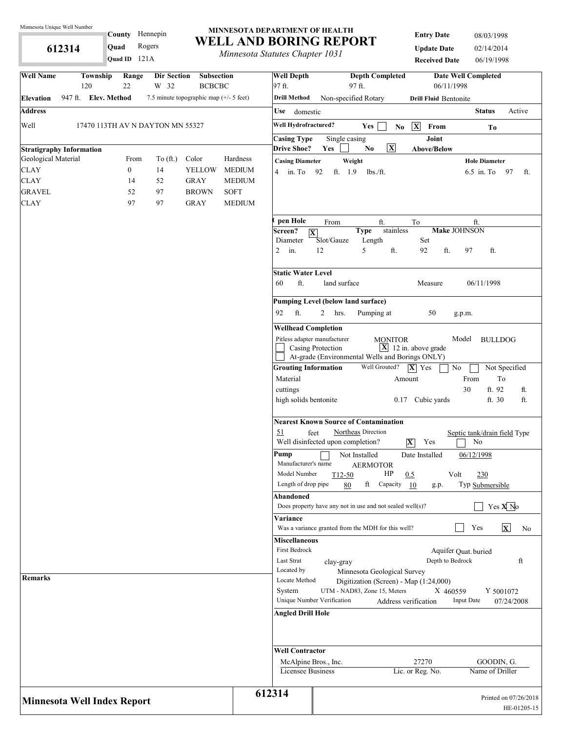Minnesota Unique Well Number

**612314**

**County** Hennepin
**Quad** Rogers
**Quad ID** 121A

# MINNESOTA DEPARTMENT OF HEALTH
# WELL AND BORING REPORT
*Minnesota Statutes Chapter 1031*

**Entry Date** 08/03/1998
**Update Date** 02/14/2014
**Received Date** 06/19/1998

| Well Name | Township | Range | Dir Section | Subsection |
|---|---|---|---|---|
| | 120 | 22 | W 32 | BCBCBC |

**Elevation** 947 ft. **Elev. Method** 7.5 minute topographic map (+/- 5 feet)

**Address**

Well 17470 113TH AV N DAYTON MN 55327

**Stratigraphy Information**

| Geological Material | From | To (ft.) | Color | Hardness |
|---|---|---|---|---|
| CLAY | 0 | 14 | YELLOW | MEDIUM |
| CLAY | 14 | 52 | GRAY | MEDIUM |
| GRAVEL | 52 | 97 | BROWN | SOFT |
| CLAY | 97 | 97 | GRAY | MEDIUM |

**Remarks**

**Well Depth** 97 ft. **Depth Completed** 97 ft. **Date Well Completed** 06/11/1998

**Drill Method** Non-specified Rotary **Drill Fluid** Bentonite

**Use** domestic **Status** Active

**Well Hydrofractured?** Yes [ ] No [X] **From** **To**

**Casing Type** Single casing **Joint**

**Drive Shoe?** Yes [ ] No [X] **Above/Below**

**Casing Diameter** 4 in. To 92 ft. **Weight** 1.9 lbs./ft. **Hole Diameter** 6.5 in. To 97 ft.

**Open Hole** From ft. To ft.

**Screen?** [X] **Type** stainless **Make** JOHNSON

| Diameter | Slot/Gauze | Length | Set | |
|---|---|---|---|---|
| 2 in. | 12 | 5 ft. | 92 ft. | 97 ft. |

**Static Water Level**

60 ft. land surface Measure 06/11/1998

**Pumping Level (below land surface)**

92 ft. 2 hrs. Pumping at 50 g.p.m.

**Wellhead Completion**

Pitless adapter manufacturer MONITOR Model BULLDOG

[ ] Casing Protection [X] 12 in. above grade

[ ] At-grade (Environmental Wells and Borings ONLY)

**Grouting Information** Well Grouted? [X] Yes [ ] No [ ] Not Specified

| Material | Amount | From | To |
|---|---|---|---|
| cuttings | | 30 ft. | 92 ft. |
| high solids bentonite | 0.17 Cubic yards | ft. | 30 ft. |

**Nearest Known Source of Contamination**

51 feet Northeas Direction Septic tank/drain field Type

Well disinfected upon completion? [X] Yes [ ] No

**Pump** [ ] Not Installed Date Installed 06/12/1998

Manufacturer's name AERMOTOR

Model Number T12-50 HP 0.5 Volt 230

Length of drop pipe 80 ft Capacity 10 g.p. Typ Submersible

**Abandoned**

Does property have any not in use and not sealed well(s)? [ ] Yes [X] No

**Variance**

Was a variance granted from the MDH for this well? [ ] Yes [X] No

**Miscellaneous**

First Bedrock Aquifer Quat. buried

Last Strat clay-gray Depth to Bedrock ft

Located by Minnesota Geological Survey

Locate Method Digitization (Screen) - Map (1:24,000)

System UTM - NAD83, Zone 15, Meters X 460559 Y 5001072

Unique Number Verification Address verification Input Date 07/24/2008

**Angled Drill Hole**

**Well Contractor**

| McAlpine Bros., Inc. | 27270 | GOODIN, G. |
|---|---|---|
| Licensee Business | Lic. or Reg. No. | Name of Driller |

**Minnesota Well Index Report** 612314

Printed on 07/26/2018
HE-01205-15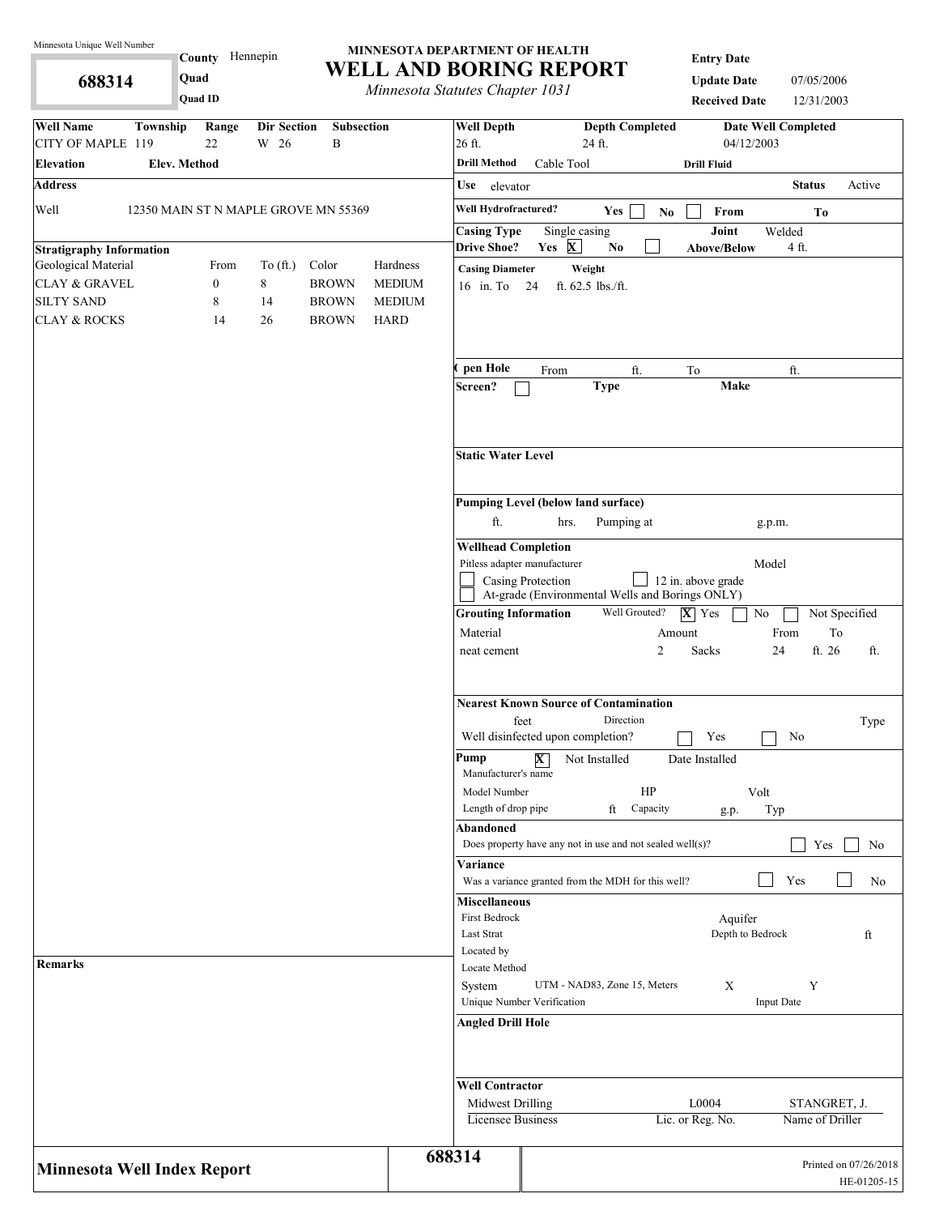Minnesota Unique Well Number

**688314**

**County** Hennepin
**Quad**
**Quad ID**

# MINNESOTA DEPARTMENT OF HEALTH
## WELL AND BORING REPORT
*Minnesota Statutes Chapter 1031*

**Entry Date**
**Update Date** 07/05/2006
**Received Date** 12/31/2003

| Well Name | Township | Range | Dir Section | Subsection |
|---|---|---|---|---|
| CITY OF MAPLE | 119 | 22 | W 26 | B |

**Elevation** **Elev. Method**

**Address**

Well 12350 MAIN ST N MAPLE GROVE MN 55369

**Stratigraphy Information**

| Geological Material | From | To (ft.) | Color | Hardness |
|---|---|---|---|---|
| CLAY & GRAVEL | 0 | 8 | BROWN | MEDIUM |
| SILTY SAND | 8 | 14 | BROWN | MEDIUM |
| CLAY & ROCKS | 14 | 26 | BROWN | HARD |

**Remarks**

**Well Depth** 26 ft. **Depth Completed** 24 ft. **Date Well Completed** 04/12/2003

**Drill Method** Cable Tool **Drill Fluid**

**Use** elevator **Status** Active

**Well Hydrofractured?** Yes ☐ No ☐ From To

**Casing Type** Single casing **Joint** Welded

**Drive Shoe?** Yes ☒ No ☐ **Above/Below** 4 ft.

**Casing Diameter** **Weight**
16 in. To 24 ft. 62.5 lbs./ft.

**Open Hole** From ft. To ft.

**Screen?** ☐ **Type** **Make**

**Static Water Level**

**Pumping Level (below land surface)**
ft. hrs. Pumping at g.p.m.

**Wellhead Completion**
Pitless adapter manufacturer Model
☐ Casing Protection ☐ 12 in. above grade
☐ At-grade (Environmental Wells and Borings ONLY)

**Grouting Information** Well Grouted? ☒ Yes ☐ No ☐ Not Specified

| Material | Amount | | From | To |
|---|---|---|---|---|
| neat cement | 2 | Sacks | 24 ft. | 26 ft. |

**Nearest Known Source of Contamination**
feet Direction Type
Well disinfected upon completion? ☐ Yes ☐ No

**Pump** ☒ Not Installed Date Installed
Manufacturer's name
Model Number HP Volt
Length of drop pipe ft Capacity g.p. Typ

**Abandoned**
Does property have any not in use and not sealed well(s)? ☐ Yes ☐ No

**Variance**
Was a variance granted from the MDH for this well? ☐ Yes ☐ No

**Miscellaneous**
First Bedrock Aquifer
Last Strat Depth to Bedrock ft
Located by
Locate Method
System UTM - NAD83, Zone 15, Meters X Y
Unique Number Verification Input Date

**Angled Drill Hole**

**Well Contractor**

| Midwest Drilling | L0004 | STANGRET, J. |
|---|---|---|
| Licensee Business | Lic. or Reg. No. | Name of Driller |

**Minnesota Well Index Report** **688314**

Printed on 07/26/2018
HE-01205-15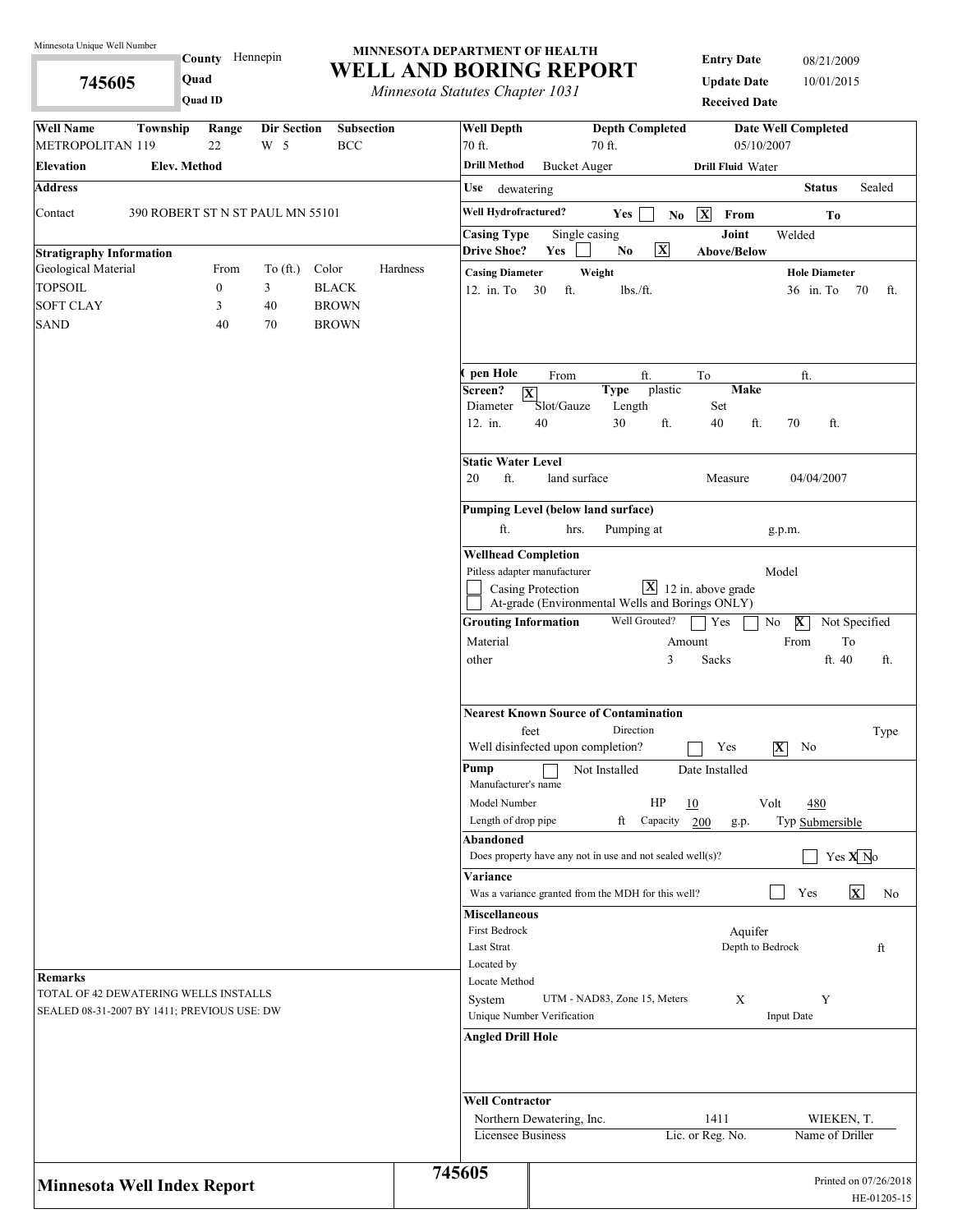Minnesota Unique Well Number

**745605**

**County** Hennepin
**Quad**
**Quad ID**

# MINNESOTA DEPARTMENT OF HEALTH
# WELL AND BORING REPORT
*Minnesota Statutes Chapter 1031*

**Entry Date** 08/21/2009
**Update Date** 10/01/2015
**Received Date**

| Well Name | Township | Range | Dir Section | Subsection |
|---|---|---|---|---|
| METROPOLITAN 119 | 22 | W 5 | BCC | |

**Elevation** **Elev. Method**

**Address**

Contact 390 ROBERT ST N ST PAUL MN 55101

**Stratigraphy Information**

| Geological Material | From | To (ft.) | Color | Hardness |
|---|---|---|---|---|
| TOPSOIL | 0 | 3 | BLACK | |
| SOFT CLAY | 3 | 40 | BROWN | |
| SAND | 40 | 70 | BROWN | |

**Remarks**

TOTAL OF 42 DEWATERING WELLS INSTALLS
SEALED 08-31-2007 BY 1411; PREVIOUS USE: DW

| Well Depth | Depth Completed | Date Well Completed |
|---|---|---|
| 70 ft. | 70 ft. | 05/10/2007 |

**Drill Method** Bucket Auger **Drill Fluid** Water

**Use** dewatering **Status** Sealed

**Well Hydrofractured?** Yes [ ] No [X] From To

**Casing Type** Single casing **Joint** Welded
**Drive Shoe?** Yes [ ] No [X] **Above/Below**

**Casing Diameter** 12. in. To 30 ft. **Weight** lbs./ft. **Hole Diameter** 36 in. To 70 ft.

**Open Hole** From ft. To ft.

**Screen?** [X] **Type** plastic **Make**

| Diameter | Slot/Gauze | Length | Set | |
|---|---|---|---|---|
| 12. in. | 40 | 30 ft. | 40 ft. | 70 ft. |

**Static Water Level**
20 ft. land surface Measure 04/04/2007

**Pumping Level (below land surface)**
ft. hrs. Pumping at g.p.m.

**Wellhead Completion**
Pitless adapter manufacturer Model
[ ] Casing Protection [X] 12 in. above grade
[ ] At-grade (Environmental Wells and Borings ONLY)

**Grouting Information** Well Grouted? [ ] Yes [ ] No [X] Not Specified

| Material | Amount | From | To |
|---|---|---|---|
| other | 3 Sacks | ft. | 40 ft. |

**Nearest Known Source of Contamination**
feet Direction Type
Well disinfected upon completion? [ ] Yes [X] No

**Pump** [ ] Not Installed Date Installed
Manufacturer's name
Model Number HP 10 Volt 480
Length of drop pipe ft Capacity 200 g.p. Typ Submersible

**Abandoned**
Does property have any not in use and not sealed well(s)? [ ] Yes [X] No

**Variance**
Was a variance granted from the MDH for this well? [ ] Yes [X] No

**Miscellaneous**
First Bedrock Aquifer
Last Strat Depth to Bedrock ft
Located by
Locate Method
System UTM - NAD83, Zone 15, Meters X Y
Unique Number Verification Input Date

**Angled Drill Hole**

**Well Contractor**

| Northern Dewatering, Inc. | 1411 | WIEKEN, T. |
|---|---|---|
| Licensee Business | Lic. or Reg. No. | Name of Driller |

**Minnesota Well Index Report** **745605**

Printed on 07/26/2018
HE-01205-15